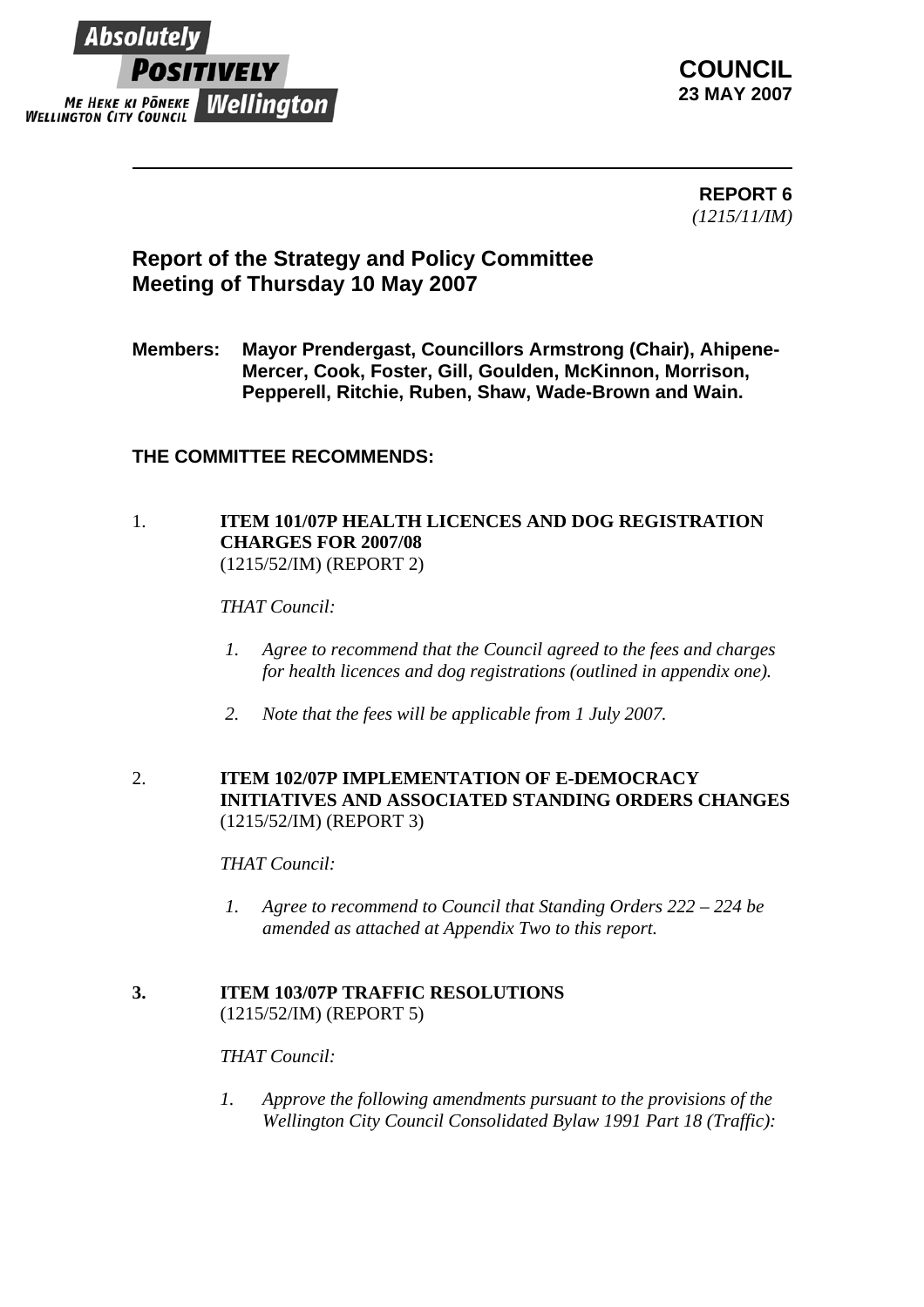Absolutely POSITIVELY Wellington
ME HEKE KI PŌNEKE
WELLINGTON CITY COUNCIL

**COUNCIL**
**23 MAY 2007**

---

**REPORT 6**
*(1215/11/IM)*

## Report of the Strategy and Policy Committee Meeting of Thursday 10 May 2007

**Members: Mayor Prendergast, Councillors Armstrong (Chair), Ahipene-Mercer, Cook, Foster, Gill, Goulden, McKinnon, Morrison, Pepperell, Ritchie, Ruben, Shaw, Wade-Brown and Wain.**

**THE COMMITTEE RECOMMENDS:**

1. **ITEM 101/07P HEALTH LICENCES AND DOG REGISTRATION CHARGES FOR 2007/08**
   (1215/52/IM) (REPORT 2)

   *THAT Council:*

   1. *Agree to recommend that the Council agreed to the fees and charges for health licences and dog registrations (outlined in appendix one).*
   2. *Note that the fees will be applicable from 1 July 2007.*

2. **ITEM 102/07P IMPLEMENTATION OF E-DEMOCRACY INITIATIVES AND ASSOCIATED STANDING ORDERS CHANGES**
   (1215/52/IM) (REPORT 3)

   *THAT Council:*

   1. *Agree to recommend to Council that Standing Orders 222 – 224 be amended as attached at Appendix Two to this report.*

**3.** **ITEM 103/07P TRAFFIC RESOLUTIONS**
   (1215/52/IM) (REPORT 5)

   *THAT Council:*

   1. *Approve the following amendments pursuant to the provisions of the Wellington City Council Consolidated Bylaw 1991 Part 18 (Traffic):*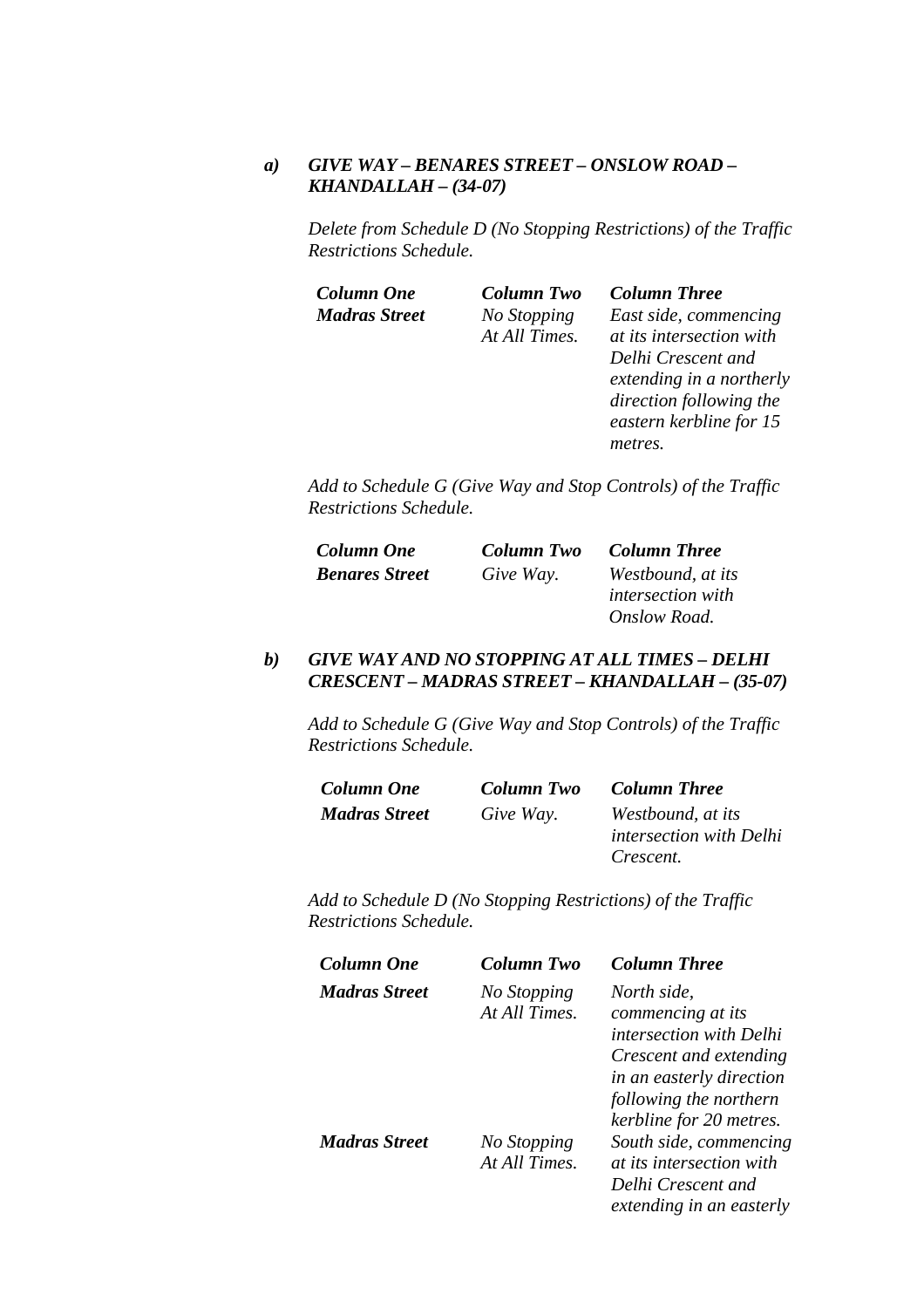*a)* ***GIVE WAY – BENARES STREET – ONSLOW ROAD – KHANDALLAH – (34-07)***

*Delete from Schedule D (No Stopping Restrictions) of the Traffic Restrictions Schedule.*

| ***Column One*** | ***Column Two*** | ***Column Three*** |
|---|---|---|
| ***Madras Street*** | *No Stopping At All Times.* | *East side, commencing at its intersection with Delhi Crescent and extending in a northerly direction following the eastern kerbline for 15 metres.* |

*Add to Schedule G (Give Way and Stop Controls) of the Traffic Restrictions Schedule.*

| ***Column One*** | ***Column Two*** | ***Column Three*** |
|---|---|---|
| ***Benares Street*** | *Give Way.* | *Westbound, at its intersection with Onslow Road.* |

*b)* ***GIVE WAY AND NO STOPPING AT ALL TIMES – DELHI CRESCENT – MADRAS STREET – KHANDALLAH – (35-07)***

*Add to Schedule G (Give Way and Stop Controls) of the Traffic Restrictions Schedule.*

| ***Column One*** | ***Column Two*** | ***Column Three*** |
|---|---|---|
| ***Madras Street*** | *Give Way.* | *Westbound, at its intersection with Delhi Crescent.* |

*Add to Schedule D (No Stopping Restrictions) of the Traffic Restrictions Schedule.*

| ***Column One*** | ***Column Two*** | ***Column Three*** |
|---|---|---|
| ***Madras Street*** | *No Stopping At All Times.* | *North side, commencing at its intersection with Delhi Crescent and extending in an easterly direction following the northern kerbline for 20 metres.* |
| ***Madras Street*** | *No Stopping At All Times.* | *South side, commencing at its intersection with Delhi Crescent and extending in an easterly* |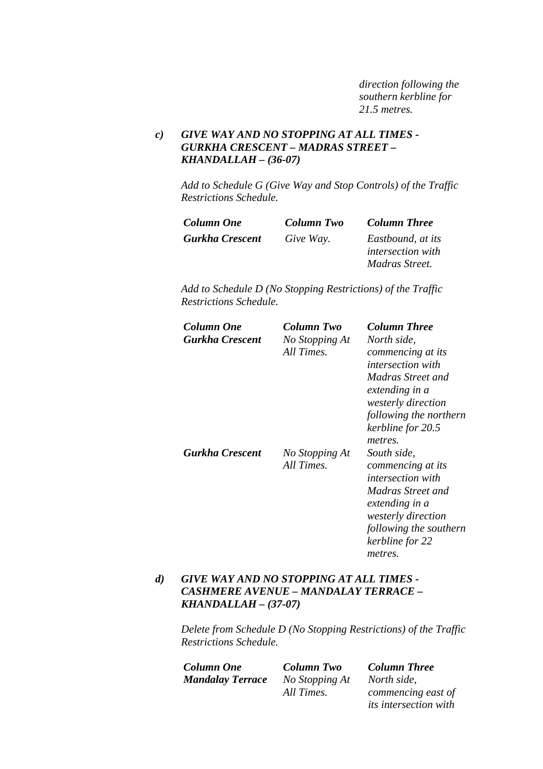*direction following the southern kerbline for 21.5 metres.*

***c) GIVE WAY AND NO STOPPING AT ALL TIMES - GURKHA CRESCENT – MADRAS STREET – KHANDALLAH – (36-07)***

*Add to Schedule G (Give Way and Stop Controls) of the Traffic Restrictions Schedule.*

| ***Column One*** | ***Column Two*** | ***Column Three*** |
|---|---|---|
| ***Gurkha Crescent*** | *Give Way.* | *Eastbound, at its intersection with Madras Street.* |

*Add to Schedule D (No Stopping Restrictions) of the Traffic Restrictions Schedule.*

| ***Column One*** | ***Column Two*** | ***Column Three*** |
|---|---|---|
| ***Gurkha Crescent*** | *No Stopping At All Times.* | *North side, commencing at its intersection with Madras Street and extending in a westerly direction following the northern kerbline for 20.5 metres.* |
| ***Gurkha Crescent*** | *No Stopping At All Times.* | *South side, commencing at its intersection with Madras Street and extending in a westerly direction following the southern kerbline for 22 metres.* |

***d) GIVE WAY AND NO STOPPING AT ALL TIMES - CASHMERE AVENUE – MANDALAY TERRACE – KHANDALLAH – (37-07)***

*Delete from Schedule D (No Stopping Restrictions) of the Traffic Restrictions Schedule.*

| ***Column One*** | ***Column Two*** | ***Column Three*** |
|---|---|---|
| ***Mandalay Terrace*** | *No Stopping At All Times.* | *North side, commencing east of its intersection with* |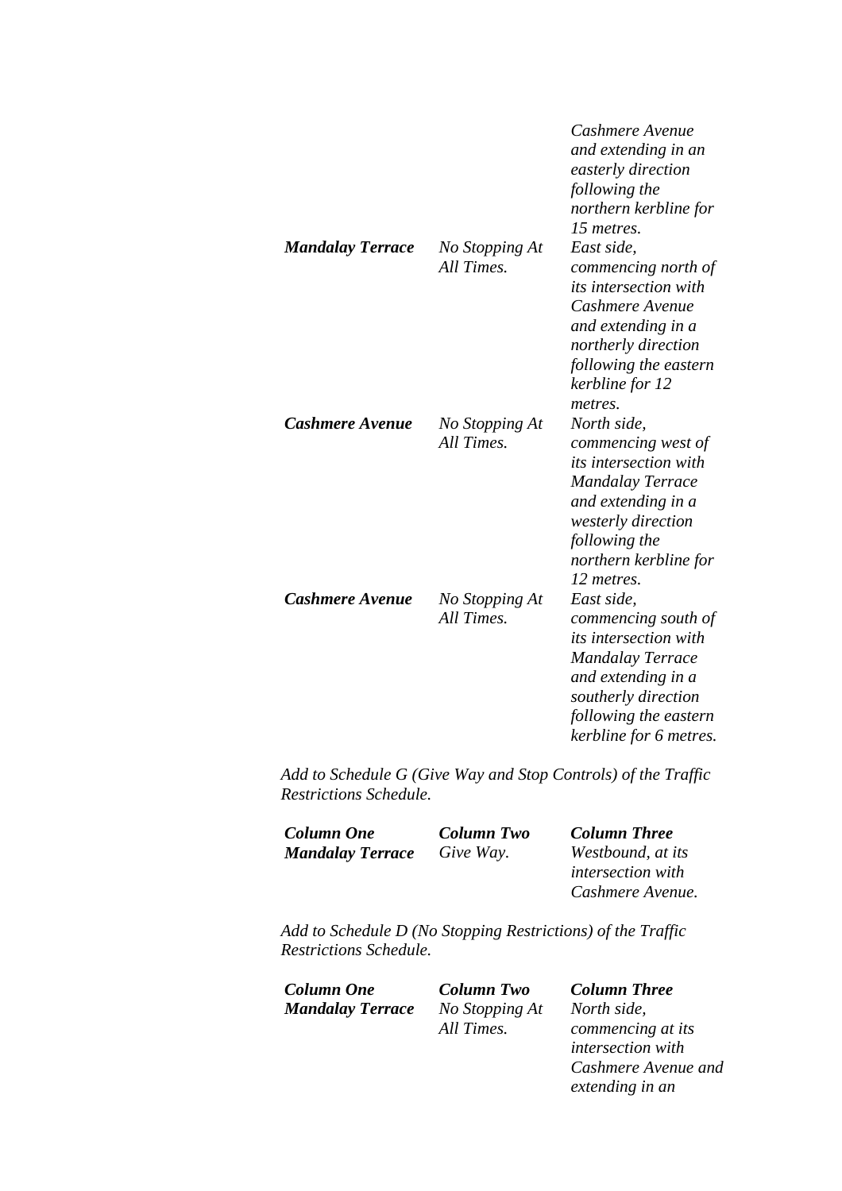| | | Cashmere Avenue and extending in an easterly direction following the northern kerbline for 15 metres. |
|---|---|---|
| ***Mandalay Terrace*** | *No Stopping At All Times.* | *East side, commencing north of its intersection with Cashmere Avenue and extending in a northerly direction following the eastern kerbline for 12 metres.* |
| ***Cashmere Avenue*** | *No Stopping At All Times.* | *North side, commencing west of its intersection with Mandalay Terrace and extending in a westerly direction following the northern kerbline for 12 metres.* |
| ***Cashmere Avenue*** | *No Stopping At All Times.* | *East side, commencing south of its intersection with Mandalay Terrace and extending in a southerly direction following the eastern kerbline for 6 metres.* |

*Add to Schedule G (Give Way and Stop Controls) of the Traffic Restrictions Schedule.*

| ***Column One*** | ***Column Two*** | ***Column Three*** |
|---|---|---|
| ***Mandalay Terrace*** | *Give Way.* | *Westbound, at its intersection with Cashmere Avenue.* |

*Add to Schedule D (No Stopping Restrictions) of the Traffic Restrictions Schedule.*

| ***Column One*** | ***Column Two*** | ***Column Three*** |
|---|---|---|
| ***Mandalay Terrace*** | *No Stopping At All Times.* | *North side, commencing at its intersection with Cashmere Avenue and extending in an* |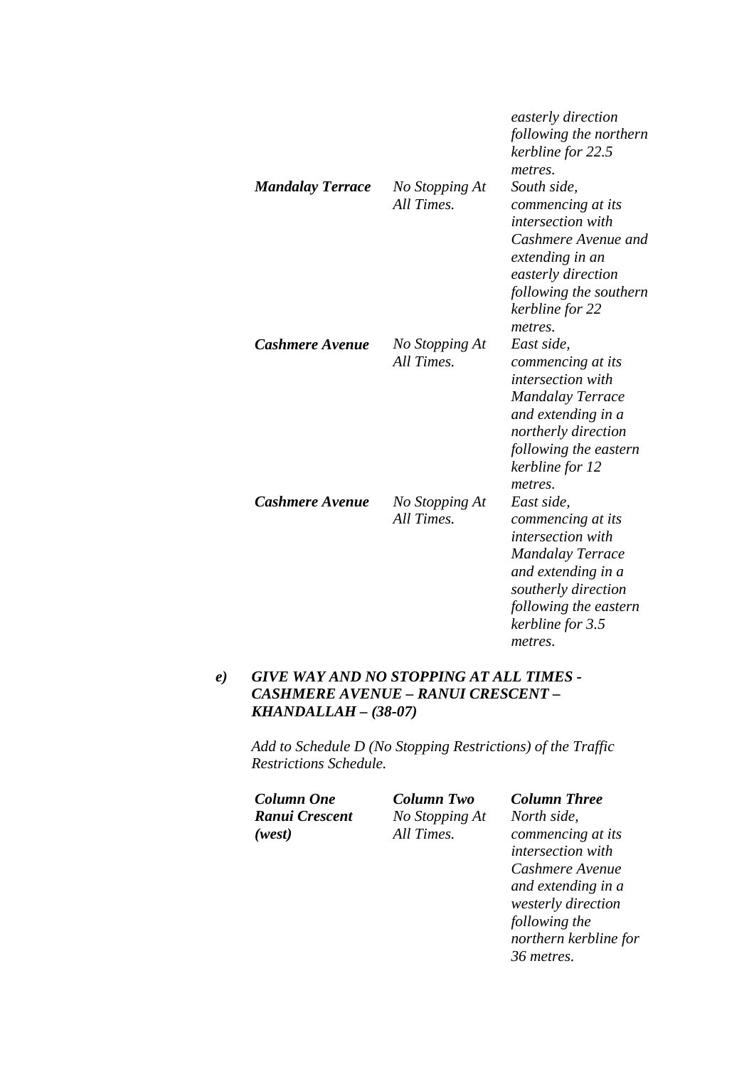| | | |
|---|---|---|
| | | *easterly direction following the northern kerbline for 22.5 metres.* |
| ***Mandalay Terrace*** | *No Stopping At All Times.* | *South side, commencing at its intersection with Cashmere Avenue and extending in an easterly direction following the southern kerbline for 22 metres.* |
| ***Cashmere Avenue*** | *No Stopping At All Times.* | *East side, commencing at its intersection with Mandalay Terrace and extending in a northerly direction following the eastern kerbline for 12 metres.* |
| ***Cashmere Avenue*** | *No Stopping At All Times.* | *East side, commencing at its intersection with Mandalay Terrace and extending in a southerly direction following the eastern kerbline for 3.5 metres.* |

***e) GIVE WAY AND NO STOPPING AT ALL TIMES - CASHMERE AVENUE – RANUI CRESCENT – KHANDALLAH – (38-07)***

*Add to Schedule D (No Stopping Restrictions) of the Traffic Restrictions Schedule.*

| ***Column One*** | ***Column Two*** | ***Column Three*** |
|---|---|---|
| ***Ranui Crescent (west)*** | *No Stopping At All Times.* | *North side, commencing at its intersection with Cashmere Avenue and extending in a westerly direction following the northern kerbline for 36 metres.* |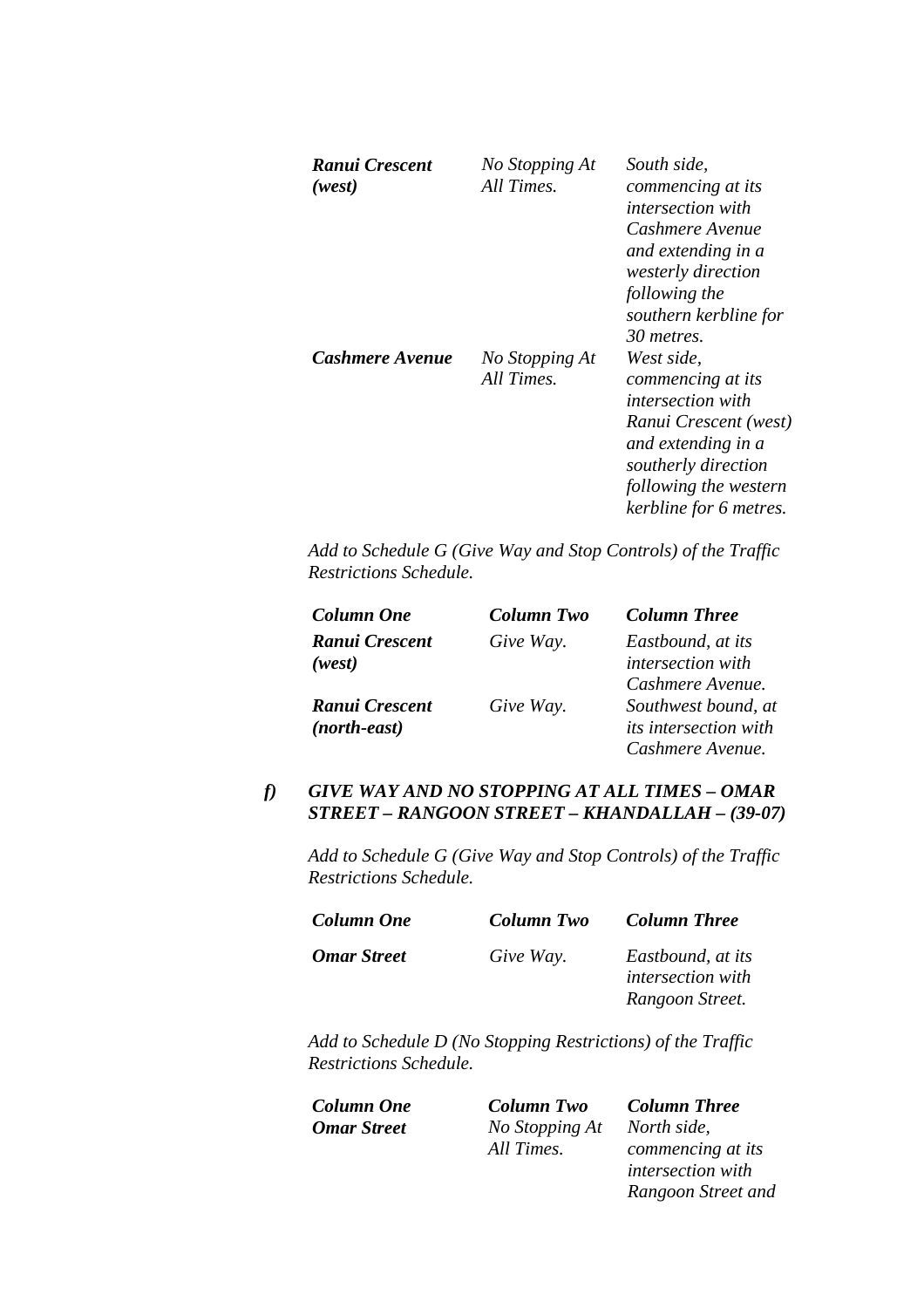| | | |
|---|---|---|
| ***Ranui Crescent (west)*** | *No Stopping At All Times.* | *South side, commencing at its intersection with Cashmere Avenue and extending in a westerly direction following the southern kerbline for 30 metres.* |
| ***Cashmere Avenue*** | *No Stopping At All Times.* | *West side, commencing at its intersection with Ranui Crescent (west) and extending in a southerly direction following the western kerbline for 6 metres.* |

*Add to Schedule G (Give Way and Stop Controls) of the Traffic Restrictions Schedule.*

| ***Column One*** | ***Column Two*** | ***Column Three*** |
|---|---|---|
| ***Ranui Crescent (west)*** | *Give Way.* | *Eastbound, at its intersection with Cashmere Avenue.* |
| ***Ranui Crescent (north-east)*** | *Give Way.* | *Southwest bound, at its intersection with Cashmere Avenue.* |

***f) GIVE WAY AND NO STOPPING AT ALL TIMES – OMAR STREET – RANGOON STREET – KHANDALLAH – (39-07)***

*Add to Schedule G (Give Way and Stop Controls) of the Traffic Restrictions Schedule.*

| ***Column One*** | ***Column Two*** | ***Column Three*** |
|---|---|---|
| ***Omar Street*** | *Give Way.* | *Eastbound, at its intersection with Rangoon Street.* |

*Add to Schedule D (No Stopping Restrictions) of the Traffic Restrictions Schedule.*

| ***Column One*** | ***Column Two*** | ***Column Three*** |
|---|---|---|
| ***Omar Street*** | *No Stopping At All Times.* | *North side, commencing at its intersection with Rangoon Street and* |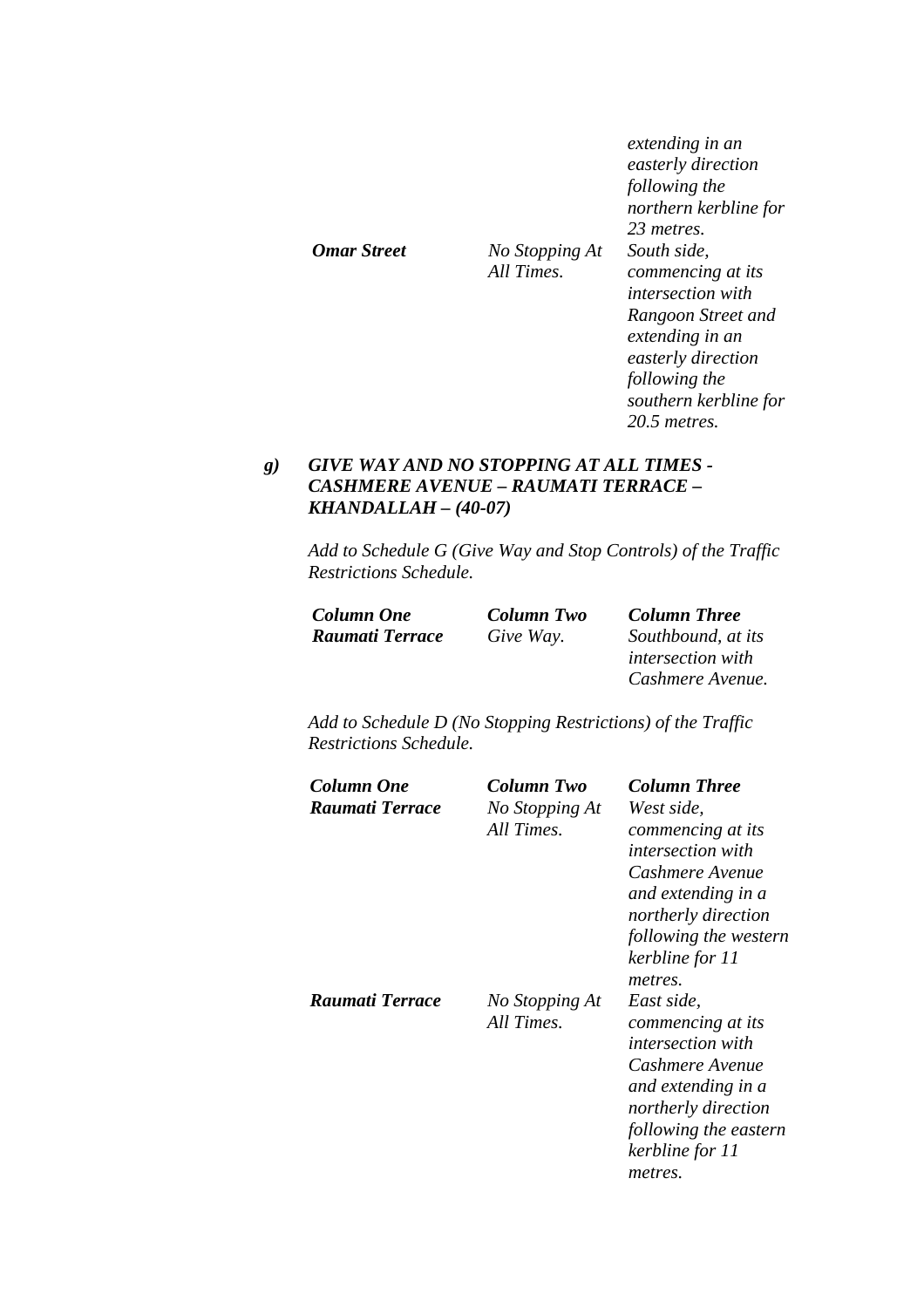| | | |
|---|---|---|
| | | *extending in an easterly direction following the northern kerbline for 23 metres.* |
| ***Omar Street*** | *No Stopping At All Times.* | *South side, commencing at its intersection with Rangoon Street and extending in an easterly direction following the southern kerbline for 20.5 metres.* |

***g) GIVE WAY AND NO STOPPING AT ALL TIMES - CASHMERE AVENUE – RAUMATI TERRACE – KHANDALLAH – (40-07)***

*Add to Schedule G (Give Way and Stop Controls) of the Traffic Restrictions Schedule.*

| ***Column One*** | ***Column Two*** | ***Column Three*** |
|---|---|---|
| ***Raumati Terrace*** | *Give Way.* | *Southbound, at its intersection with Cashmere Avenue.* |

*Add to Schedule D (No Stopping Restrictions) of the Traffic Restrictions Schedule.*

| ***Column One*** | ***Column Two*** | ***Column Three*** |
|---|---|---|
| ***Raumati Terrace*** | *No Stopping At All Times.* | *West side, commencing at its intersection with Cashmere Avenue and extending in a northerly direction following the western kerbline for 11 metres.* |
| ***Raumati Terrace*** | *No Stopping At All Times.* | *East side, commencing at its intersection with Cashmere Avenue and extending in a northerly direction following the eastern kerbline for 11 metres.* |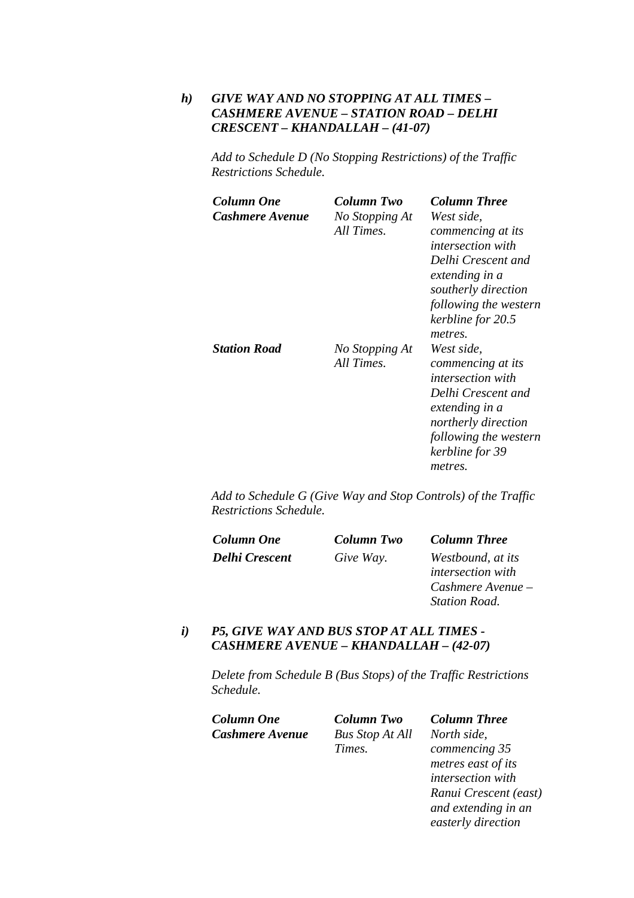***h) GIVE WAY AND NO STOPPING AT ALL TIMES – CASHMERE AVENUE – STATION ROAD – DELHI CRESCENT – KHANDALLAH – (41-07)***

*Add to Schedule D (No Stopping Restrictions) of the Traffic Restrictions Schedule.*

| ***Column One*** | ***Column Two*** | ***Column Three*** |
|---|---|---|
| ***Cashmere Avenue*** | *No Stopping At All Times.* | *West side, commencing at its intersection with Delhi Crescent and extending in a southerly direction following the western kerbline for 20.5 metres.* |
| ***Station Road*** | *No Stopping At All Times.* | *West side, commencing at its intersection with Delhi Crescent and extending in a northerly direction following the western kerbline for 39 metres.* |

*Add to Schedule G (Give Way and Stop Controls) of the Traffic Restrictions Schedule.*

| ***Column One*** | ***Column Two*** | ***Column Three*** |
|---|---|---|
| ***Delhi Crescent*** | *Give Way.* | *Westbound, at its intersection with Cashmere Avenue – Station Road.* |

***i) P5, GIVE WAY AND BUS STOP AT ALL TIMES - CASHMERE AVENUE – KHANDALLAH – (42-07)***

*Delete from Schedule B (Bus Stops) of the Traffic Restrictions Schedule.*

| ***Column One*** | ***Column Two*** | ***Column Three*** |
|---|---|---|
| ***Cashmere Avenue*** | *Bus Stop At All Times.* | *North side, commencing 35 metres east of its intersection with Ranui Crescent (east) and extending in an easterly direction* |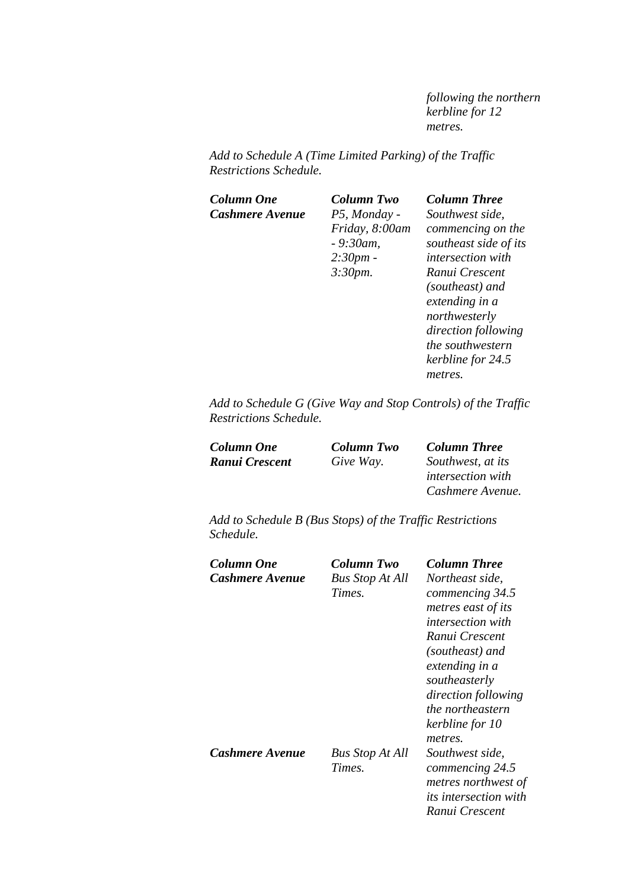*following the northern kerbline for 12 metres.*

*Add to Schedule A (Time Limited Parking) of the Traffic Restrictions Schedule.*

| ***Column One*** | ***Column Two*** | ***Column Three*** |
|---|---|---|
| ***Cashmere Avenue*** | *P5, Monday - Friday, 8:00am - 9:30am, 2:30pm - 3:30pm.* | *Southwest side, commencing on the southeast side of its intersection with Ranui Crescent (southeast) and extending in a northwesterly direction following the southwestern kerbline for 24.5 metres.* |

*Add to Schedule G (Give Way and Stop Controls) of the Traffic Restrictions Schedule.*

| ***Column One*** | ***Column Two*** | ***Column Three*** |
|---|---|---|
| ***Ranui Crescent*** | *Give Way.* | *Southwest, at its intersection with Cashmere Avenue.* |

*Add to Schedule B (Bus Stops) of the Traffic Restrictions Schedule.*

| ***Column One*** | ***Column Two*** | ***Column Three*** |
|---|---|---|
| ***Cashmere Avenue*** | *Bus Stop At All Times.* | *Northeast side, commencing 34.5 metres east of its intersection with Ranui Crescent (southeast) and extending in a southeasterly direction following the northeastern kerbline for 10 metres.* |
| ***Cashmere Avenue*** | *Bus Stop At All Times.* | *Southwest side, commencing 24.5 metres northwest of its intersection with Ranui Crescent* |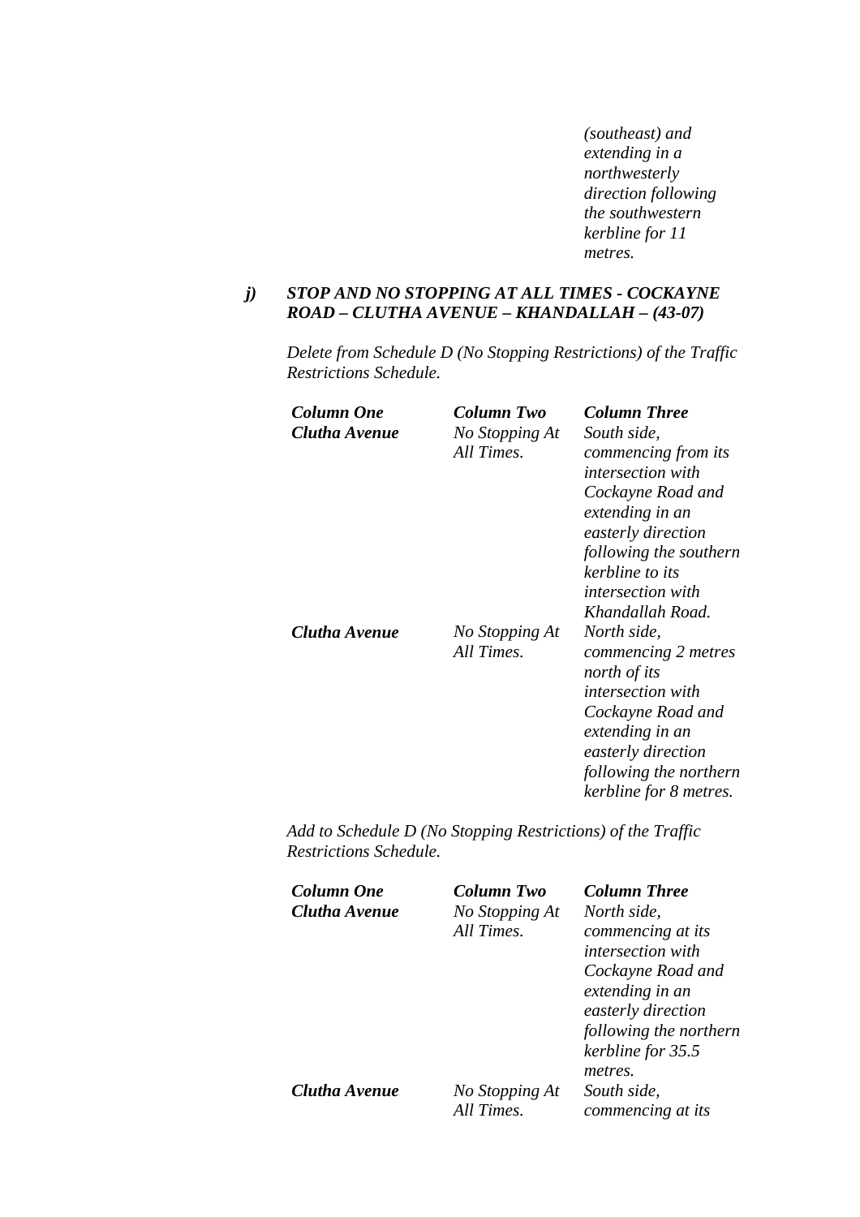*(southeast) and extending in a northwesterly direction following the southwestern kerbline for 11 metres.*

***j) STOP AND NO STOPPING AT ALL TIMES - COCKAYNE ROAD – CLUTHA AVENUE – KHANDALLAH – (43-07)***

*Delete from Schedule D (No Stopping Restrictions) of the Traffic Restrictions Schedule.*

| ***Column One*** | ***Column Two*** | ***Column Three*** |
|---|---|---|
| ***Clutha Avenue*** | *No Stopping At All Times.* | *South side, commencing from its intersection with Cockayne Road and extending in an easterly direction following the southern kerbline to its intersection with Khandallah Road.* |
| ***Clutha Avenue*** | *No Stopping At All Times.* | *North side, commencing 2 metres north of its intersection with Cockayne Road and extending in an easterly direction following the northern kerbline for 8 metres.* |

*Add to Schedule D (No Stopping Restrictions) of the Traffic Restrictions Schedule.*

| ***Column One*** | ***Column Two*** | ***Column Three*** |
|---|---|---|
| ***Clutha Avenue*** | *No Stopping At All Times.* | *North side, commencing at its intersection with Cockayne Road and extending in an easterly direction following the northern kerbline for 35.5 metres.* |
| ***Clutha Avenue*** | *No Stopping At All Times.* | *South side, commencing at its* |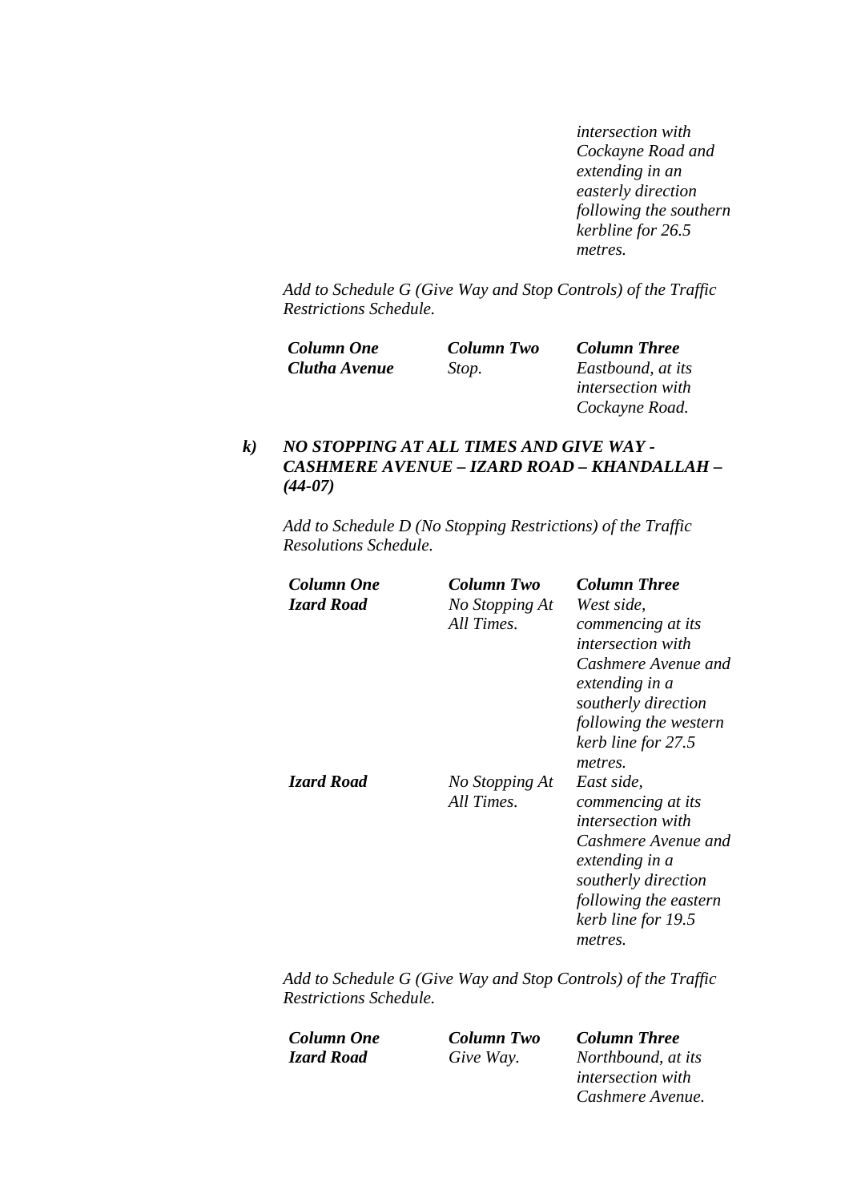| | | *intersection with Cockayne Road and extending in an easterly direction following the southern kerbline for 26.5 metres.* |
|---|---|---|

*Add to Schedule G (Give Way and Stop Controls) of the Traffic Restrictions Schedule.*

| ***Column One*** | ***Column Two*** | ***Column Three*** |
|---|---|---|
| ***Clutha Avenue*** | *Stop.* | *Eastbound, at its intersection with Cockayne Road.* |

***k) NO STOPPING AT ALL TIMES AND GIVE WAY - CASHMERE AVENUE – IZARD ROAD – KHANDALLAH – (44-07)***

*Add to Schedule D (No Stopping Restrictions) of the Traffic Resolutions Schedule.*

| ***Column One*** | ***Column Two*** | ***Column Three*** |
|---|---|---|
| ***Izard Road*** | *No Stopping At All Times.* | *West side, commencing at its intersection with Cashmere Avenue and extending in a southerly direction following the western kerb line for 27.5 metres.* |
| ***Izard Road*** | *No Stopping At All Times.* | *East side, commencing at its intersection with Cashmere Avenue and extending in a southerly direction following the eastern kerb line for 19.5 metres.* |

*Add to Schedule G (Give Way and Stop Controls) of the Traffic Restrictions Schedule.*

| ***Column One*** | ***Column Two*** | ***Column Three*** |
|---|---|---|
| ***Izard Road*** | *Give Way.* | *Northbound, at its intersection with Cashmere Avenue.* |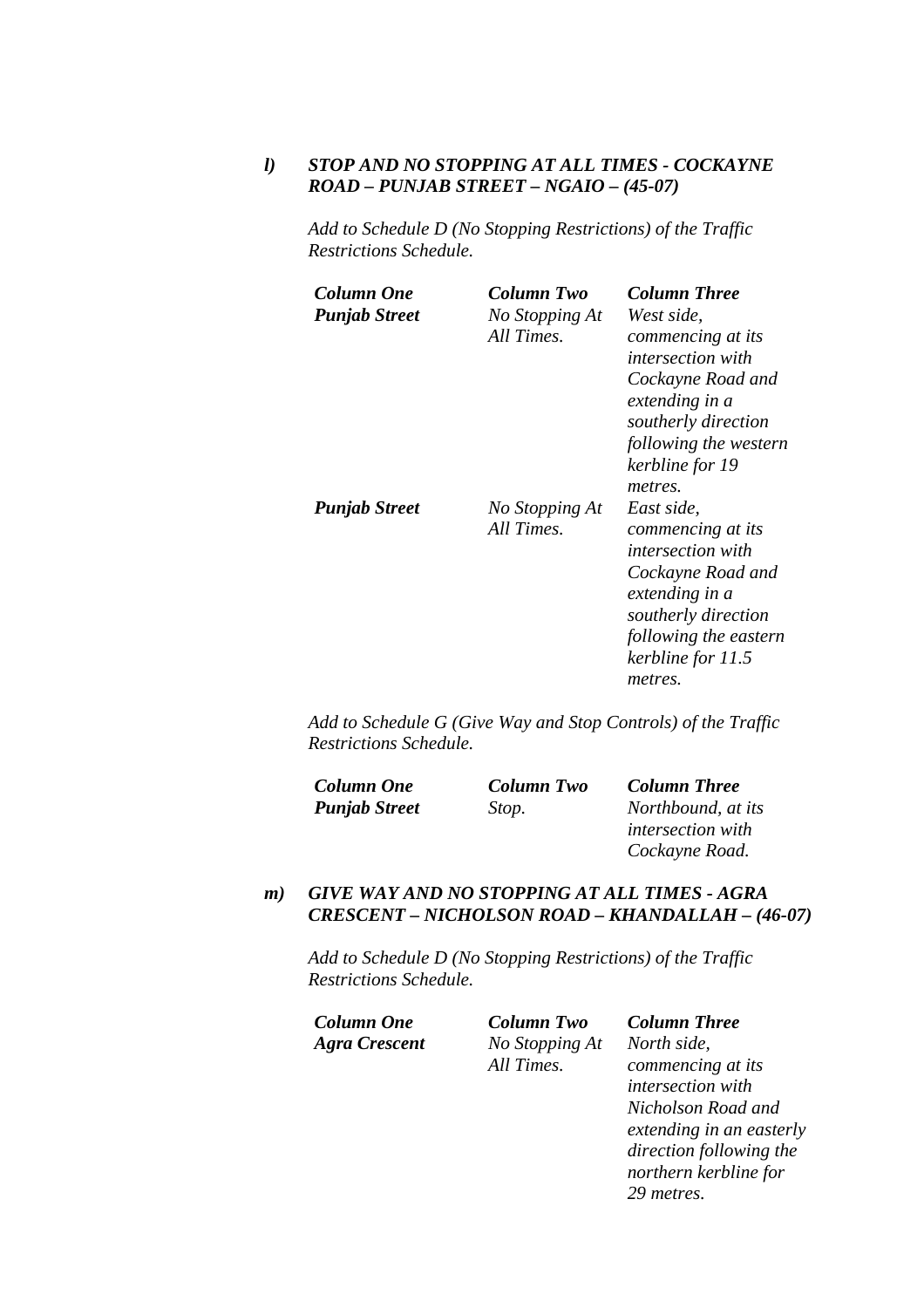***l) STOP AND NO STOPPING AT ALL TIMES - COCKAYNE ROAD – PUNJAB STREET – NGAIO – (45-07)***

*Add to Schedule D (No Stopping Restrictions) of the Traffic Restrictions Schedule.*

| ***Column One*** | ***Column Two*** | ***Column Three*** |
|---|---|---|
| ***Punjab Street*** | *No Stopping At All Times.* | *West side, commencing at its intersection with Cockayne Road and extending in a southerly direction following the western kerbline for 19 metres.* |
| ***Punjab Street*** | *No Stopping At All Times.* | *East side, commencing at its intersection with Cockayne Road and extending in a southerly direction following the eastern kerbline for 11.5 metres.* |

*Add to Schedule G (Give Way and Stop Controls) of the Traffic Restrictions Schedule.*

| ***Column One*** | ***Column Two*** | ***Column Three*** |
|---|---|---|
| ***Punjab Street*** | *Stop.* | *Northbound, at its intersection with Cockayne Road.* |

***m) GIVE WAY AND NO STOPPING AT ALL TIMES - AGRA CRESCENT – NICHOLSON ROAD – KHANDALLAH – (46-07)***

*Add to Schedule D (No Stopping Restrictions) of the Traffic Restrictions Schedule.*

| ***Column One*** | ***Column Two*** | ***Column Three*** |
|---|---|---|
| ***Agra Crescent*** | *No Stopping At All Times.* | *North side, commencing at its intersection with Nicholson Road and extending in an easterly direction following the northern kerbline for 29 metres.* |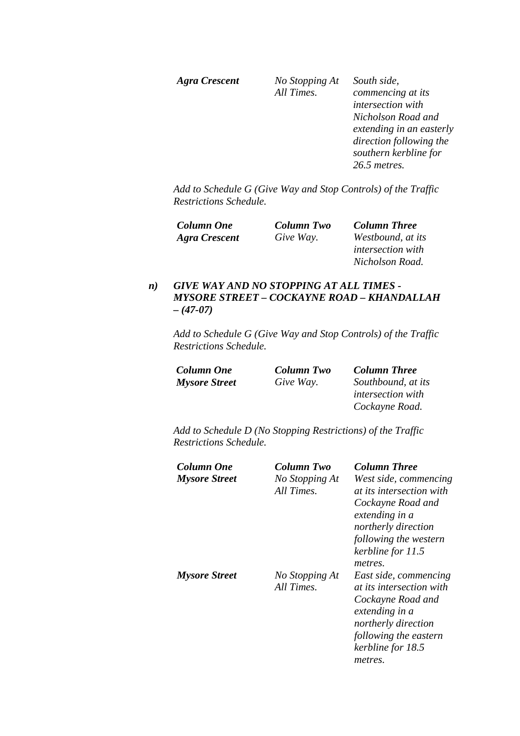| | | |
|---|---|---|
| ***Agra Crescent*** | *No Stopping At All Times.* | *South side, commencing at its intersection with Nicholson Road and extending in an easterly direction following the southern kerbline for 26.5 metres.* |

*Add to Schedule G (Give Way and Stop Controls) of the Traffic Restrictions Schedule.*

| ***Column One*** | ***Column Two*** | ***Column Three*** |
|---|---|---|
| ***Agra Crescent*** | *Give Way.* | *Westbound, at its intersection with Nicholson Road.* |

***n) GIVE WAY AND NO STOPPING AT ALL TIMES - MYSORE STREET – COCKAYNE ROAD – KHANDALLAH – (47-07)***

*Add to Schedule G (Give Way and Stop Controls) of the Traffic Restrictions Schedule.*

| ***Column One*** | ***Column Two*** | ***Column Three*** |
|---|---|---|
| ***Mysore Street*** | *Give Way.* | *Southbound, at its intersection with Cockayne Road.* |

*Add to Schedule D (No Stopping Restrictions) of the Traffic Restrictions Schedule.*

| ***Column One*** | ***Column Two*** | ***Column Three*** |
|---|---|---|
| ***Mysore Street*** | *No Stopping At All Times.* | *West side, commencing at its intersection with Cockayne Road and extending in a northerly direction following the western kerbline for 11.5 metres.* |
| ***Mysore Street*** | *No Stopping At All Times.* | *East side, commencing at its intersection with Cockayne Road and extending in a northerly direction following the eastern kerbline for 18.5 metres.* |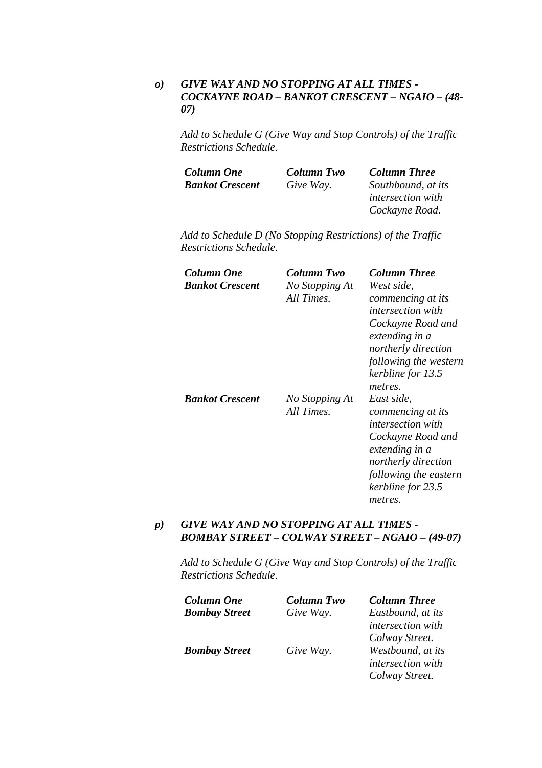***o) GIVE WAY AND NO STOPPING AT ALL TIMES - COCKAYNE ROAD – BANKOT CRESCENT – NGAIO – (48-07)***

*Add to Schedule G (Give Way and Stop Controls) of the Traffic Restrictions Schedule.*

| ***Column One*** | ***Column Two*** | ***Column Three*** |
|---|---|---|
| ***Bankot Crescent*** | *Give Way.* | *Southbound, at its intersection with Cockayne Road.* |

*Add to Schedule D (No Stopping Restrictions) of the Traffic Restrictions Schedule.*

| ***Column One*** | ***Column Two*** | ***Column Three*** |
|---|---|---|
| ***Bankot Crescent*** | *No Stopping At All Times.* | *West side, commencing at its intersection with Cockayne Road and extending in a northerly direction following the western kerbline for 13.5 metres.* |
| ***Bankot Crescent*** | *No Stopping At All Times.* | *East side, commencing at its intersection with Cockayne Road and extending in a northerly direction following the eastern kerbline for 23.5 metres.* |

***p) GIVE WAY AND NO STOPPING AT ALL TIMES - BOMBAY STREET – COLWAY STREET – NGAIO – (49-07)***

*Add to Schedule G (Give Way and Stop Controls) of the Traffic Restrictions Schedule.*

| ***Column One*** | ***Column Two*** | ***Column Three*** |
|---|---|---|
| ***Bombay Street*** | *Give Way.* | *Eastbound, at its intersection with Colway Street.* |
| ***Bombay Street*** | *Give Way.* | *Westbound, at its intersection with Colway Street.* |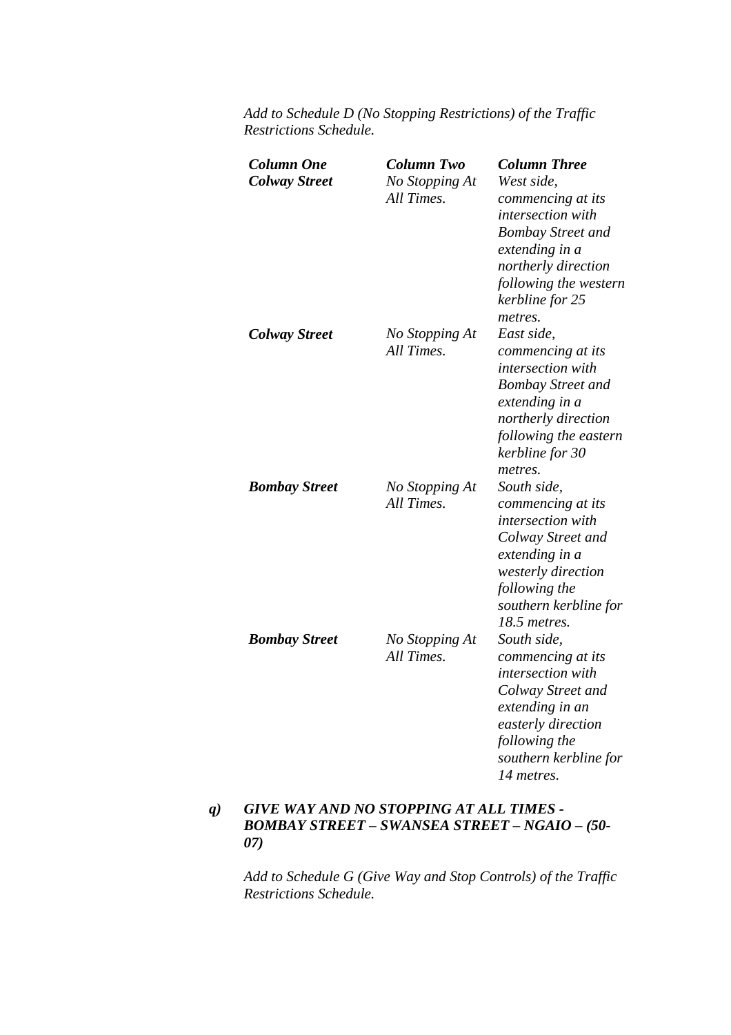*Add to Schedule D (No Stopping Restrictions) of the Traffic Restrictions Schedule.*

| ***Column One*** | ***Column Two*** | ***Column Three*** |
|---|---|---|
| ***Colway Street*** | *No Stopping At All Times.* | *West side, commencing at its intersection with Bombay Street and extending in a northerly direction following the western kerbline for 25 metres.* |
| ***Colway Street*** | *No Stopping At All Times.* | *East side, commencing at its intersection with Bombay Street and extending in a northerly direction following the eastern kerbline for 30 metres.* |
| ***Bombay Street*** | *No Stopping At All Times.* | *South side, commencing at its intersection with Colway Street and extending in a westerly direction following the southern kerbline for 18.5 metres.* |
| ***Bombay Street*** | *No Stopping At All Times.* | *South side, commencing at its intersection with Colway Street and extending in an easterly direction following the southern kerbline for 14 metres.* |

***q) GIVE WAY AND NO STOPPING AT ALL TIMES - BOMBAY STREET – SWANSEA STREET – NGAIO – (50-07)***

*Add to Schedule G (Give Way and Stop Controls) of the Traffic Restrictions Schedule.*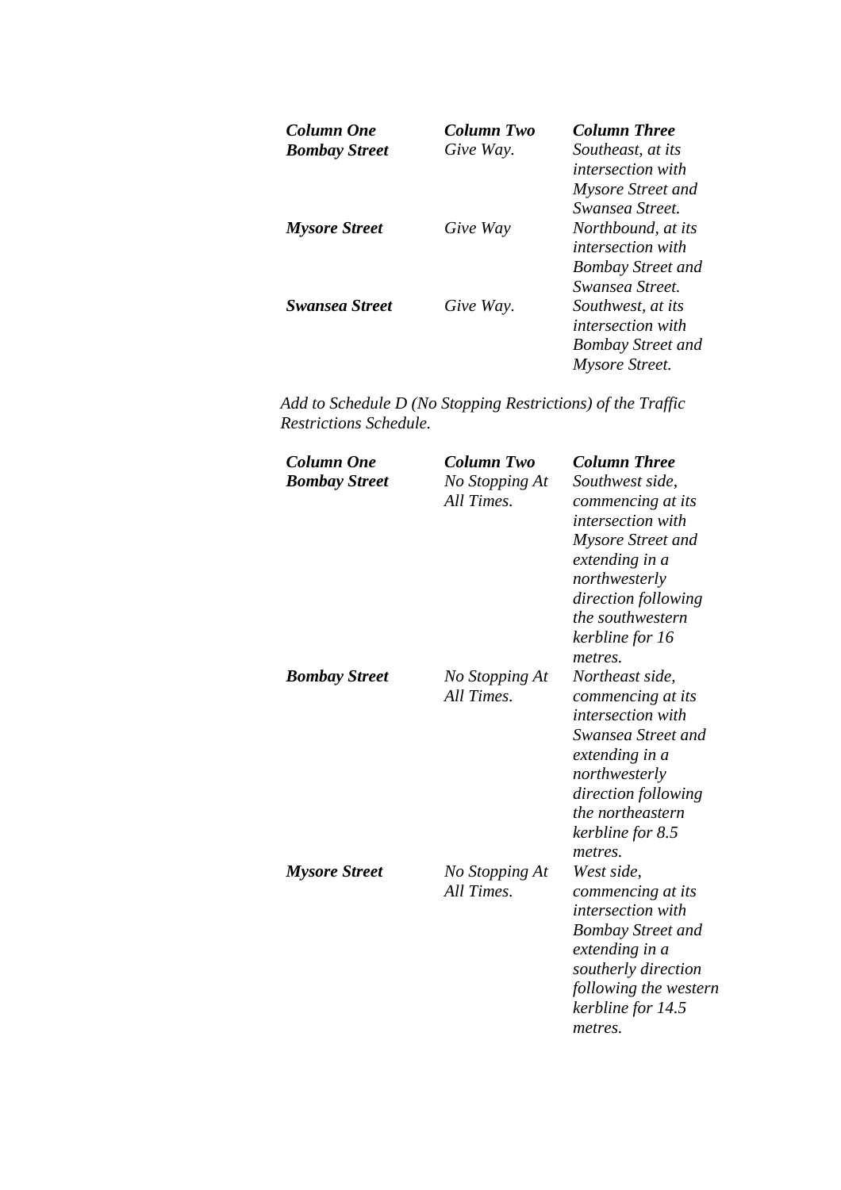| *Column One* | *Column Two* | *Column Three* |
|---|---|---|
| ***Bombay Street*** | *Give Way.* | *Southeast, at its intersection with Mysore Street and Swansea Street.* |
| ***Mysore Street*** | *Give Way* | *Northbound, at its intersection with Bombay Street and Swansea Street.* |
| ***Swansea Street*** | *Give Way.* | *Southwest, at its intersection with Bombay Street and Mysore Street.* |

*Add to Schedule D (No Stopping Restrictions) of the Traffic Restrictions Schedule.*

| *Column One* | *Column Two* | *Column Three* |
|---|---|---|
| ***Bombay Street*** | *No Stopping At All Times.* | *Southwest side, commencing at its intersection with Mysore Street and extending in a northwesterly direction following the southwestern kerbline for 16 metres.* |
| ***Bombay Street*** | *No Stopping At All Times.* | *Northeast side, commencing at its intersection with Swansea Street and extending in a northwesterly direction following the northeastern kerbline for 8.5 metres.* |
| ***Mysore Street*** | *No Stopping At All Times.* | *West side, commencing at its intersection with Bombay Street and extending in a southerly direction following the western kerbline for 14.5 metres.* |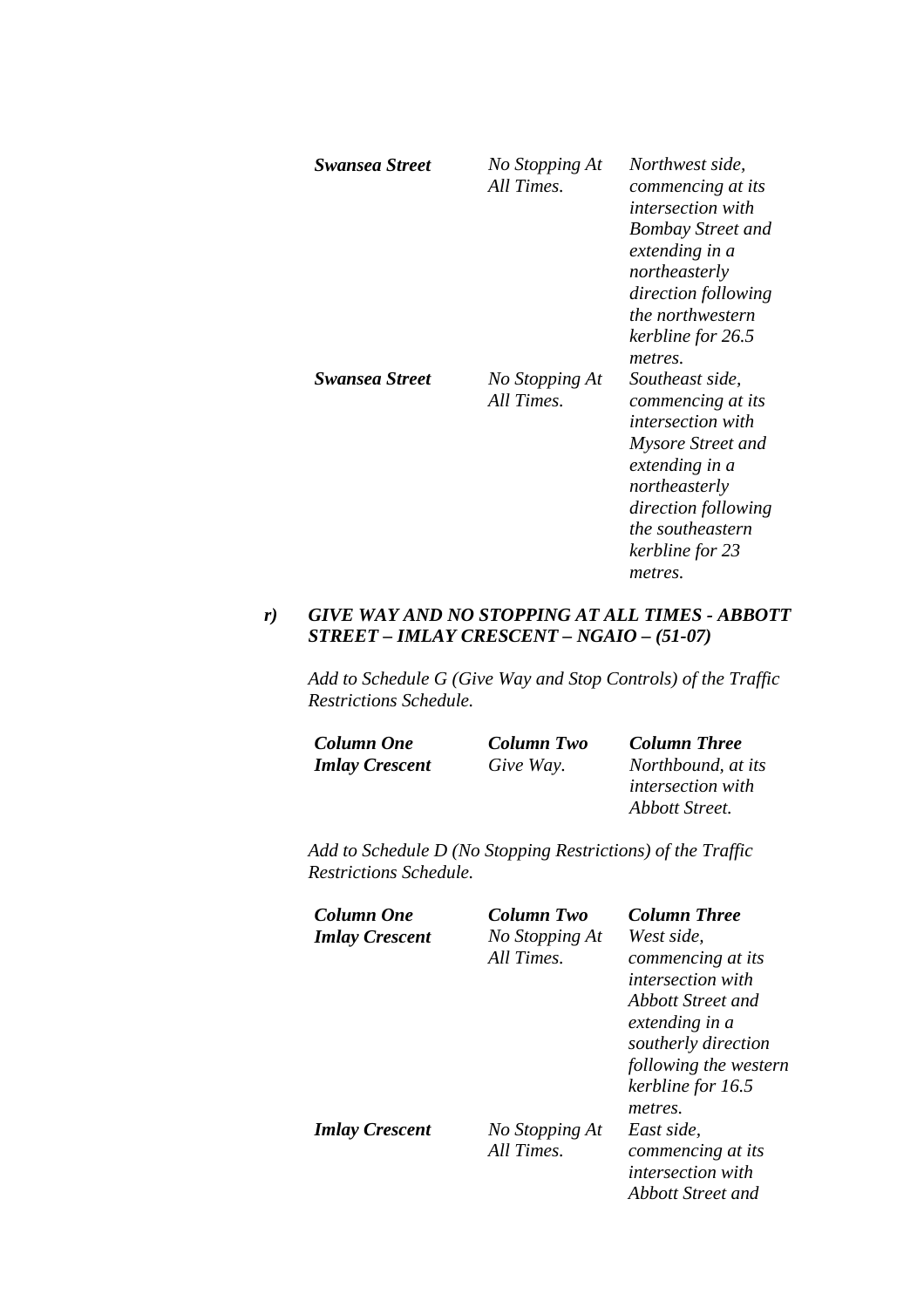| | | |
|---|---|---|
| ***Swansea Street*** | *No Stopping At All Times.* | *Northwest side, commencing at its intersection with Bombay Street and extending in a northeasterly direction following the northwestern kerbline for 26.5 metres.* |
| ***Swansea Street*** | *No Stopping At All Times.* | *Southeast side, commencing at its intersection with Mysore Street and extending in a northeasterly direction following the southeastern kerbline for 23 metres.* |

***r) GIVE WAY AND NO STOPPING AT ALL TIMES - ABBOTT STREET – IMLAY CRESCENT – NGAIO – (51-07)***

*Add to Schedule G (Give Way and Stop Controls) of the Traffic Restrictions Schedule.*

| ***Column One*** | ***Column Two*** | ***Column Three*** |
|---|---|---|
| ***Imlay Crescent*** | *Give Way.* | *Northbound, at its intersection with Abbott Street.* |

*Add to Schedule D (No Stopping Restrictions) of the Traffic Restrictions Schedule.*

| ***Column One*** | ***Column Two*** | ***Column Three*** |
|---|---|---|
| ***Imlay Crescent*** | *No Stopping At All Times.* | *West side, commencing at its intersection with Abbott Street and extending in a southerly direction following the western kerbline for 16.5 metres.* |
| ***Imlay Crescent*** | *No Stopping At All Times.* | *East side, commencing at its intersection with Abbott Street and* |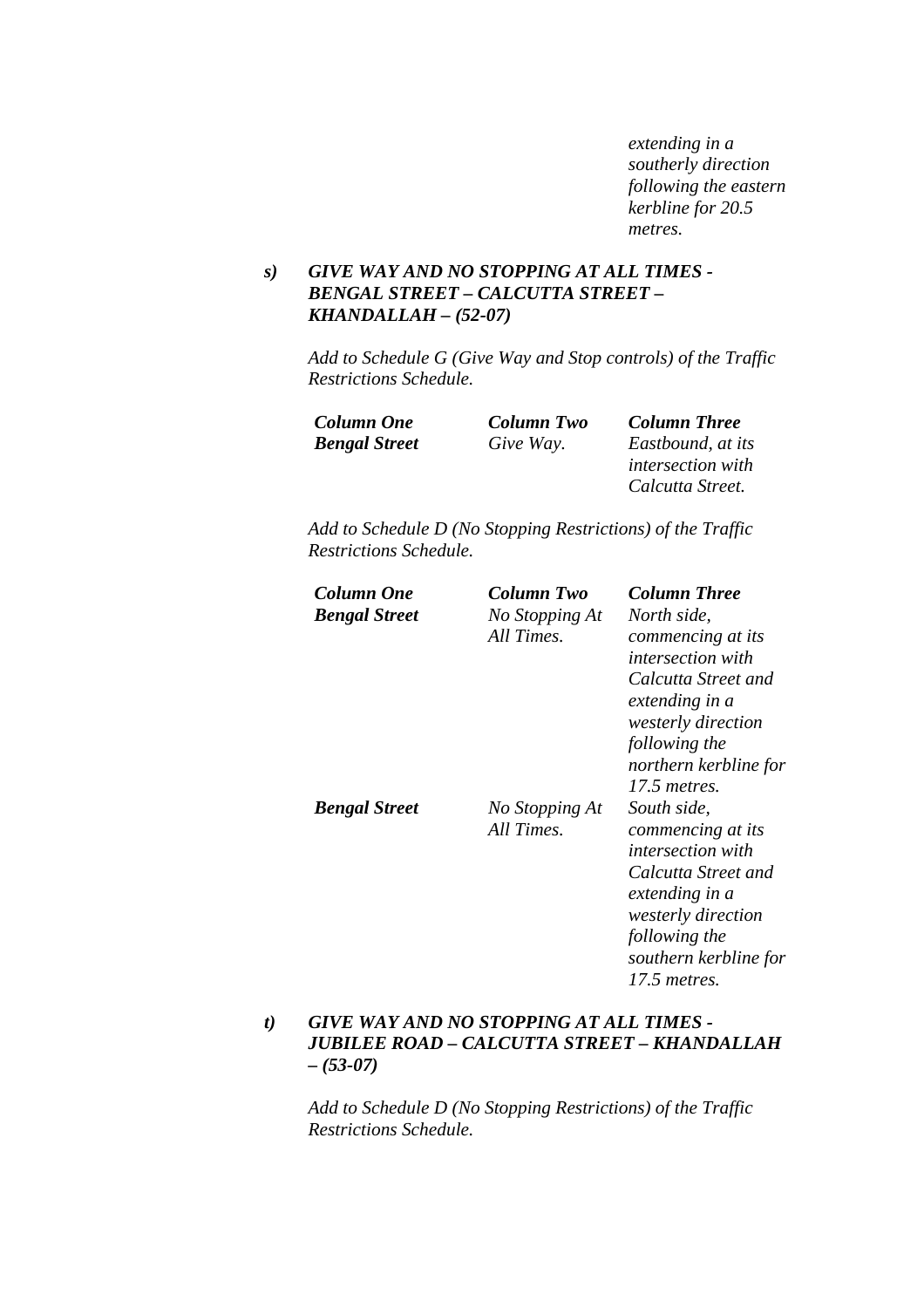*extending in a southerly direction following the eastern kerbline for 20.5 metres.*

***s) GIVE WAY AND NO STOPPING AT ALL TIMES - BENGAL STREET – CALCUTTA STREET – KHANDALLAH – (52-07)***

*Add to Schedule G (Give Way and Stop controls) of the Traffic Restrictions Schedule.*

| ***Column One*** | ***Column Two*** | ***Column Three*** |
|---|---|---|
| ***Bengal Street*** | *Give Way.* | *Eastbound, at its intersection with Calcutta Street.* |

*Add to Schedule D (No Stopping Restrictions) of the Traffic Restrictions Schedule.*

| ***Column One*** | ***Column Two*** | ***Column Three*** |
|---|---|---|
| ***Bengal Street*** | *No Stopping At All Times.* | *North side, commencing at its intersection with Calcutta Street and extending in a westerly direction following the northern kerbline for 17.5 metres.* |
| ***Bengal Street*** | *No Stopping At All Times.* | *South side, commencing at its intersection with Calcutta Street and extending in a westerly direction following the southern kerbline for 17.5 metres.* |

***t) GIVE WAY AND NO STOPPING AT ALL TIMES - JUBILEE ROAD – CALCUTTA STREET – KHANDALLAH – (53-07)***

*Add to Schedule D (No Stopping Restrictions) of the Traffic Restrictions Schedule.*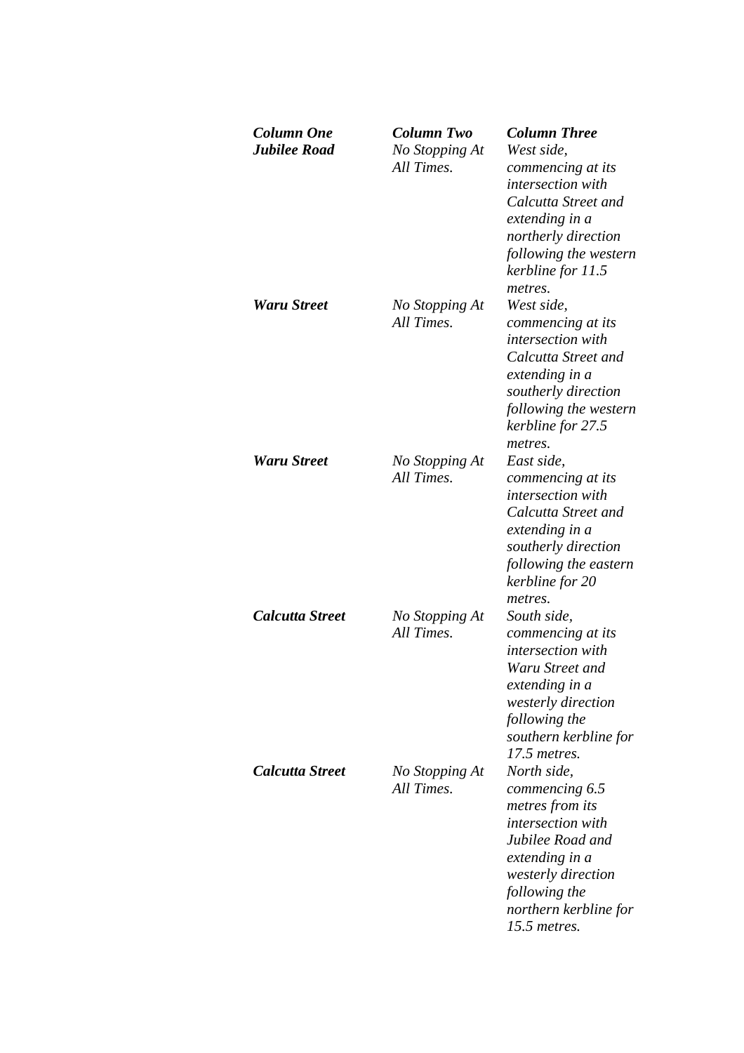| *Column One* | *Column Two* | *Column Three* |
|---|---|---|
| ***Jubilee Road*** | *No Stopping At All Times.* | *West side, commencing at its intersection with Calcutta Street and extending in a northerly direction following the western kerbline for 11.5 metres.* |
| ***Waru Street*** | *No Stopping At All Times.* | *West side, commencing at its intersection with Calcutta Street and extending in a southerly direction following the western kerbline for 27.5 metres.* |
| ***Waru Street*** | *No Stopping At All Times.* | *East side, commencing at its intersection with Calcutta Street and extending in a southerly direction following the eastern kerbline for 20 metres.* |
| ***Calcutta Street*** | *No Stopping At All Times.* | *South side, commencing at its intersection with Waru Street and extending in a westerly direction following the southern kerbline for 17.5 metres.* |
| ***Calcutta Street*** | *No Stopping At All Times.* | *North side, commencing 6.5 metres from its intersection with Jubilee Road and extending in a westerly direction following the northern kerbline for 15.5 metres.* |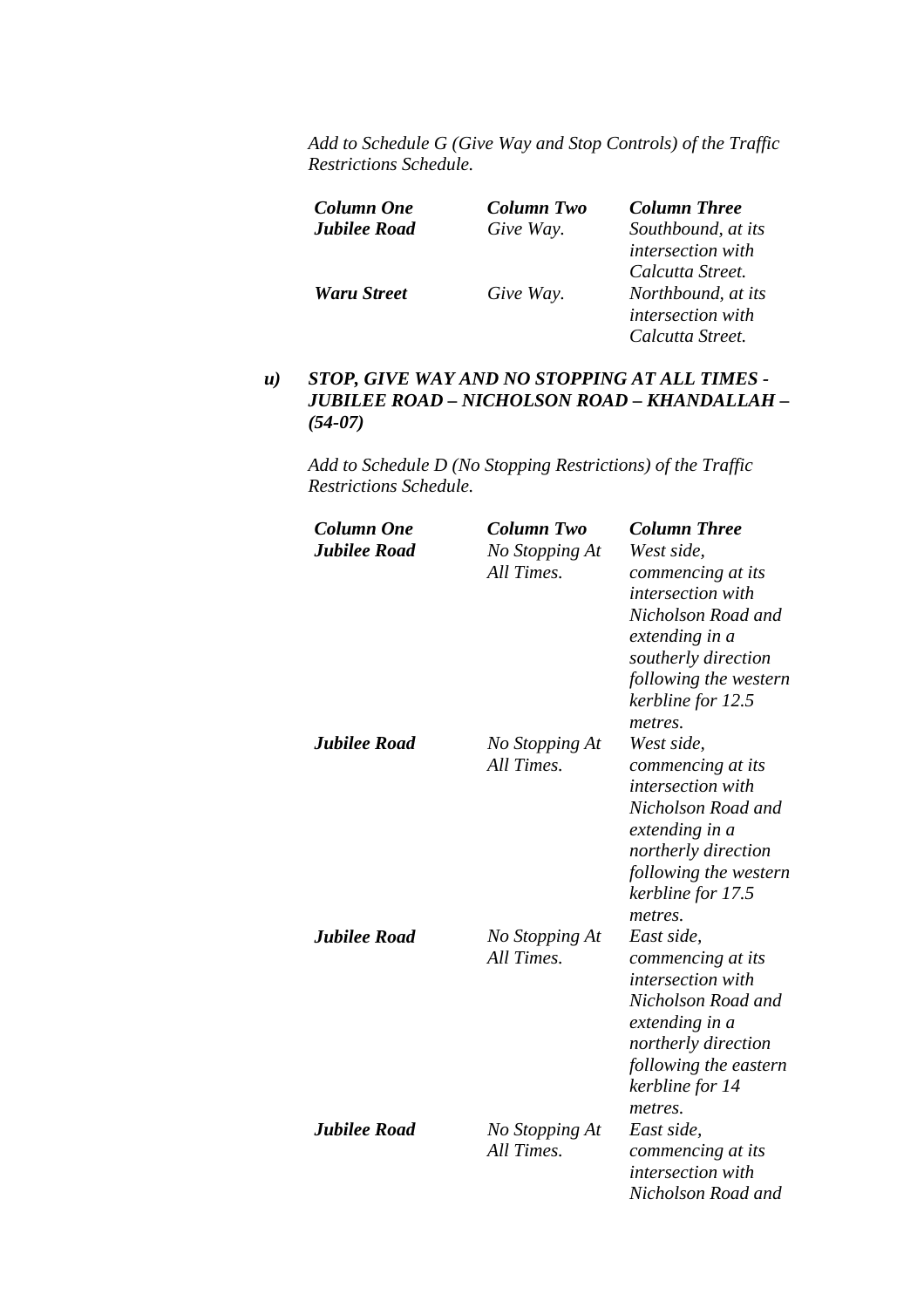*Add to Schedule G (Give Way and Stop Controls) of the Traffic Restrictions Schedule.*

| *Column One* | *Column Two* | *Column Three* |
|---|---|---|
| ***Jubilee Road*** | *Give Way.* | *Southbound, at its intersection with Calcutta Street.* |
| ***Waru Street*** | *Give Way.* | *Northbound, at its intersection with Calcutta Street.* |

### *u) STOP, GIVE WAY AND NO STOPPING AT ALL TIMES - JUBILEE ROAD – NICHOLSON ROAD – KHANDALLAH – (54-07)*

*Add to Schedule D (No Stopping Restrictions) of the Traffic Restrictions Schedule.*

| *Column One* | *Column Two* | *Column Three* |
|---|---|---|
| ***Jubilee Road*** | *No Stopping At All Times.* | *West side, commencing at its intersection with Nicholson Road and extending in a southerly direction following the western kerbline for 12.5 metres.* |
| ***Jubilee Road*** | *No Stopping At All Times.* | *West side, commencing at its intersection with Nicholson Road and extending in a northerly direction following the western kerbline for 17.5 metres.* |
| ***Jubilee Road*** | *No Stopping At All Times.* | *East side, commencing at its intersection with Nicholson Road and extending in a northerly direction following the eastern kerbline for 14 metres.* |
| ***Jubilee Road*** | *No Stopping At All Times.* | *East side, commencing at its intersection with Nicholson Road and* |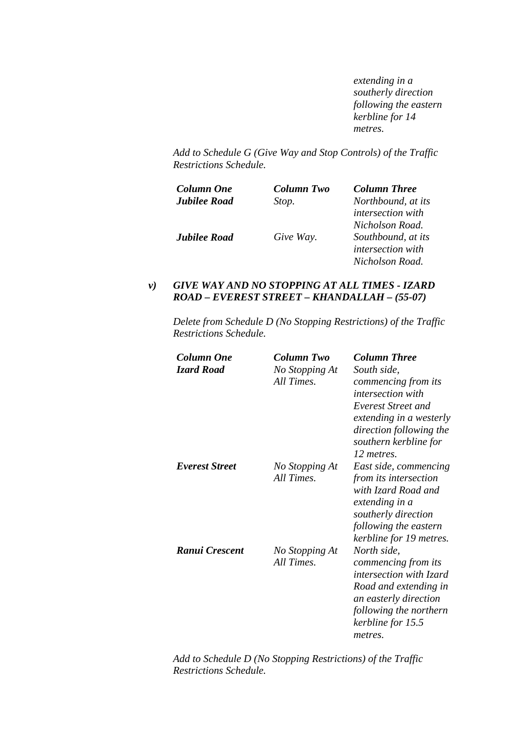*extending in a southerly direction following the eastern kerbline for 14 metres.*

*Add to Schedule G (Give Way and Stop Controls) of the Traffic Restrictions Schedule.*

| ***Column One*** | ***Column Two*** | ***Column Three*** |
|---|---|---|
| ***Jubilee Road*** | *Stop.* | *Northbound, at its intersection with Nicholson Road.* |
| ***Jubilee Road*** | *Give Way.* | *Southbound, at its intersection with Nicholson Road.* |

***v) GIVE WAY AND NO STOPPING AT ALL TIMES - IZARD ROAD – EVEREST STREET – KHANDALLAH – (55-07)***

*Delete from Schedule D (No Stopping Restrictions) of the Traffic Restrictions Schedule.*

| ***Column One*** | ***Column Two*** | ***Column Three*** |
|---|---|---|
| ***Izard Road*** | *No Stopping At All Times.* | *South side, commencing from its intersection with Everest Street and extending in a westerly direction following the southern kerbline for 12 metres.* |
| ***Everest Street*** | *No Stopping At All Times.* | *East side, commencing from its intersection with Izard Road and extending in a southerly direction following the eastern kerbline for 19 metres.* |
| ***Ranui Crescent*** | *No Stopping At All Times.* | *North side, commencing from its intersection with Izard Road and extending in an easterly direction following the northern kerbline for 15.5 metres.* |

*Add to Schedule D (No Stopping Restrictions) of the Traffic Restrictions Schedule.*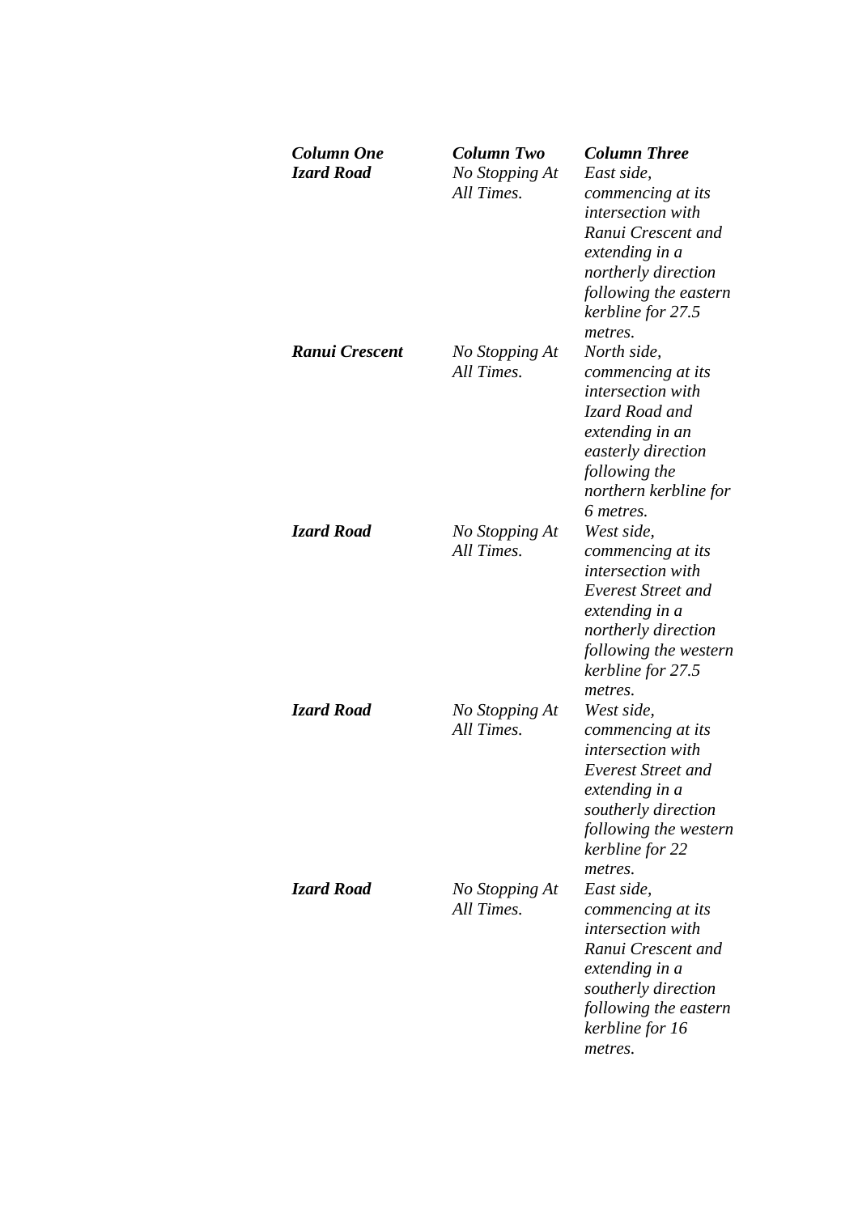| ***Column One*** | ***Column Two*** | ***Column Three*** |
|---|---|---|
| ***Izard Road*** | *No Stopping At All Times.* | *East side, commencing at its intersection with Ranui Crescent and extending in a northerly direction following the eastern kerbline for 27.5 metres.* |
| ***Ranui Crescent*** | *No Stopping At All Times.* | *North side, commencing at its intersection with Izard Road and extending in an easterly direction following the northern kerbline for 6 metres.* |
| ***Izard Road*** | *No Stopping At All Times.* | *West side, commencing at its intersection with Everest Street and extending in a northerly direction following the western kerbline for 27.5 metres.* |
| ***Izard Road*** | *No Stopping At All Times.* | *West side, commencing at its intersection with Everest Street and extending in a southerly direction following the western kerbline for 22 metres.* |
| ***Izard Road*** | *No Stopping At All Times.* | *East side, commencing at its intersection with Ranui Crescent and extending in a southerly direction following the eastern kerbline for 16 metres.* |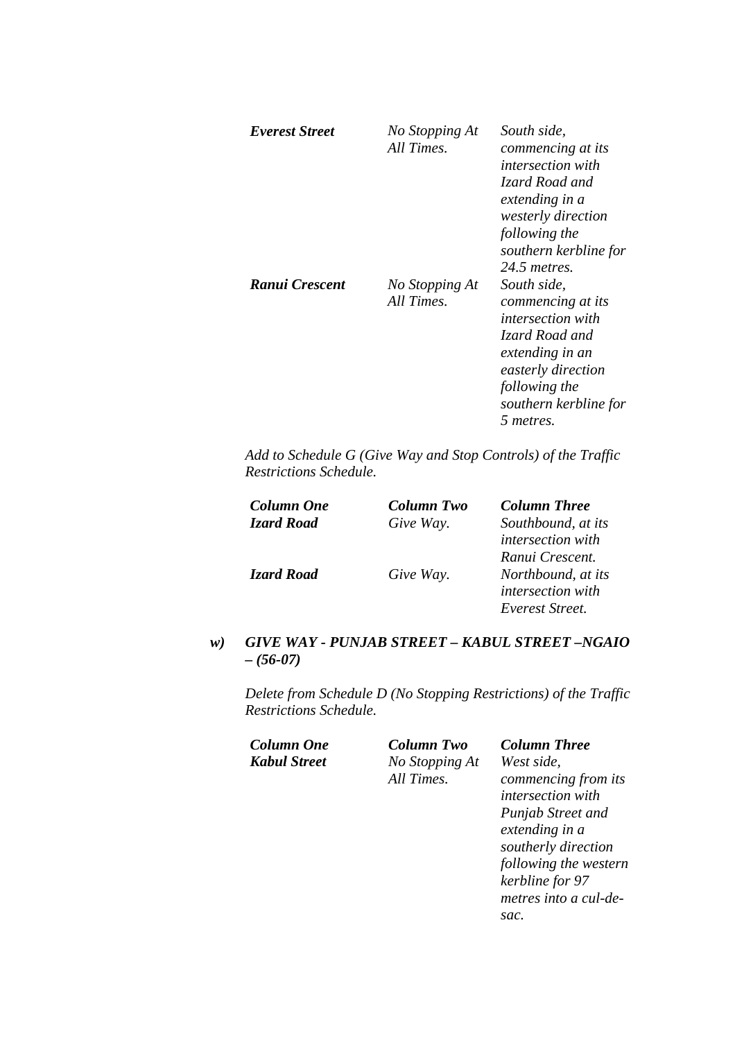| | | |
|---|---|---|
| ***Everest Street*** | *No Stopping At All Times.* | *South side, commencing at its intersection with Izard Road and extending in a westerly direction following the southern kerbline for 24.5 metres.* |
| ***Ranui Crescent*** | *No Stopping At All Times.* | *South side, commencing at its intersection with Izard Road and extending in an easterly direction following the southern kerbline for 5 metres.* |

*Add to Schedule G (Give Way and Stop Controls) of the Traffic Restrictions Schedule.*

| ***Column One*** | ***Column Two*** | ***Column Three*** |
|---|---|---|
| ***Izard Road*** | *Give Way.* | *Southbound, at its intersection with Ranui Crescent.* |
| ***Izard Road*** | *Give Way.* | *Northbound, at its intersection with Everest Street.* |

***w) GIVE WAY - PUNJAB STREET – KABUL STREET –NGAIO – (56-07)***

*Delete from Schedule D (No Stopping Restrictions) of the Traffic Restrictions Schedule.*

| ***Column One*** | ***Column Two*** | ***Column Three*** |
|---|---|---|
| ***Kabul Street*** | *No Stopping At All Times.* | *West side, commencing from its intersection with Punjab Street and extending in a southerly direction following the western kerbline for 97 metres into a cul-de-sac.* |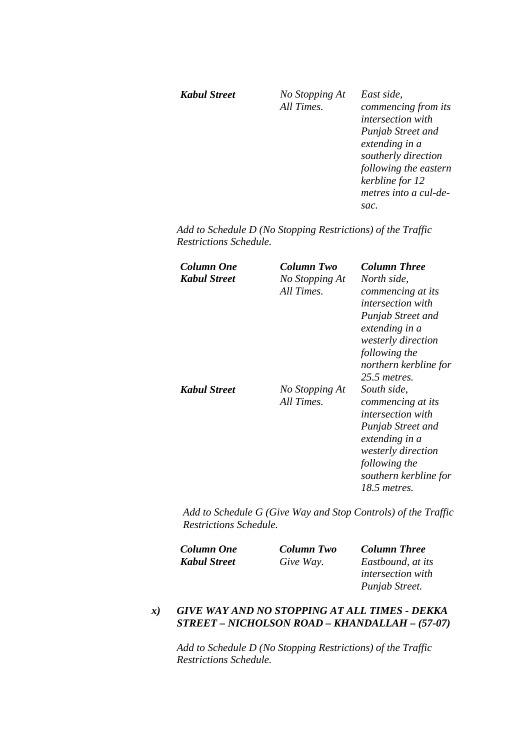| | | |
|---|---|---|
| ***Kabul Street*** | *No Stopping At All Times.* | *East side, commencing from its intersection with Punjab Street and extending in a southerly direction following the eastern kerbline for 12 metres into a cul-de-sac.* |

*Add to Schedule D (No Stopping Restrictions) of the Traffic Restrictions Schedule.*

| ***Column One*** | ***Column Two*** | ***Column Three*** |
|---|---|---|
| ***Kabul Street*** | *No Stopping At All Times.* | *North side, commencing at its intersection with Punjab Street and extending in a westerly direction following the northern kerbline for 25.5 metres.* |
| ***Kabul Street*** | *No Stopping At All Times.* | *South side, commencing at its intersection with Punjab Street and extending in a westerly direction following the southern kerbline for 18.5 metres.* |

*Add to Schedule G (Give Way and Stop Controls) of the Traffic Restrictions Schedule.*

| ***Column One*** | ***Column Two*** | ***Column Three*** |
|---|---|---|
| ***Kabul Street*** | *Give Way.* | *Eastbound, at its intersection with Punjab Street.* |

***x) GIVE WAY AND NO STOPPING AT ALL TIMES - DEKKA STREET – NICHOLSON ROAD – KHANDALLAH – (57-07)***

*Add to Schedule D (No Stopping Restrictions) of the Traffic Restrictions Schedule.*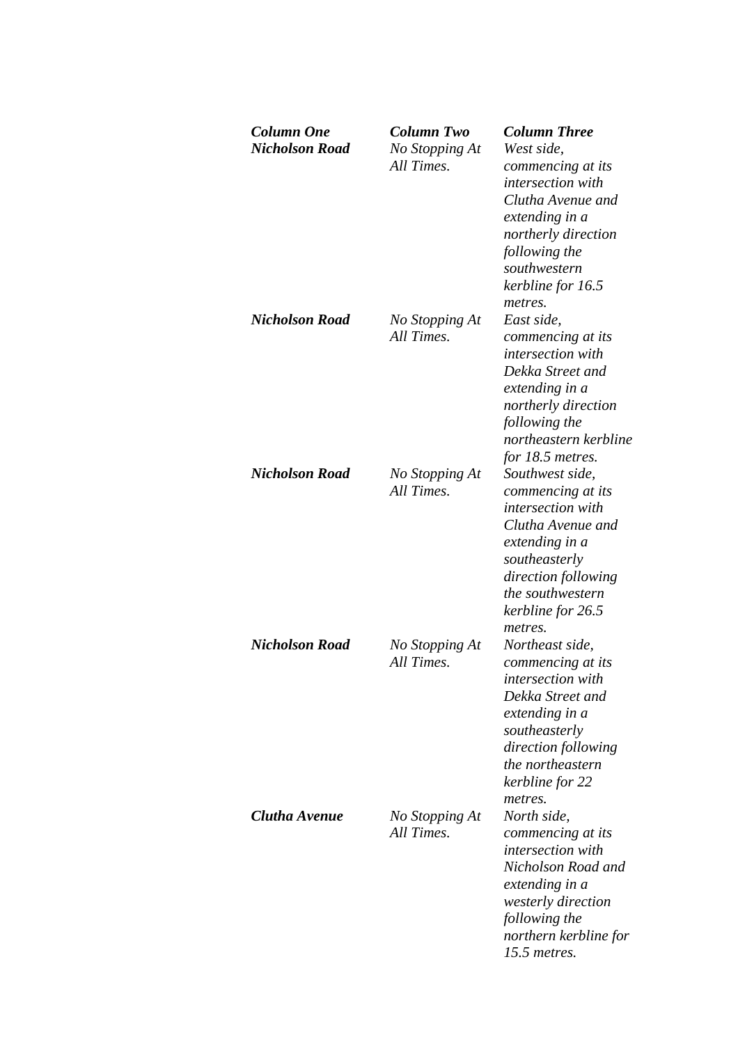| ***Column One*** | ***Column Two*** | ***Column Three*** |
|---|---|---|
| ***Nicholson Road*** | *No Stopping At All Times.* | *West side, commencing at its intersection with Clutha Avenue and extending in a northerly direction following the southwestern kerbline for 16.5 metres.* |
| ***Nicholson Road*** | *No Stopping At All Times.* | *East side, commencing at its intersection with Dekka Street and extending in a northerly direction following the northeastern kerbline for 18.5 metres.* |
| ***Nicholson Road*** | *No Stopping At All Times.* | *Southwest side, commencing at its intersection with Clutha Avenue and extending in a southeasterly direction following the southwestern kerbline for 26.5 metres.* |
| ***Nicholson Road*** | *No Stopping At All Times.* | *Northeast side, commencing at its intersection with Dekka Street and extending in a southeasterly direction following the northeastern kerbline for 22 metres.* |
| ***Clutha Avenue*** | *No Stopping At All Times.* | *North side, commencing at its intersection with Nicholson Road and extending in a westerly direction following the northern kerbline for 15.5 metres.* |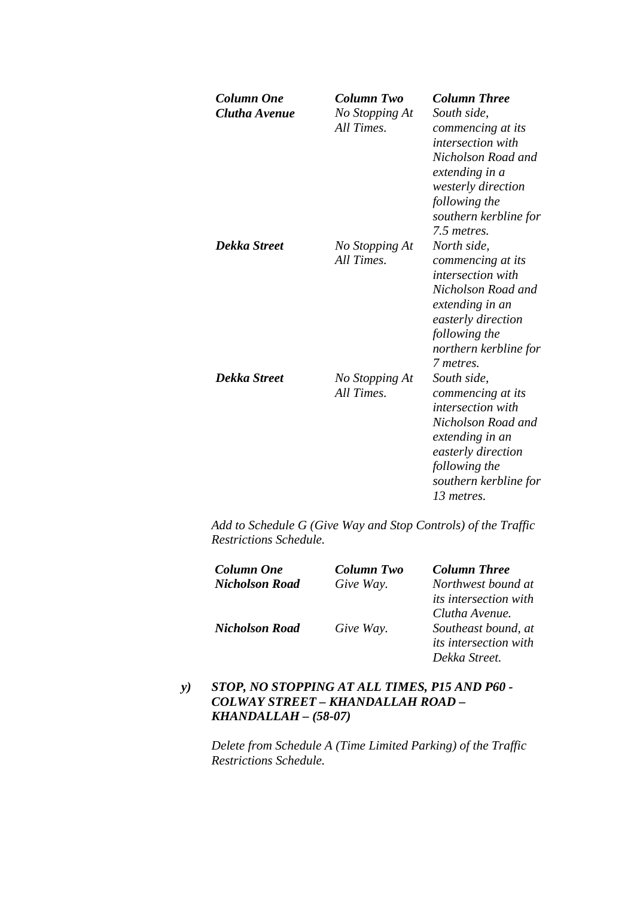| *Column One* | *Column Two* | *Column Three* |
|---|---|---|
| ***Clutha Avenue*** | *No Stopping At All Times.* | *South side, commencing at its intersection with Nicholson Road and extending in a westerly direction following the southern kerbline for 7.5 metres.* |
| ***Dekka Street*** | *No Stopping At All Times.* | *North side, commencing at its intersection with Nicholson Road and extending in an easterly direction following the northern kerbline for 7 metres.* |
| ***Dekka Street*** | *No Stopping At All Times.* | *South side, commencing at its intersection with Nicholson Road and extending in an easterly direction following the southern kerbline for 13 metres.* |

*Add to Schedule G (Give Way and Stop Controls) of the Traffic Restrictions Schedule.*

| *Column One* | *Column Two* | *Column Three* |
|---|---|---|
| ***Nicholson Road*** | *Give Way.* | *Northwest bound at its intersection with Clutha Avenue.* |
| ***Nicholson Road*** | *Give Way.* | *Southeast bound, at its intersection with Dekka Street.* |

***y) STOP, NO STOPPING AT ALL TIMES, P15 AND P60 - COLWAY STREET – KHANDALLAH ROAD – KHANDALLAH – (58-07)***

*Delete from Schedule A (Time Limited Parking) of the Traffic Restrictions Schedule.*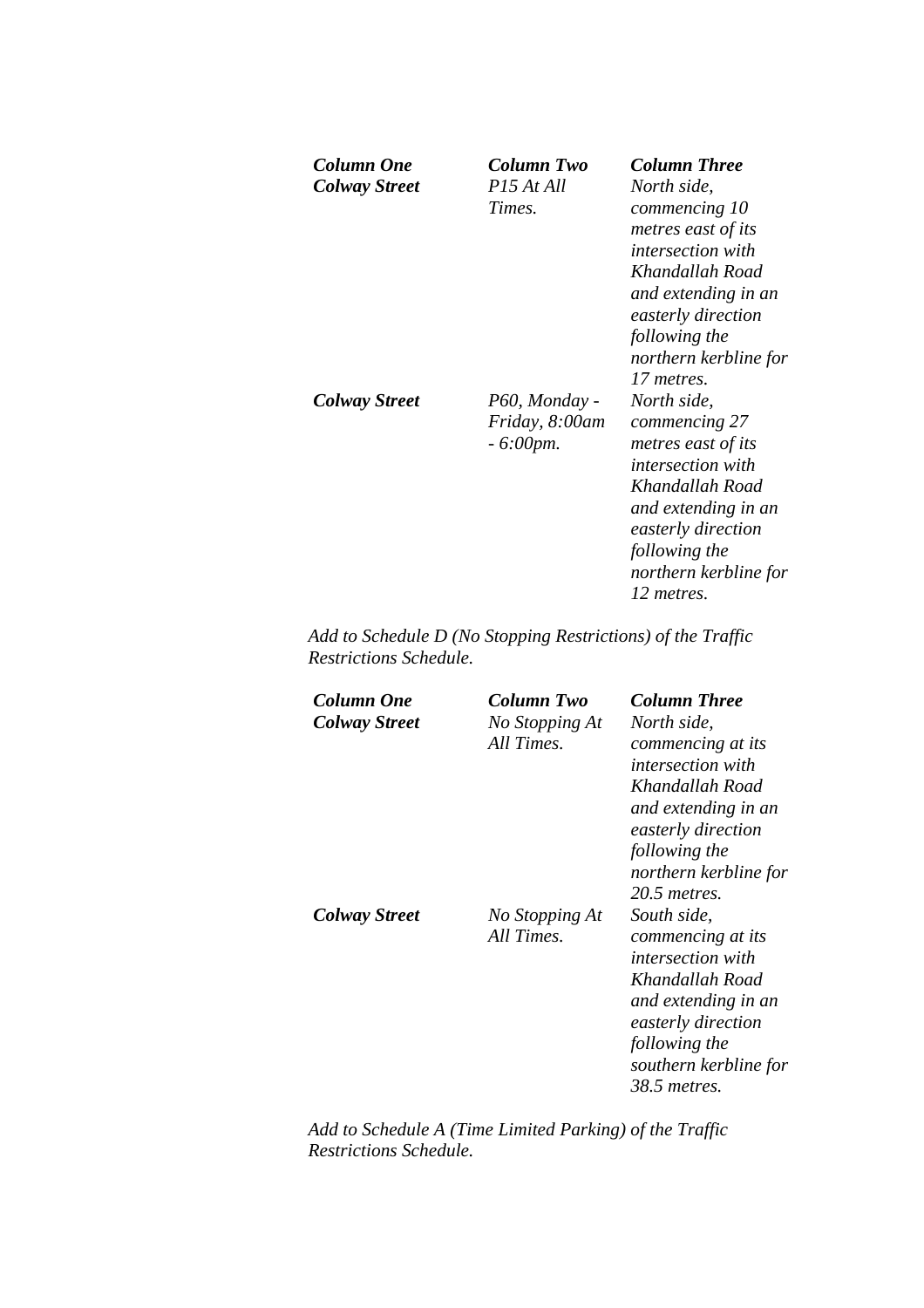| *Column One* | *Column Two* | *Column Three* |
|---|---|---|
| ***Colway Street*** | *P15 At All Times.* | *North side, commencing 10 metres east of its intersection with Khandallah Road and extending in an easterly direction following the northern kerbline for 17 metres.* |
| ***Colway Street*** | *P60, Monday - Friday, 8:00am - 6:00pm.* | *North side, commencing 27 metres east of its intersection with Khandallah Road and extending in an easterly direction following the northern kerbline for 12 metres.* |

*Add to Schedule D (No Stopping Restrictions) of the Traffic Restrictions Schedule.*

| *Column One* | *Column Two* | *Column Three* |
|---|---|---|
| ***Colway Street*** | *No Stopping At All Times.* | *North side, commencing at its intersection with Khandallah Road and extending in an easterly direction following the northern kerbline for 20.5 metres.* |
| ***Colway Street*** | *No Stopping At All Times.* | *South side, commencing at its intersection with Khandallah Road and extending in an easterly direction following the southern kerbline for 38.5 metres.* |

*Add to Schedule A (Time Limited Parking) of the Traffic Restrictions Schedule.*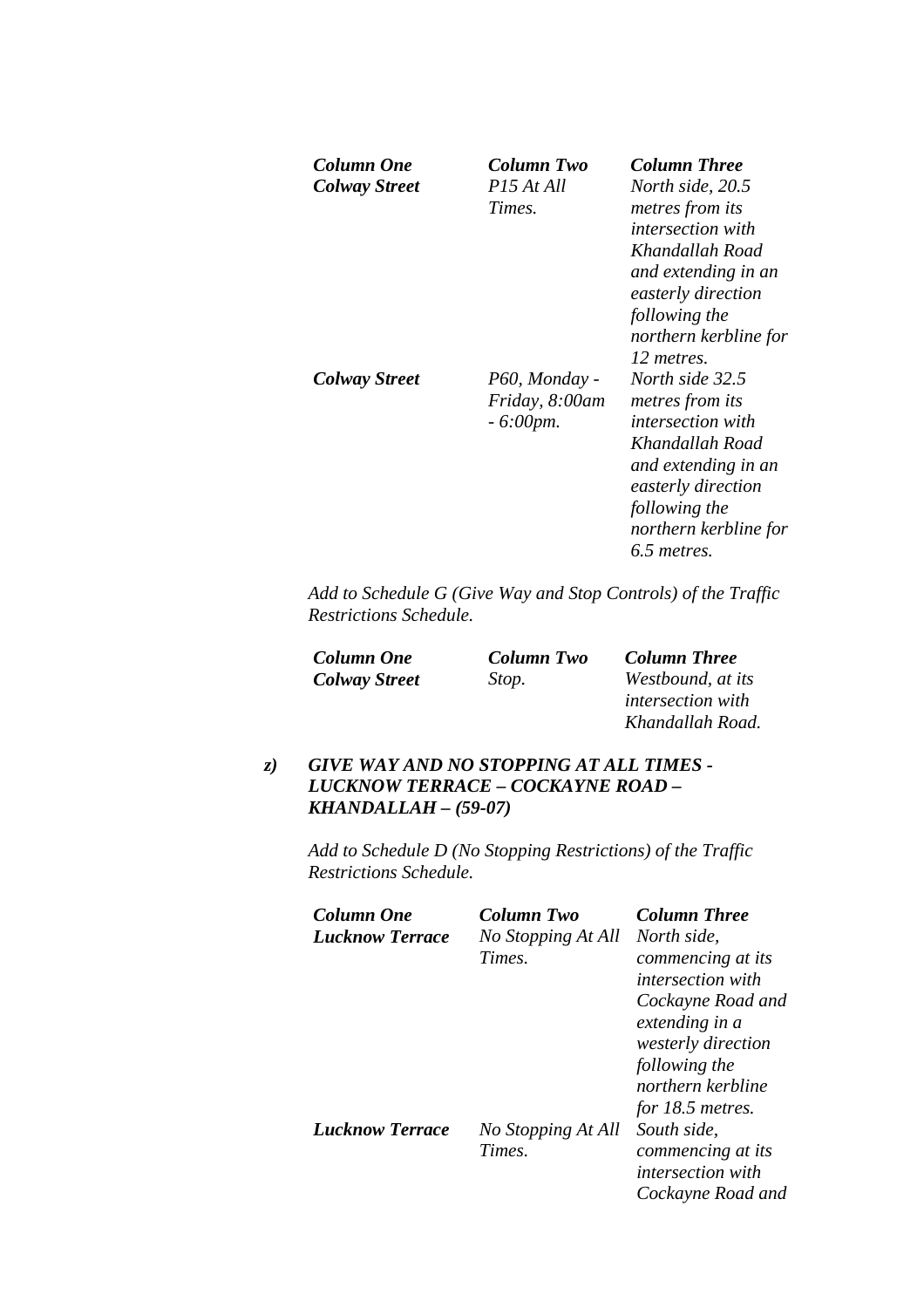| *Column One* | *Column Two* | *Column Three* |
|---|---|---|
| ***Colway Street*** | *P15 At All Times.* | *North side, 20.5 metres from its intersection with Khandallah Road and extending in an easterly direction following the northern kerbline for 12 metres.* |
| ***Colway Street*** | *P60, Monday - Friday, 8:00am - 6:00pm.* | *North side 32.5 metres from its intersection with Khandallah Road and extending in an easterly direction following the northern kerbline for 6.5 metres.* |

*Add to Schedule G (Give Way and Stop Controls) of the Traffic Restrictions Schedule.*

| *Column One* | *Column Two* | *Column Three* |
|---|---|---|
| ***Colway Street*** | *Stop.* | *Westbound, at its intersection with Khandallah Road.* |

***z) GIVE WAY AND NO STOPPING AT ALL TIMES - LUCKNOW TERRACE – COCKAYNE ROAD – KHANDALLAH – (59-07)***

*Add to Schedule D (No Stopping Restrictions) of the Traffic Restrictions Schedule.*

| *Column One* | *Column Two* | *Column Three* |
|---|---|---|
| ***Lucknow Terrace*** | *No Stopping At All Times.* | *North side, commencing at its intersection with Cockayne Road and extending in a westerly direction following the northern kerbline for 18.5 metres.* |
| ***Lucknow Terrace*** | *No Stopping At All Times.* | *South side, commencing at its intersection with Cockayne Road and* |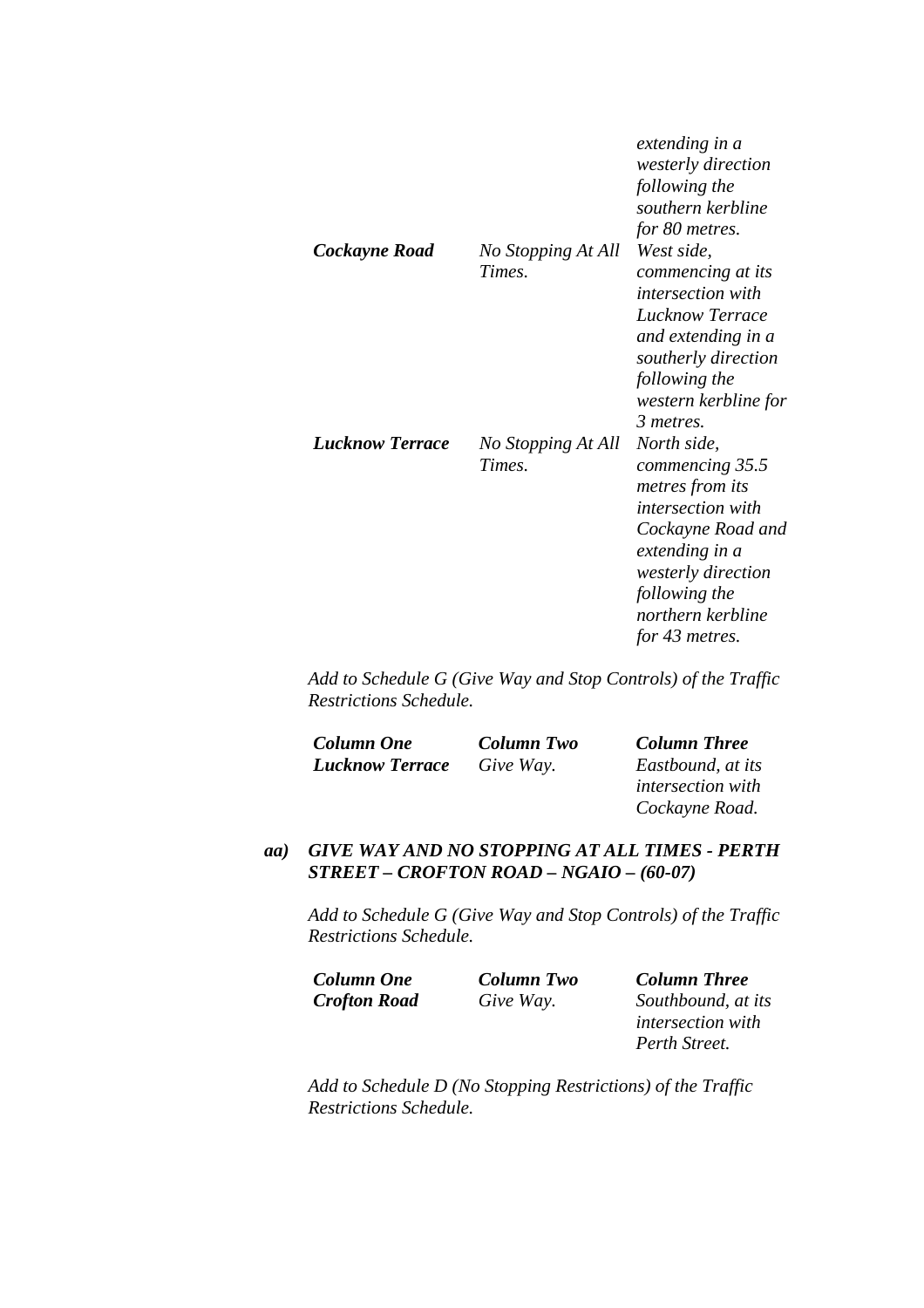| | | |
|---|---|---|
| | | *extending in a westerly direction following the southern kerbline for 80 metres.* |
| ***Cockayne Road*** | *No Stopping At All Times.* | *West side, commencing at its intersection with Lucknow Terrace and extending in a southerly direction following the western kerbline for 3 metres.* |
| ***Lucknow Terrace*** | *No Stopping At All Times.* | *North side, commencing 35.5 metres from its intersection with Cockayne Road and extending in a westerly direction following the northern kerbline for 43 metres.* |

*Add to Schedule G (Give Way and Stop Controls) of the Traffic Restrictions Schedule.*

| ***Column One*** | ***Column Two*** | ***Column Three*** |
|---|---|---|
| ***Lucknow Terrace*** | *Give Way.* | *Eastbound, at its intersection with Cockayne Road.* |

***aa) GIVE WAY AND NO STOPPING AT ALL TIMES - PERTH STREET – CROFTON ROAD – NGAIO – (60-07)***

*Add to Schedule G (Give Way and Stop Controls) of the Traffic Restrictions Schedule.*

| ***Column One*** | ***Column Two*** | ***Column Three*** |
|---|---|---|
| ***Crofton Road*** | *Give Way.* | *Southbound, at its intersection with Perth Street.* |

*Add to Schedule D (No Stopping Restrictions) of the Traffic Restrictions Schedule.*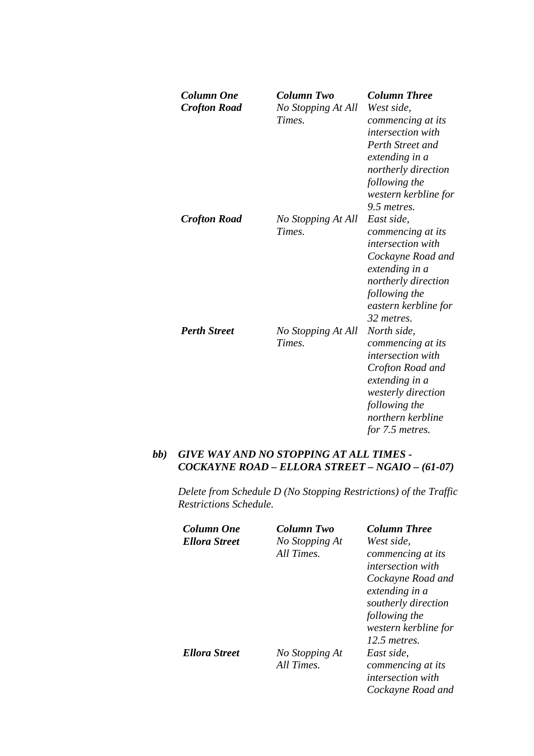| *Column One* | *Column Two* | *Column Three* |
|---|---|---|
| ***Crofton Road*** | *No Stopping At All Times.* | *West side, commencing at its intersection with Perth Street and extending in a northerly direction following the western kerbline for 9.5 metres.* |
| ***Crofton Road*** | *No Stopping At All Times.* | *East side, commencing at its intersection with Cockayne Road and extending in a northerly direction following the eastern kerbline for 32 metres.* |
| ***Perth Street*** | *No Stopping At All Times.* | *North side, commencing at its intersection with Crofton Road and extending in a westerly direction following the northern kerbline for 7.5 metres.* |

***bb) GIVE WAY AND NO STOPPING AT ALL TIMES - COCKAYNE ROAD – ELLORA STREET – NGAIO – (61-07)***

*Delete from Schedule D (No Stopping Restrictions) of the Traffic Restrictions Schedule.*

| *Column One* | *Column Two* | *Column Three* |
|---|---|---|
| ***Ellora Street*** | *No Stopping At All Times.* | *West side, commencing at its intersection with Cockayne Road and extending in a southerly direction following the western kerbline for 12.5 metres.* |
| ***Ellora Street*** | *No Stopping At All Times.* | *East side, commencing at its intersection with Cockayne Road and* |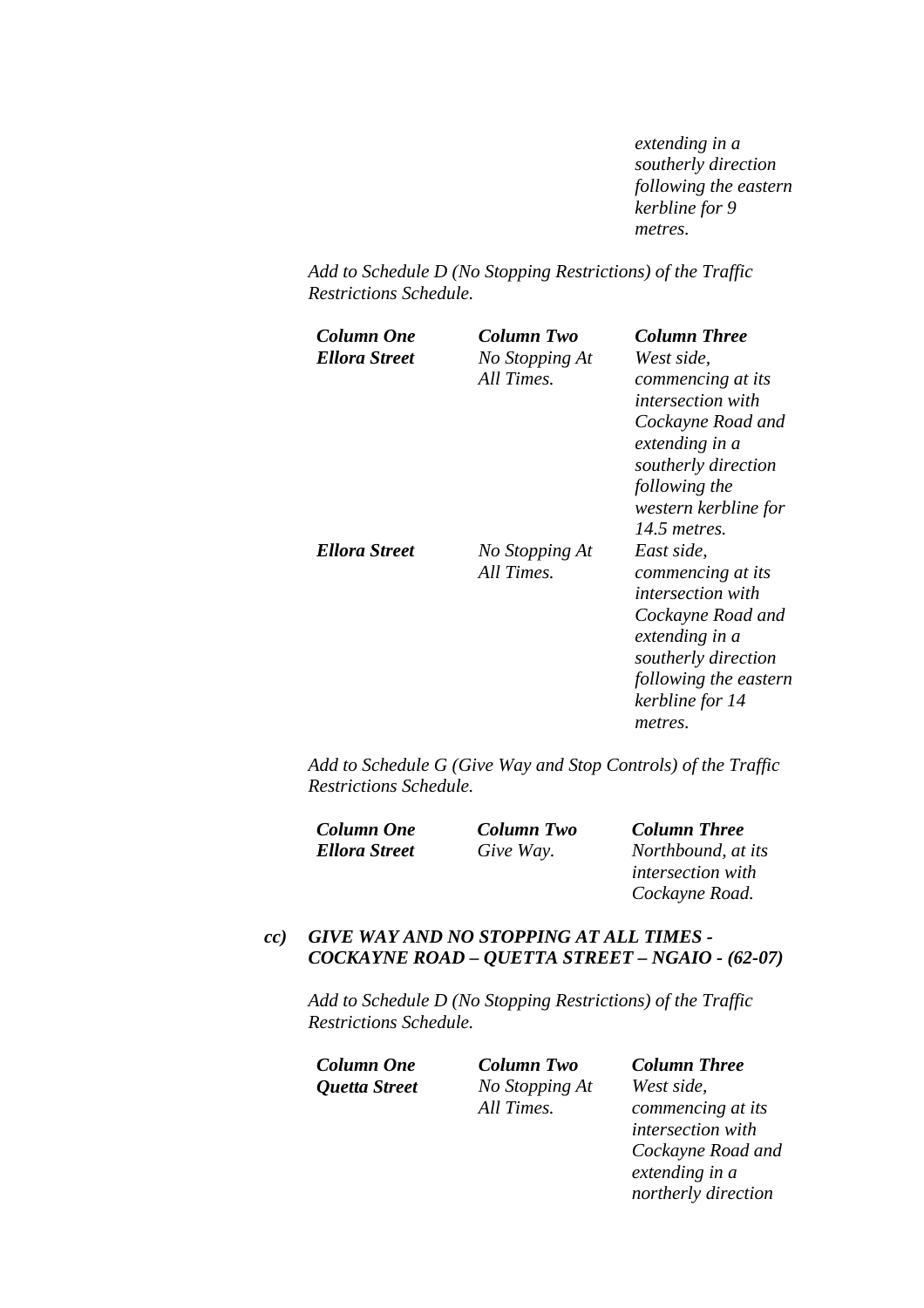| | | *extending in a southerly direction following the eastern kerbline for 9 metres.* |
|---|---|---|

*Add to Schedule D (No Stopping Restrictions) of the Traffic Restrictions Schedule.*

| ***Column One*** | ***Column Two*** | ***Column Three*** |
|---|---|---|
| ***Ellora Street*** | *No Stopping At All Times.* | *West side, commencing at its intersection with Cockayne Road and extending in a southerly direction following the western kerbline for 14.5 metres.* |
| ***Ellora Street*** | *No Stopping At All Times.* | *East side, commencing at its intersection with Cockayne Road and extending in a southerly direction following the eastern kerbline for 14 metres.* |

*Add to Schedule G (Give Way and Stop Controls) of the Traffic Restrictions Schedule.*

| ***Column One*** | ***Column Two*** | ***Column Three*** |
|---|---|---|
| ***Ellora Street*** | *Give Way.* | *Northbound, at its intersection with Cockayne Road.* |

***cc) GIVE WAY AND NO STOPPING AT ALL TIMES - COCKAYNE ROAD – QUETTA STREET – NGAIO - (62-07)***

*Add to Schedule D (No Stopping Restrictions) of the Traffic Restrictions Schedule.*

| ***Column One*** | ***Column Two*** | ***Column Three*** |
|---|---|---|
| ***Quetta Street*** | *No Stopping At All Times.* | *West side, commencing at its intersection with Cockayne Road and extending in a northerly direction* |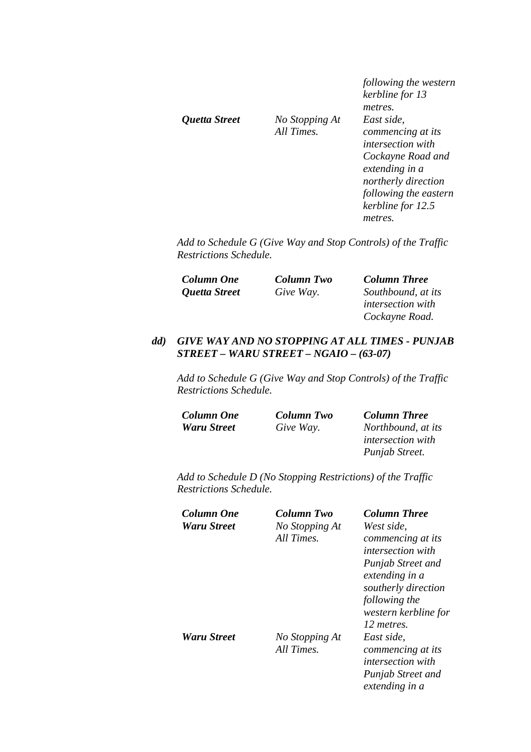| | | *following the western kerbline for 13 metres.* |
|---|---|---|
| ***Quetta Street*** | *No Stopping At All Times.* | *East side, commencing at its intersection with Cockayne Road and extending in a northerly direction following the eastern kerbline for 12.5 metres.* |

*Add to Schedule G (Give Way and Stop Controls) of the Traffic Restrictions Schedule.*

| ***Column One*** | ***Column Two*** | ***Column Three*** |
|---|---|---|
| ***Quetta Street*** | *Give Way.* | *Southbound, at its intersection with Cockayne Road.* |

***dd) GIVE WAY AND NO STOPPING AT ALL TIMES - PUNJAB STREET – WARU STREET – NGAIO – (63-07)***

*Add to Schedule G (Give Way and Stop Controls) of the Traffic Restrictions Schedule.*

| ***Column One*** | ***Column Two*** | ***Column Three*** |
|---|---|---|
| ***Waru Street*** | *Give Way.* | *Northbound, at its intersection with Punjab Street.* |

*Add to Schedule D (No Stopping Restrictions) of the Traffic Restrictions Schedule.*

| ***Column One*** | ***Column Two*** | ***Column Three*** |
|---|---|---|
| ***Waru Street*** | *No Stopping At All Times.* | *West side, commencing at its intersection with Punjab Street and extending in a southerly direction following the western kerbline for 12 metres.* |
| ***Waru Street*** | *No Stopping At All Times.* | *East side, commencing at its intersection with Punjab Street and extending in a* |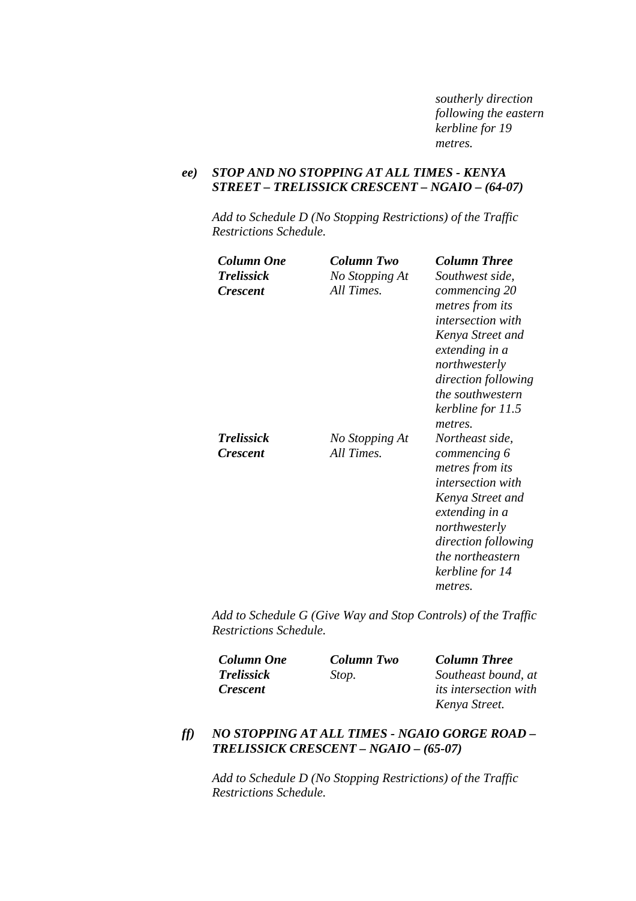*southerly direction following the eastern kerbline for 19 metres.*

***ee) STOP AND NO STOPPING AT ALL TIMES - KENYA STREET – TRELISSICK CRESCENT – NGAIO – (64-07)***

*Add to Schedule D (No Stopping Restrictions) of the Traffic Restrictions Schedule.*

| ***Column One*** | ***Column Two*** | ***Column Three*** |
|---|---|---|
| ***Trelissick Crescent*** | *No Stopping At All Times.* | *Southwest side, commencing 20 metres from its intersection with Kenya Street and extending in a northwesterly direction following the southwestern kerbline for 11.5 metres.* |
| ***Trelissick Crescent*** | *No Stopping At All Times.* | *Northeast side, commencing 6 metres from its intersection with Kenya Street and extending in a northwesterly direction following the northeastern kerbline for 14 metres.* |

*Add to Schedule G (Give Way and Stop Controls) of the Traffic Restrictions Schedule.*

| ***Column One*** | ***Column Two*** | ***Column Three*** |
|---|---|---|
| ***Trelissick Crescent*** | *Stop.* | *Southeast bound, at its intersection with Kenya Street.* |

***ff) NO STOPPING AT ALL TIMES - NGAIO GORGE ROAD – TRELISSICK CRESCENT – NGAIO – (65-07)***

*Add to Schedule D (No Stopping Restrictions) of the Traffic Restrictions Schedule.*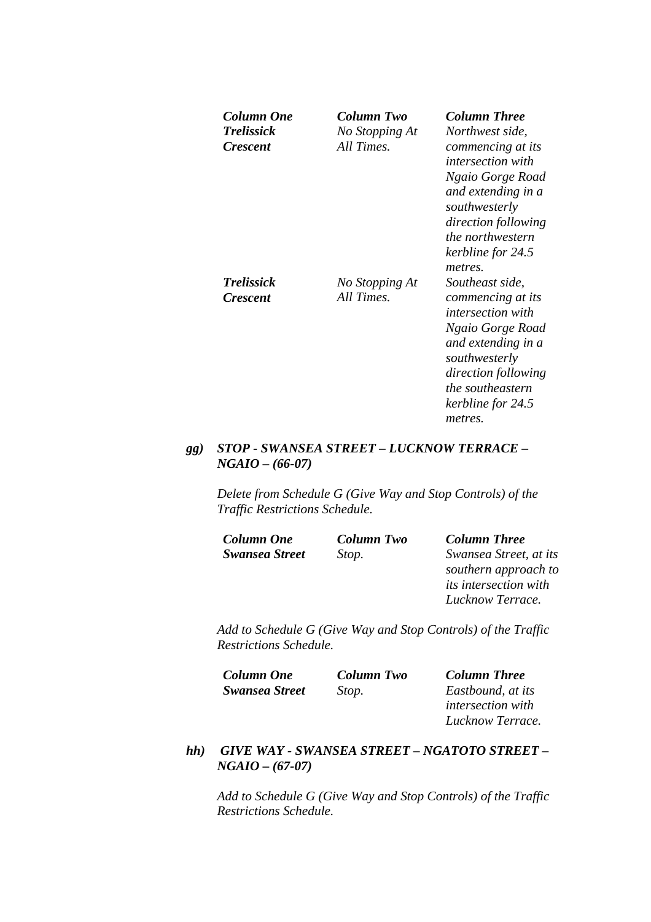| *Column One* | *Column Two* | *Column Three* |
|---|---|---|
| ***Trelissick Crescent*** | *No Stopping At All Times.* | *Northwest side, commencing at its intersection with Ngaio Gorge Road and extending in a southwesterly direction following the northwestern kerbline for 24.5 metres.* |
| ***Trelissick Crescent*** | *No Stopping At All Times.* | *Southeast side, commencing at its intersection with Ngaio Gorge Road and extending in a southwesterly direction following the southeastern kerbline for 24.5 metres.* |

***gg) STOP - SWANSEA STREET – LUCKNOW TERRACE – NGAIO – (66-07)***

*Delete from Schedule G (Give Way and Stop Controls) of the Traffic Restrictions Schedule.*

| *Column One* | *Column Two* | *Column Three* |
|---|---|---|
| ***Swansea Street*** | *Stop.* | *Swansea Street, at its southern approach to its intersection with Lucknow Terrace.* |

*Add to Schedule G (Give Way and Stop Controls) of the Traffic Restrictions Schedule.*

| *Column One* | *Column Two* | *Column Three* |
|---|---|---|
| ***Swansea Street*** | *Stop.* | *Eastbound, at its intersection with Lucknow Terrace.* |

***hh) GIVE WAY - SWANSEA STREET – NGATOTO STREET – NGAIO – (67-07)***

*Add to Schedule G (Give Way and Stop Controls) of the Traffic Restrictions Schedule.*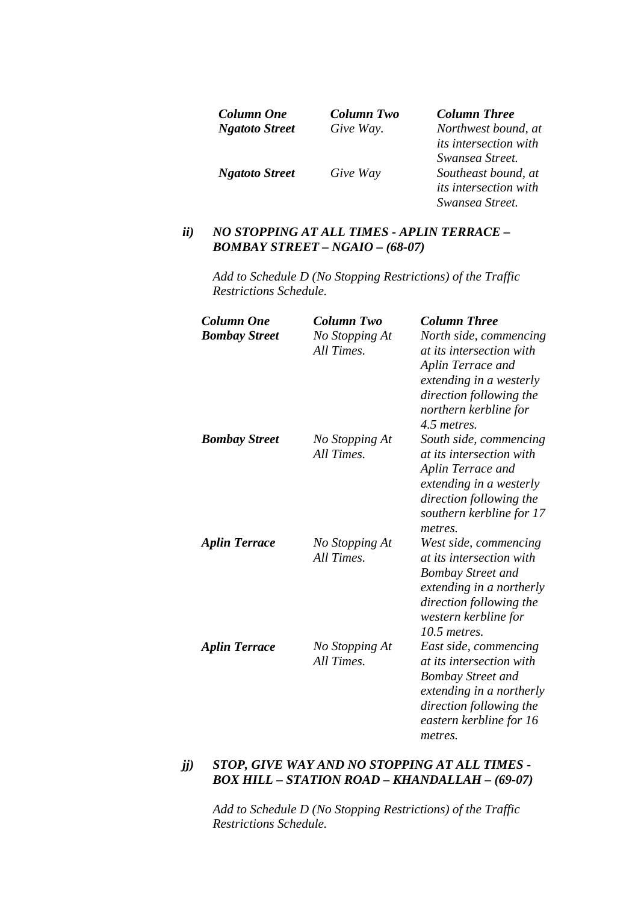| *Column One* | *Column Two* | *Column Three* |
|---|---|---|
| ***Ngatoto Street*** | *Give Way.* | *Northwest bound, at its intersection with Swansea Street.* |
| ***Ngatoto Street*** | *Give Way* | *Southeast bound, at its intersection with Swansea Street.* |

***ii) NO STOPPING AT ALL TIMES - APLIN TERRACE – BOMBAY STREET – NGAIO – (68-07)***

*Add to Schedule D (No Stopping Restrictions) of the Traffic Restrictions Schedule.*

| *Column One* | *Column Two* | *Column Three* |
|---|---|---|
| ***Bombay Street*** | *No Stopping At All Times.* | *North side, commencing at its intersection with Aplin Terrace and extending in a westerly direction following the northern kerbline for 4.5 metres.* |
| ***Bombay Street*** | *No Stopping At All Times.* | *South side, commencing at its intersection with Aplin Terrace and extending in a westerly direction following the southern kerbline for 17 metres.* |
| ***Aplin Terrace*** | *No Stopping At All Times.* | *West side, commencing at its intersection with Bombay Street and extending in a northerly direction following the western kerbline for 10.5 metres.* |
| ***Aplin Terrace*** | *No Stopping At All Times.* | *East side, commencing at its intersection with Bombay Street and extending in a northerly direction following the eastern kerbline for 16 metres.* |

***jj) STOP, GIVE WAY AND NO STOPPING AT ALL TIMES - BOX HILL – STATION ROAD – KHANDALLAH – (69-07)***

*Add to Schedule D (No Stopping Restrictions) of the Traffic Restrictions Schedule.*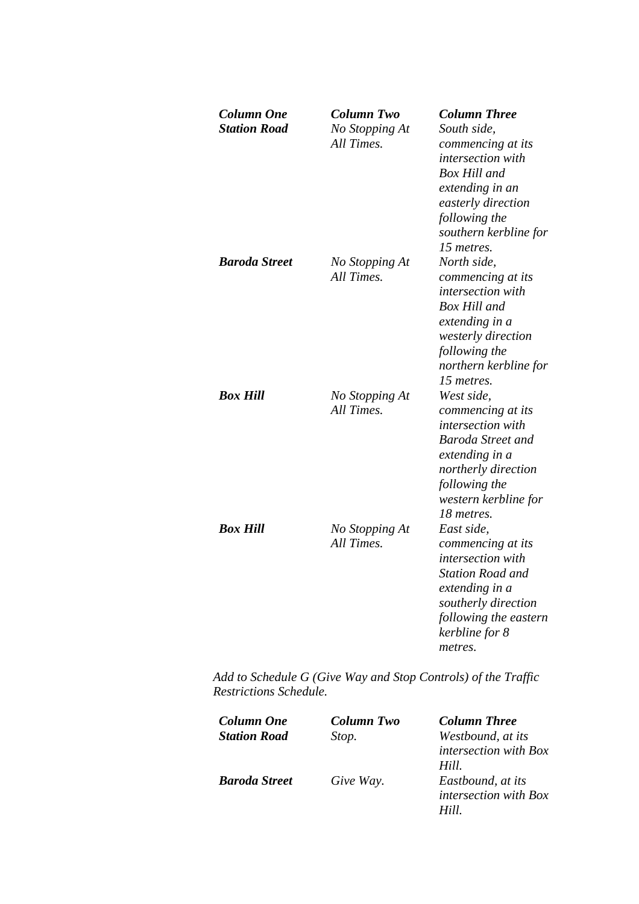| ***Column One*** | ***Column Two*** | ***Column Three*** |
|---|---|---|
| ***Station Road*** | *No Stopping At All Times.* | *South side, commencing at its intersection with Box Hill and extending in an easterly direction following the southern kerbline for 15 metres.* |
| ***Baroda Street*** | *No Stopping At All Times.* | *North side, commencing at its intersection with Box Hill and extending in a westerly direction following the northern kerbline for 15 metres.* |
| ***Box Hill*** | *No Stopping At All Times.* | *West side, commencing at its intersection with Baroda Street and extending in a northerly direction following the western kerbline for 18 metres.* |
| ***Box Hill*** | *No Stopping At All Times.* | *East side, commencing at its intersection with Station Road and extending in a southerly direction following the eastern kerbline for 8 metres.* |

*Add to Schedule G (Give Way and Stop Controls) of the Traffic Restrictions Schedule.*

| ***Column One*** | ***Column Two*** | ***Column Three*** |
|---|---|---|
| ***Station Road*** | *Stop.* | *Westbound, at its intersection with Box Hill.* |
| ***Baroda Street*** | *Give Way.* | *Eastbound, at its intersection with Box Hill.* |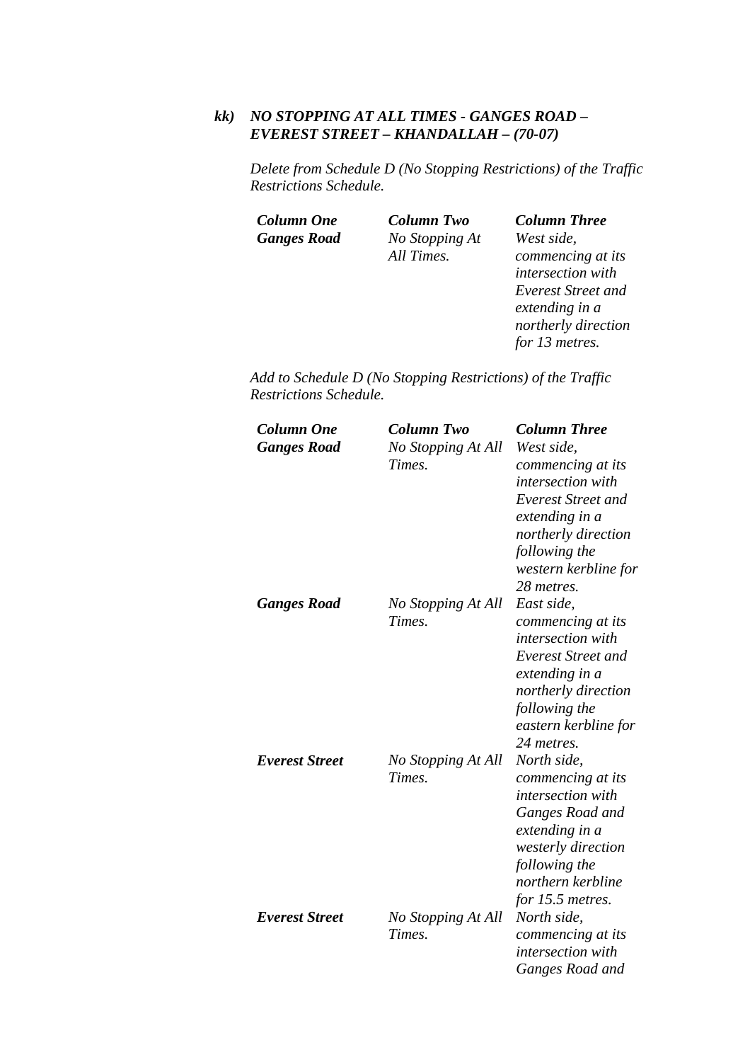### *kk) NO STOPPING AT ALL TIMES - GANGES ROAD – EVEREST STREET – KHANDALLAH – (70-07)*

*Delete from Schedule D (No Stopping Restrictions) of the Traffic Restrictions Schedule.*

| ***Column One*** | ***Column Two*** | ***Column Three*** |
|---|---|---|
| ***Ganges Road*** | *No Stopping At All Times.* | *West side, commencing at its intersection with Everest Street and extending in a northerly direction for 13 metres.* |

*Add to Schedule D (No Stopping Restrictions) of the Traffic Restrictions Schedule.*

| ***Column One*** | ***Column Two*** | ***Column Three*** |
|---|---|---|
| ***Ganges Road*** | *No Stopping At All Times.* | *West side, commencing at its intersection with Everest Street and extending in a northerly direction following the western kerbline for 28 metres.* |
| ***Ganges Road*** | *No Stopping At All Times.* | *East side, commencing at its intersection with Everest Street and extending in a northerly direction following the eastern kerbline for 24 metres.* |
| ***Everest Street*** | *No Stopping At All Times.* | *North side, commencing at its intersection with Ganges Road and extending in a westerly direction following the northern kerbline for 15.5 metres.* |
| ***Everest Street*** | *No Stopping At All Times.* | *North side, commencing at its intersection with Ganges Road and* |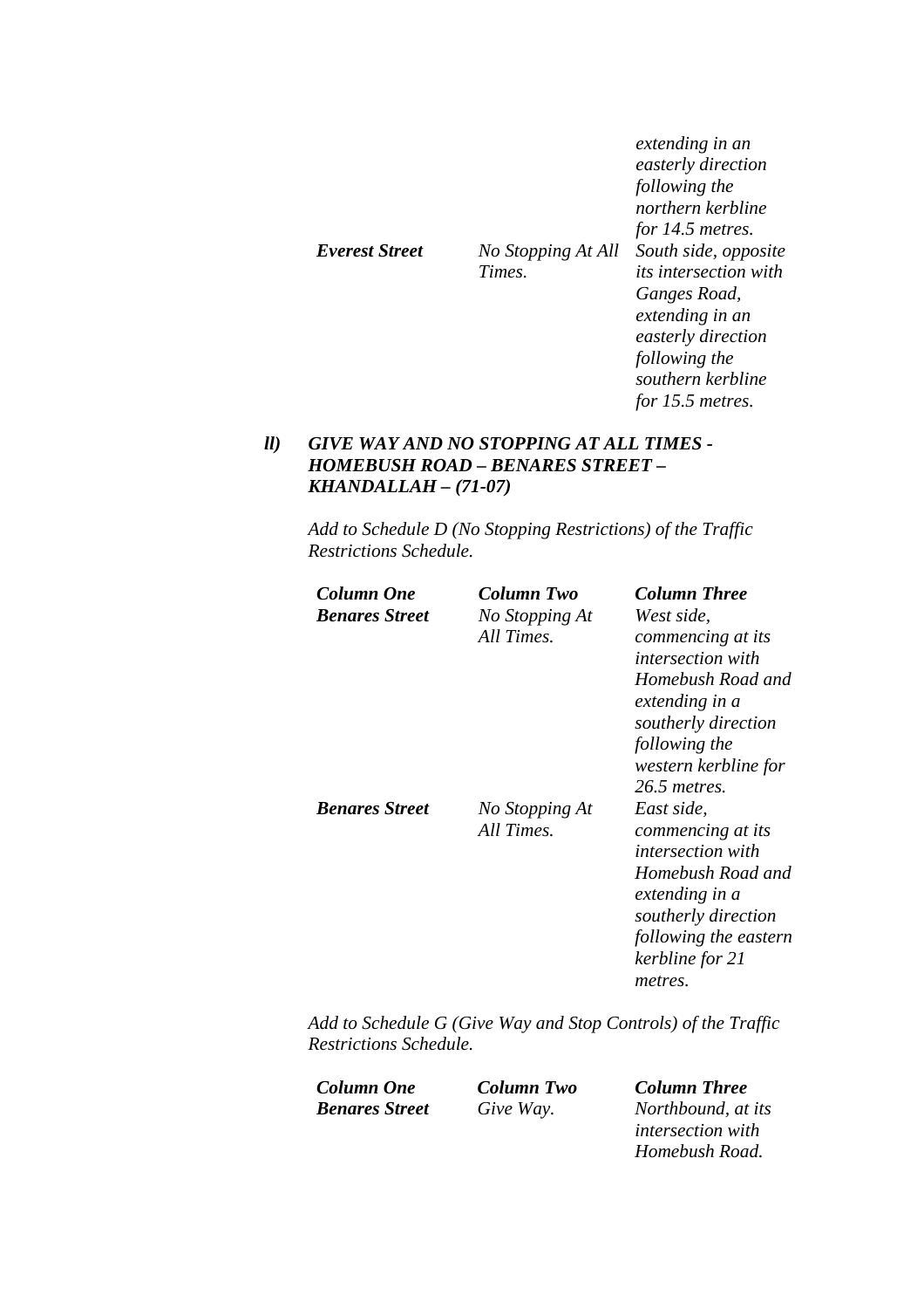| | | *extending in an easterly direction following the northern kerbline for 14.5 metres.* |
|---|---|---|
| ***Everest Street*** | *No Stopping At All Times.* | *South side, opposite its intersection with Ganges Road, extending in an easterly direction following the southern kerbline for 15.5 metres.* |

***ll) GIVE WAY AND NO STOPPING AT ALL TIMES - HOMEBUSH ROAD – BENARES STREET – KHANDALLAH – (71-07)***

*Add to Schedule D (No Stopping Restrictions) of the Traffic Restrictions Schedule.*

| ***Column One*** | ***Column Two*** | ***Column Three*** |
|---|---|---|
| ***Benares Street*** | *No Stopping At All Times.* | *West side, commencing at its intersection with Homebush Road and extending in a southerly direction following the western kerbline for 26.5 metres.* |
| ***Benares Street*** | *No Stopping At All Times.* | *East side, commencing at its intersection with Homebush Road and extending in a southerly direction following the eastern kerbline for 21 metres.* |

*Add to Schedule G (Give Way and Stop Controls) of the Traffic Restrictions Schedule.*

| ***Column One*** | ***Column Two*** | ***Column Three*** |
|---|---|---|
| ***Benares Street*** | *Give Way.* | *Northbound, at its intersection with Homebush Road.* |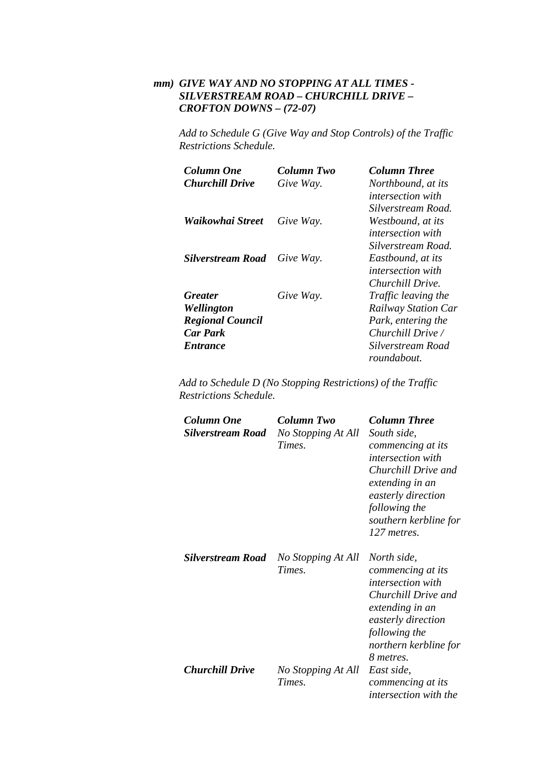### *mm) GIVE WAY AND NO STOPPING AT ALL TIMES - SILVERSTREAM ROAD – CHURCHILL DRIVE – CROFTON DOWNS – (72-07)*

*Add to Schedule G (Give Way and Stop Controls) of the Traffic Restrictions Schedule.*

| ***Column One*** | ***Column Two*** | ***Column Three*** |
|---|---|---|
| ***Churchill Drive*** | *Give Way.* | *Northbound, at its intersection with Silverstream Road.* |
| ***Waikowhai Street*** | *Give Way.* | *Westbound, at its intersection with Silverstream Road.* |
| ***Silverstream Road*** | *Give Way.* | *Eastbound, at its intersection with Churchill Drive.* |
| ***Greater Wellington Regional Council Car Park Entrance*** | *Give Way.* | *Traffic leaving the Railway Station Car Park, entering the Churchill Drive / Silverstream Road roundabout.* |

*Add to Schedule D (No Stopping Restrictions) of the Traffic Restrictions Schedule.*

| ***Column One*** | ***Column Two*** | ***Column Three*** |
|---|---|---|
| ***Silverstream Road*** | *No Stopping At All Times.* | *South side, commencing at its intersection with Churchill Drive and extending in an easterly direction following the southern kerbline for 127 metres.* |
| ***Silverstream Road*** | *No Stopping At All Times.* | *North side, commencing at its intersection with Churchill Drive and extending in an easterly direction following the northern kerbline for 8 metres.* |
| ***Churchill Drive*** | *No Stopping At All Times.* | *East side, commencing at its intersection with the* |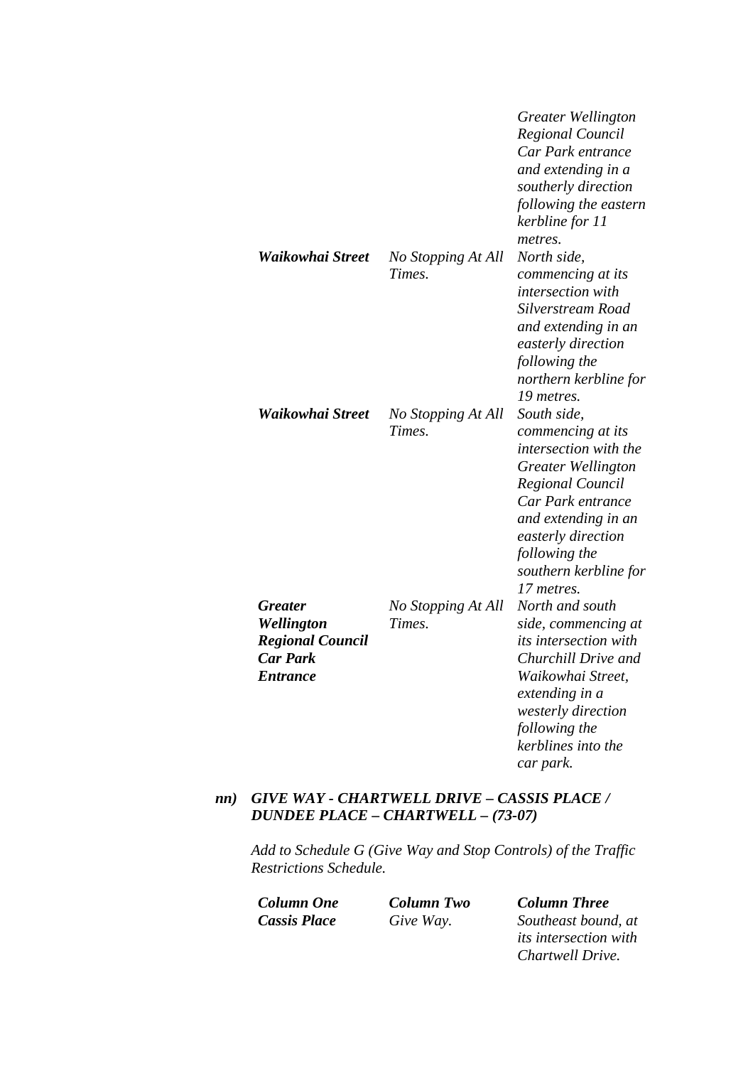| | | |
|---|---|---|
| | | *Greater Wellington Regional Council Car Park entrance and extending in a southerly direction following the eastern kerbline for 11 metres.* |
| ***Waikowhai Street*** | *No Stopping At All Times.* | *North side, commencing at its intersection with Silverstream Road and extending in an easterly direction following the northern kerbline for 19 metres.* |
| ***Waikowhai Street*** | *No Stopping At All Times.* | *South side, commencing at its intersection with the Greater Wellington Regional Council Car Park entrance and extending in an easterly direction following the southern kerbline for 17 metres.* |
| ***Greater Wellington Regional Council Car Park Entrance*** | *No Stopping At All Times.* | *North and south side, commencing at its intersection with Churchill Drive and Waikowhai Street, extending in a westerly direction following the kerblines into the car park.* |

***nn) GIVE WAY - CHARTWELL DRIVE – CASSIS PLACE / DUNDEE PLACE – CHARTWELL – (73-07)***

*Add to Schedule G (Give Way and Stop Controls) of the Traffic Restrictions Schedule.*

| ***Column One*** | ***Column Two*** | ***Column Three*** |
|---|---|---|
| ***Cassis Place*** | *Give Way.* | *Southeast bound, at its intersection with Chartwell Drive.* |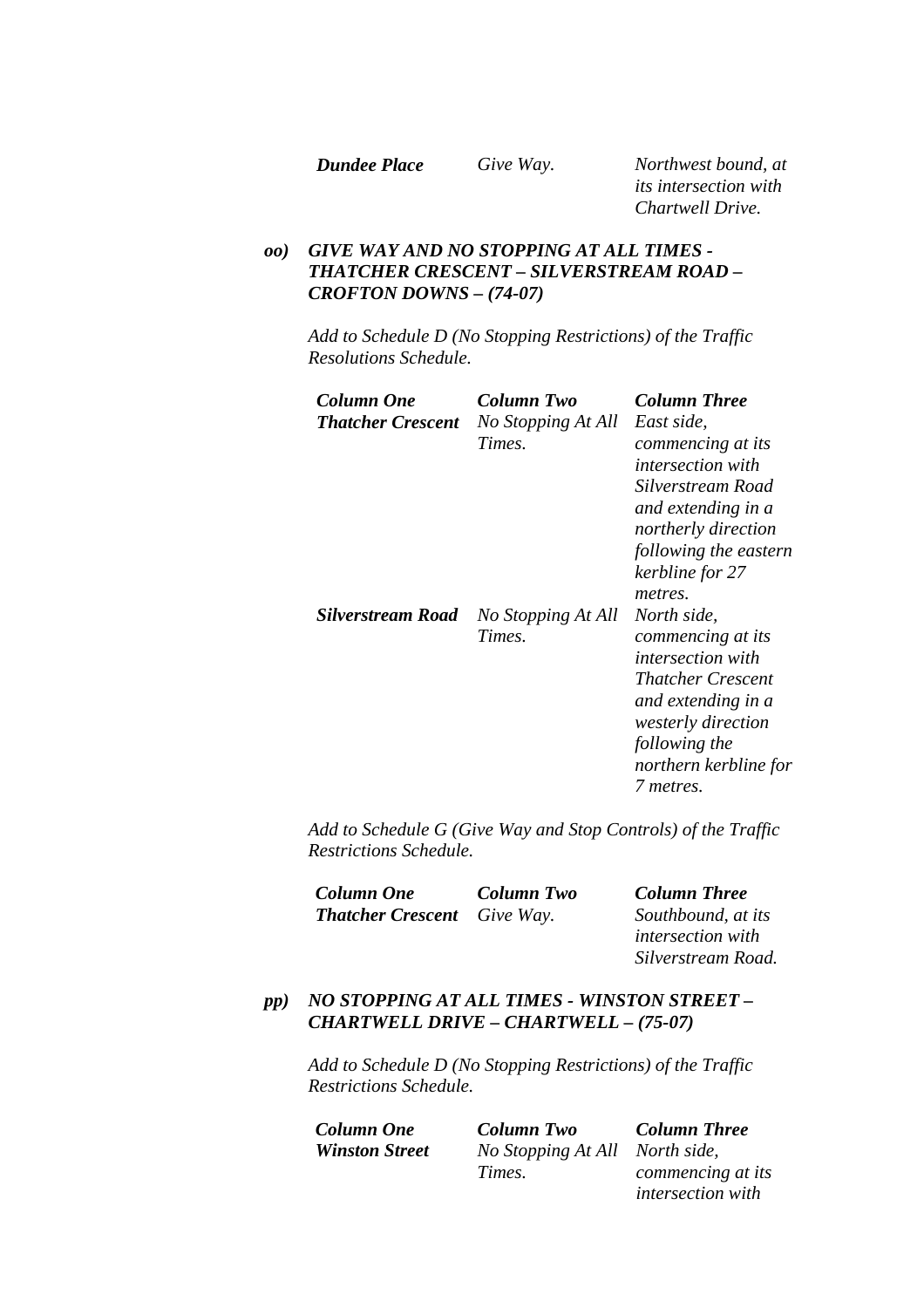| | | |
|---|---|---|
| ***Dundee Place*** | *Give Way.* | *Northwest bound, at its intersection with Chartwell Drive.* |

***oo) GIVE WAY AND NO STOPPING AT ALL TIMES - THATCHER CRESCENT – SILVERSTREAM ROAD – CROFTON DOWNS – (74-07)***

*Add to Schedule D (No Stopping Restrictions) of the Traffic Resolutions Schedule.*

| ***Column One*** | ***Column Two*** | ***Column Three*** |
|---|---|---|
| ***Thatcher Crescent*** | *No Stopping At All Times.* | *East side, commencing at its intersection with Silverstream Road and extending in a northerly direction following the eastern kerbline for 27 metres.* |
| ***Silverstream Road*** | *No Stopping At All Times.* | *North side, commencing at its intersection with Thatcher Crescent and extending in a westerly direction following the northern kerbline for 7 metres.* |

*Add to Schedule G (Give Way and Stop Controls) of the Traffic Restrictions Schedule.*

| ***Column One*** | ***Column Two*** | ***Column Three*** |
|---|---|---|
| ***Thatcher Crescent*** | *Give Way.* | *Southbound, at its intersection with Silverstream Road.* |

***pp) NO STOPPING AT ALL TIMES - WINSTON STREET – CHARTWELL DRIVE – CHARTWELL – (75-07)***

*Add to Schedule D (No Stopping Restrictions) of the Traffic Restrictions Schedule.*

| ***Column One*** | ***Column Two*** | ***Column Three*** |
|---|---|---|
| ***Winston Street*** | *No Stopping At All Times.* | *North side, commencing at its intersection with* |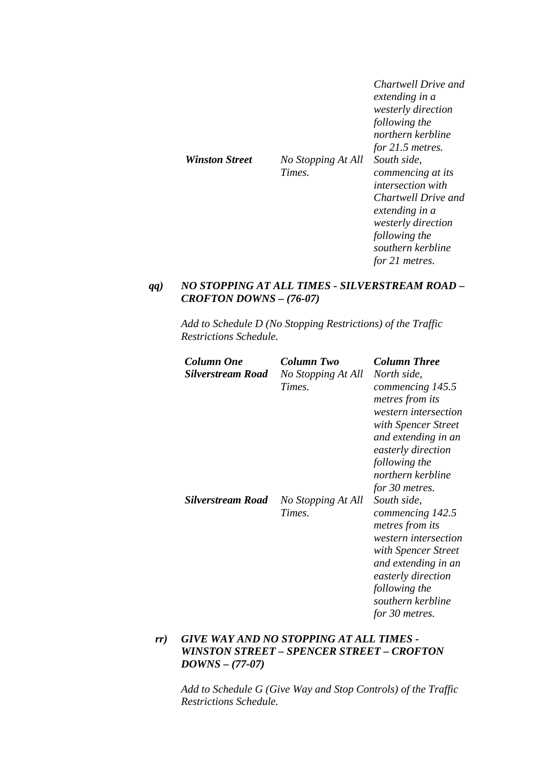| | | |
|---|---|---|
| | | *Chartwell Drive and extending in a westerly direction following the northern kerbline for 21.5 metres.* |
| ***Winston Street*** | *No Stopping At All Times.* | *South side, commencing at its intersection with Chartwell Drive and extending in a westerly direction following the southern kerbline for 21 metres.* |

***qq) NO STOPPING AT ALL TIMES - SILVERSTREAM ROAD – CROFTON DOWNS – (76-07)***

*Add to Schedule D (No Stopping Restrictions) of the Traffic Restrictions Schedule.*

| ***Column One*** | ***Column Two*** | ***Column Three*** |
|---|---|---|
| ***Silverstream Road*** | *No Stopping At All Times.* | *North side, commencing 145.5 metres from its western intersection with Spencer Street and extending in an easterly direction following the northern kerbline for 30 metres.* |
| ***Silverstream Road*** | *No Stopping At All Times.* | *South side, commencing 142.5 metres from its western intersection with Spencer Street and extending in an easterly direction following the southern kerbline for 30 metres.* |

***rr) GIVE WAY AND NO STOPPING AT ALL TIMES - WINSTON STREET – SPENCER STREET – CROFTON DOWNS – (77-07)***

*Add to Schedule G (Give Way and Stop Controls) of the Traffic Restrictions Schedule.*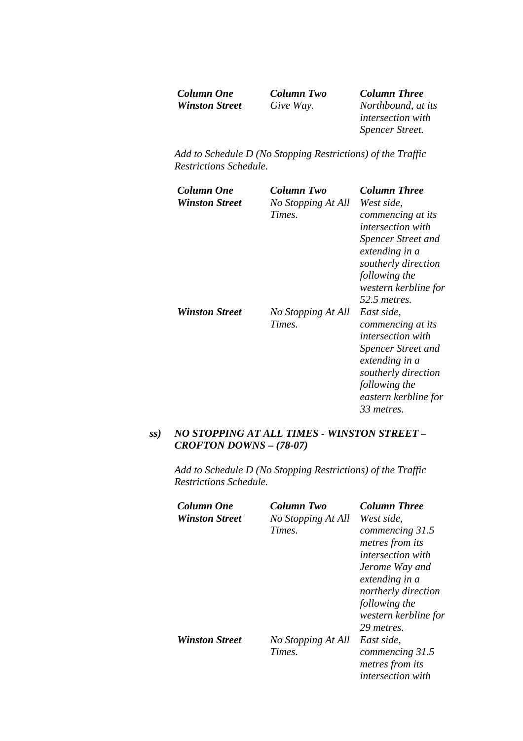| *Column One* | *Column Two* | *Column Three* |
|---|---|---|
| ***Winston Street*** | *Give Way.* | *Northbound, at its intersection with Spencer Street.* |

*Add to Schedule D (No Stopping Restrictions) of the Traffic Restrictions Schedule.*

| *Column One* | *Column Two* | *Column Three* |
|---|---|---|
| ***Winston Street*** | *No Stopping At All Times.* | *West side, commencing at its intersection with Spencer Street and extending in a southerly direction following the western kerbline for 52.5 metres.* |
| ***Winston Street*** | *No Stopping At All Times.* | *East side, commencing at its intersection with Spencer Street and extending in a southerly direction following the eastern kerbline for 33 metres.* |

***ss) NO STOPPING AT ALL TIMES - WINSTON STREET – CROFTON DOWNS – (78-07)***

*Add to Schedule D (No Stopping Restrictions) of the Traffic Restrictions Schedule.*

| *Column One* | *Column Two* | *Column Three* |
|---|---|---|
| ***Winston Street*** | *No Stopping At All Times.* | *West side, commencing 31.5 metres from its intersection with Jerome Way and extending in a northerly direction following the western kerbline for 29 metres.* |
| ***Winston Street*** | *No Stopping At All Times.* | *East side, commencing 31.5 metres from its intersection with* |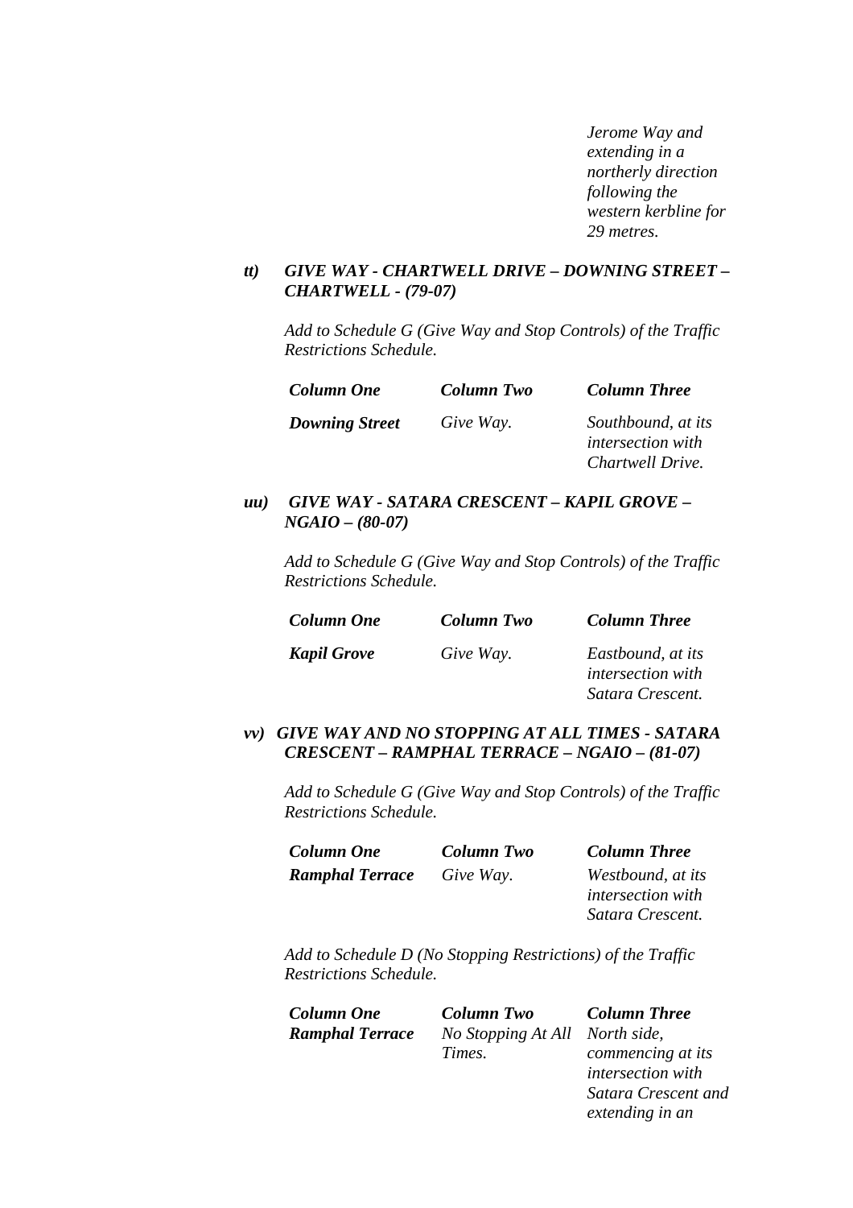*Jerome Way and extending in a northerly direction following the western kerbline for 29 metres.*

### *tt) GIVE WAY - CHARTWELL DRIVE – DOWNING STREET – CHARTWELL - (79-07)*

*Add to Schedule G (Give Way and Stop Controls) of the Traffic Restrictions Schedule.*

| *Column One* | *Column Two* | *Column Three* |
|---|---|---|
| ***Downing Street*** | *Give Way.* | *Southbound, at its intersection with Chartwell Drive.* |

### *uu) GIVE WAY - SATARA CRESCENT – KAPIL GROVE – NGAIO – (80-07)*

*Add to Schedule G (Give Way and Stop Controls) of the Traffic Restrictions Schedule.*

| *Column One* | *Column Two* | *Column Three* |
|---|---|---|
| ***Kapil Grove*** | *Give Way.* | *Eastbound, at its intersection with Satara Crescent.* |

### *vv) GIVE WAY AND NO STOPPING AT ALL TIMES - SATARA CRESCENT – RAMPHAL TERRACE – NGAIO – (81-07)*

*Add to Schedule G (Give Way and Stop Controls) of the Traffic Restrictions Schedule.*

| *Column One* | *Column Two* | *Column Three* |
|---|---|---|
| ***Ramphal Terrace*** | *Give Way.* | *Westbound, at its intersection with Satara Crescent.* |

*Add to Schedule D (No Stopping Restrictions) of the Traffic Restrictions Schedule.*

| *Column One* | *Column Two* | *Column Three* |
|---|---|---|
| ***Ramphal Terrace*** | *No Stopping At All Times.* | *North side, commencing at its intersection with Satara Crescent and extending in an* |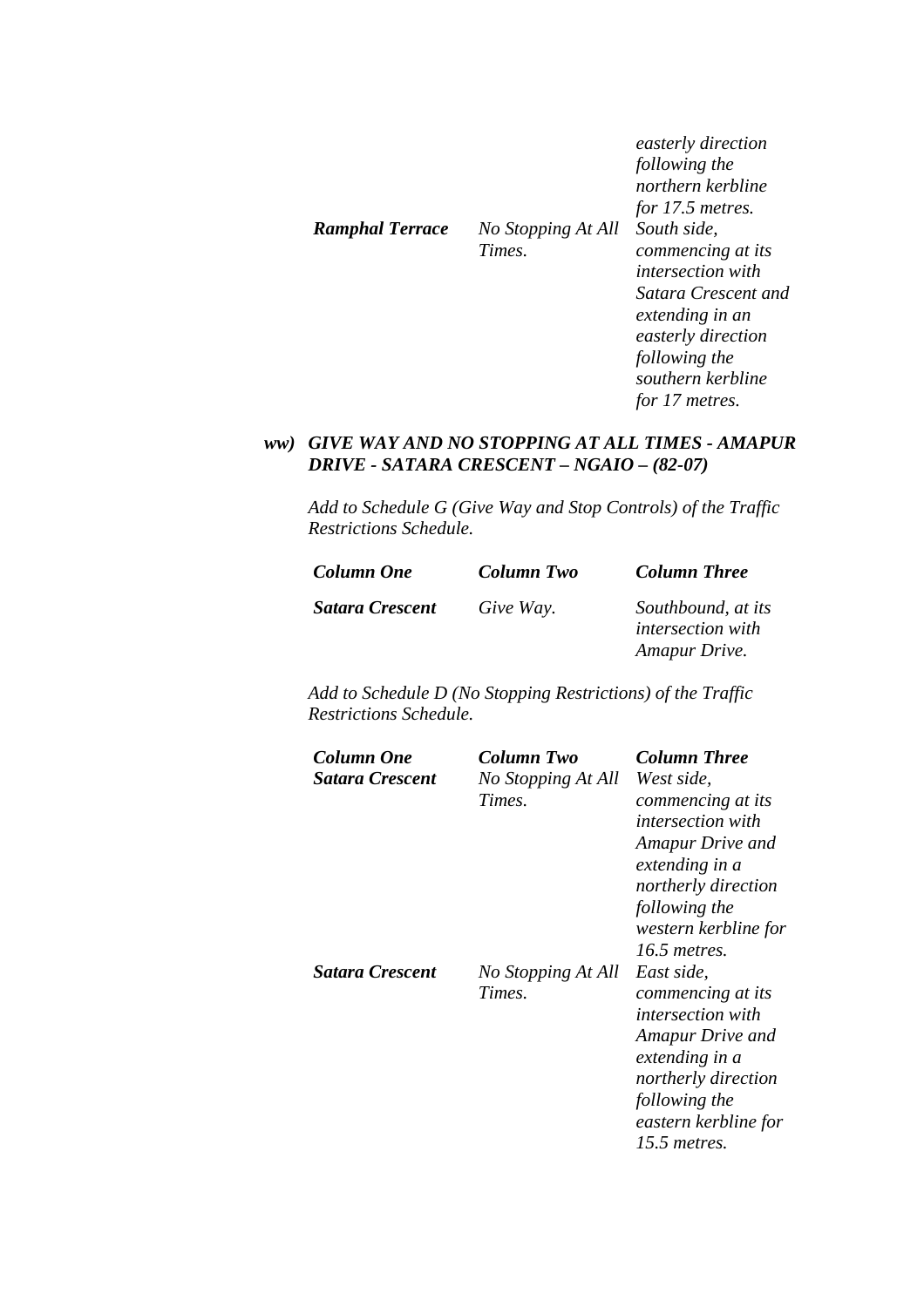| | | |
|---|---|---|
| | | *easterly direction following the northern kerbline for 17.5 metres.* |
| ***Ramphal Terrace*** | *No Stopping At All Times.* | *South side, commencing at its intersection with Satara Crescent and extending in an easterly direction following the southern kerbline for 17 metres.* |

***ww) GIVE WAY AND NO STOPPING AT ALL TIMES - AMAPUR DRIVE - SATARA CRESCENT – NGAIO – (82-07)***

*Add to Schedule G (Give Way and Stop Controls) of the Traffic Restrictions Schedule.*

| ***Column One*** | ***Column Two*** | ***Column Three*** |
|---|---|---|
| ***Satara Crescent*** | *Give Way.* | *Southbound, at its intersection with Amapur Drive.* |

*Add to Schedule D (No Stopping Restrictions) of the Traffic Restrictions Schedule.*

| ***Column One*** | ***Column Two*** | ***Column Three*** |
|---|---|---|
| ***Satara Crescent*** | *No Stopping At All Times.* | *West side, commencing at its intersection with Amapur Drive and extending in a northerly direction following the western kerbline for 16.5 metres.* |
| ***Satara Crescent*** | *No Stopping At All Times.* | *East side, commencing at its intersection with Amapur Drive and extending in a northerly direction following the eastern kerbline for 15.5 metres.* |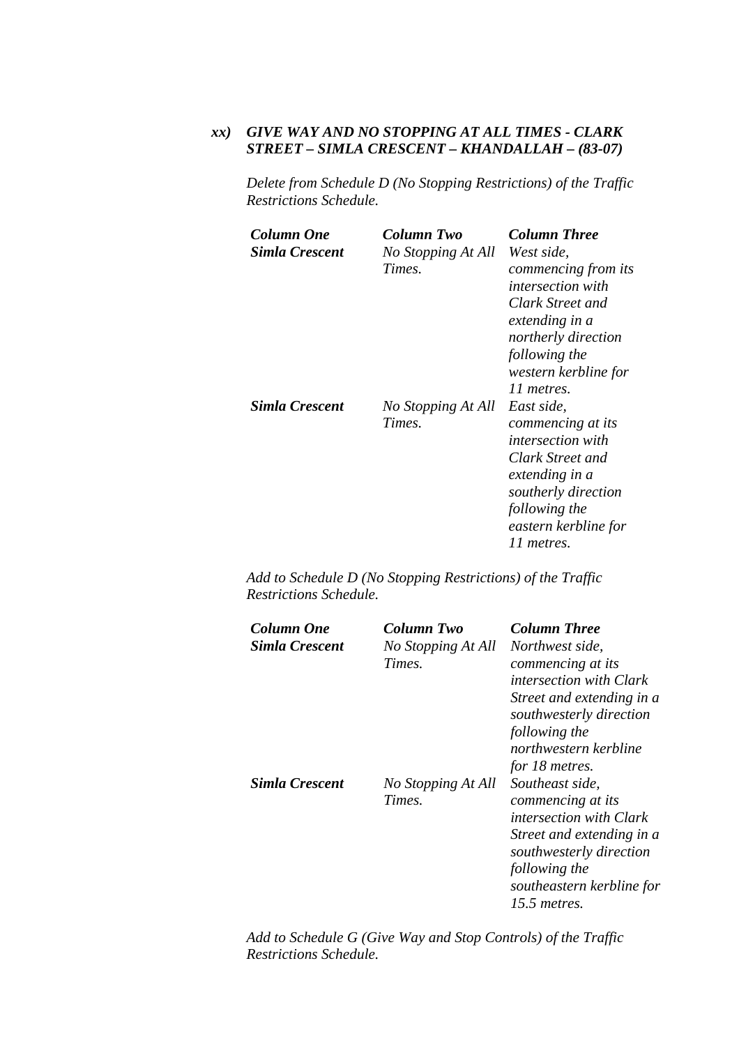***xx) GIVE WAY AND NO STOPPING AT ALL TIMES - CLARK STREET – SIMLA CRESCENT – KHANDALLAH – (83-07)***

*Delete from Schedule D (No Stopping Restrictions) of the Traffic Restrictions Schedule.*

| ***Column One*** | ***Column Two*** | ***Column Three*** |
|---|---|---|
| ***Simla Crescent*** | *No Stopping At All Times.* | *West side, commencing from its intersection with Clark Street and extending in a northerly direction following the western kerbline for 11 metres.* |
| ***Simla Crescent*** | *No Stopping At All Times.* | *East side, commencing at its intersection with Clark Street and extending in a southerly direction following the eastern kerbline for 11 metres.* |

*Add to Schedule D (No Stopping Restrictions) of the Traffic Restrictions Schedule.*

| ***Column One*** | ***Column Two*** | ***Column Three*** |
|---|---|---|
| ***Simla Crescent*** | *No Stopping At All Times.* | *Northwest side, commencing at its intersection with Clark Street and extending in a southwesterly direction following the northwestern kerbline for 18 metres.* |
| ***Simla Crescent*** | *No Stopping At All Times.* | *Southeast side, commencing at its intersection with Clark Street and extending in a southwesterly direction following the southeastern kerbline for 15.5 metres.* |

*Add to Schedule G (Give Way and Stop Controls) of the Traffic Restrictions Schedule.*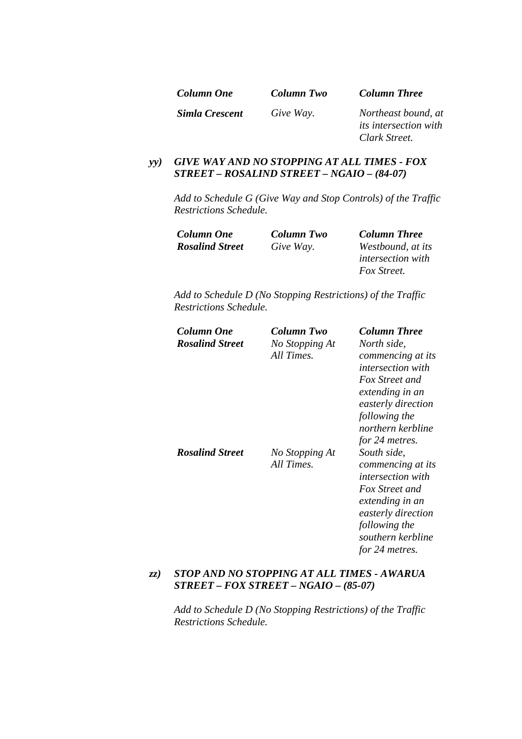| *Column One* | *Column Two* | *Column Three* |
|---|---|---|
| ***Simla Crescent*** | *Give Way.* | *Northeast bound, at its intersection with Clark Street.* |

***yy) GIVE WAY AND NO STOPPING AT ALL TIMES - FOX STREET – ROSALIND STREET – NGAIO – (84-07)***

*Add to Schedule G (Give Way and Stop Controls) of the Traffic Restrictions Schedule.*

| *Column One* | *Column Two* | *Column Three* |
|---|---|---|
| ***Rosalind Street*** | *Give Way.* | *Westbound, at its intersection with Fox Street.* |

*Add to Schedule D (No Stopping Restrictions) of the Traffic Restrictions Schedule.*

| *Column One* | *Column Two* | *Column Three* |
|---|---|---|
| ***Rosalind Street*** | *No Stopping At All Times.* | *North side, commencing at its intersection with Fox Street and extending in an easterly direction following the northern kerbline for 24 metres.* |
| ***Rosalind Street*** | *No Stopping At All Times.* | *South side, commencing at its intersection with Fox Street and extending in an easterly direction following the southern kerbline for 24 metres.* |

***zz) STOP AND NO STOPPING AT ALL TIMES - AWARUA STREET – FOX STREET – NGAIO – (85-07)***

*Add to Schedule D (No Stopping Restrictions) of the Traffic Restrictions Schedule.*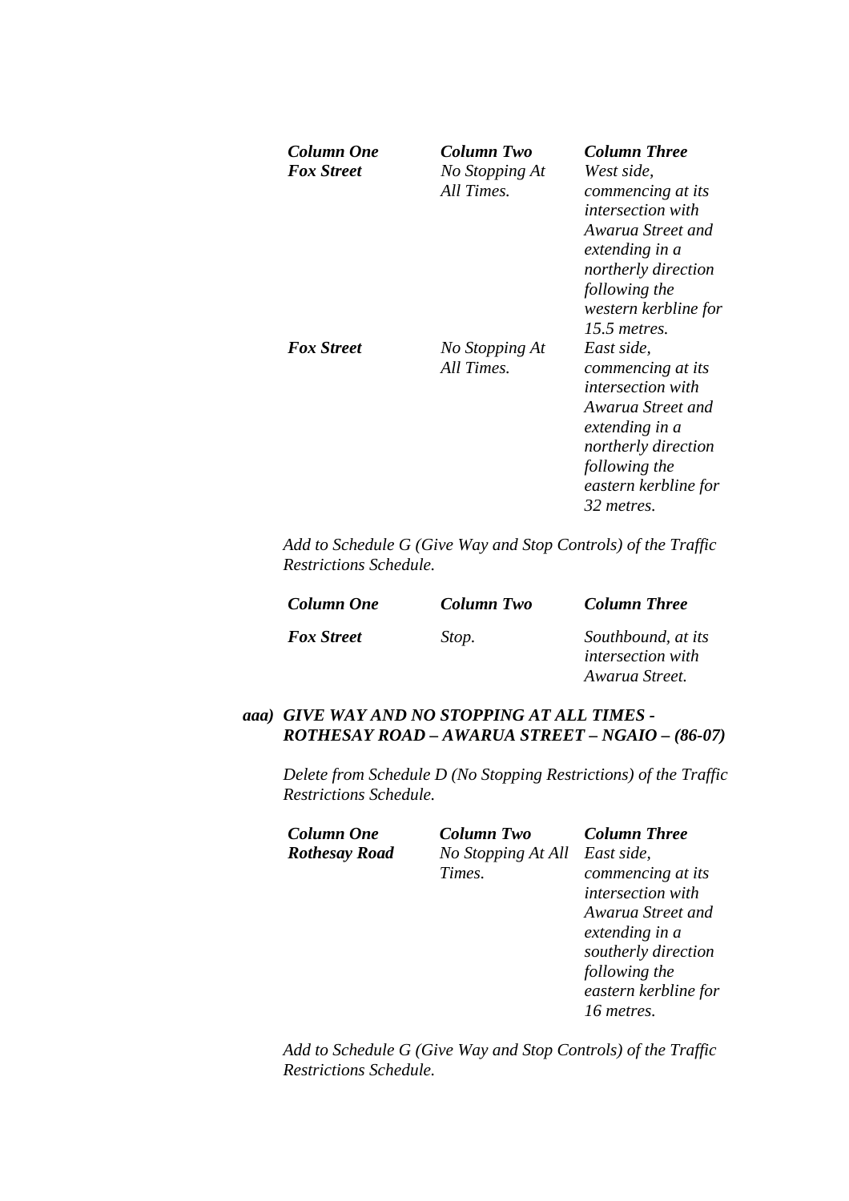| *Column One* | *Column Two* | *Column Three* |
|---|---|---|
| ***Fox Street*** | *No Stopping At All Times.* | *West side, commencing at its intersection with Awarua Street and extending in a northerly direction following the western kerbline for 15.5 metres.* |
| ***Fox Street*** | *No Stopping At All Times.* | *East side, commencing at its intersection with Awarua Street and extending in a northerly direction following the eastern kerbline for 32 metres.* |

*Add to Schedule G (Give Way and Stop Controls) of the Traffic Restrictions Schedule.*

| *Column One* | *Column Two* | *Column Three* |
|---|---|---|
| ***Fox Street*** | *Stop.* | *Southbound, at its intersection with Awarua Street.* |

***aaa) GIVE WAY AND NO STOPPING AT ALL TIMES - ROTHESAY ROAD – AWARUA STREET – NGAIO – (86-07)***

*Delete from Schedule D (No Stopping Restrictions) of the Traffic Restrictions Schedule.*

| *Column One* | *Column Two* | *Column Three* |
|---|---|---|
| ***Rothesay Road*** | *No Stopping At All Times.* | *East side, commencing at its intersection with Awarua Street and extending in a southerly direction following the eastern kerbline for 16 metres.* |

*Add to Schedule G (Give Way and Stop Controls) of the Traffic Restrictions Schedule.*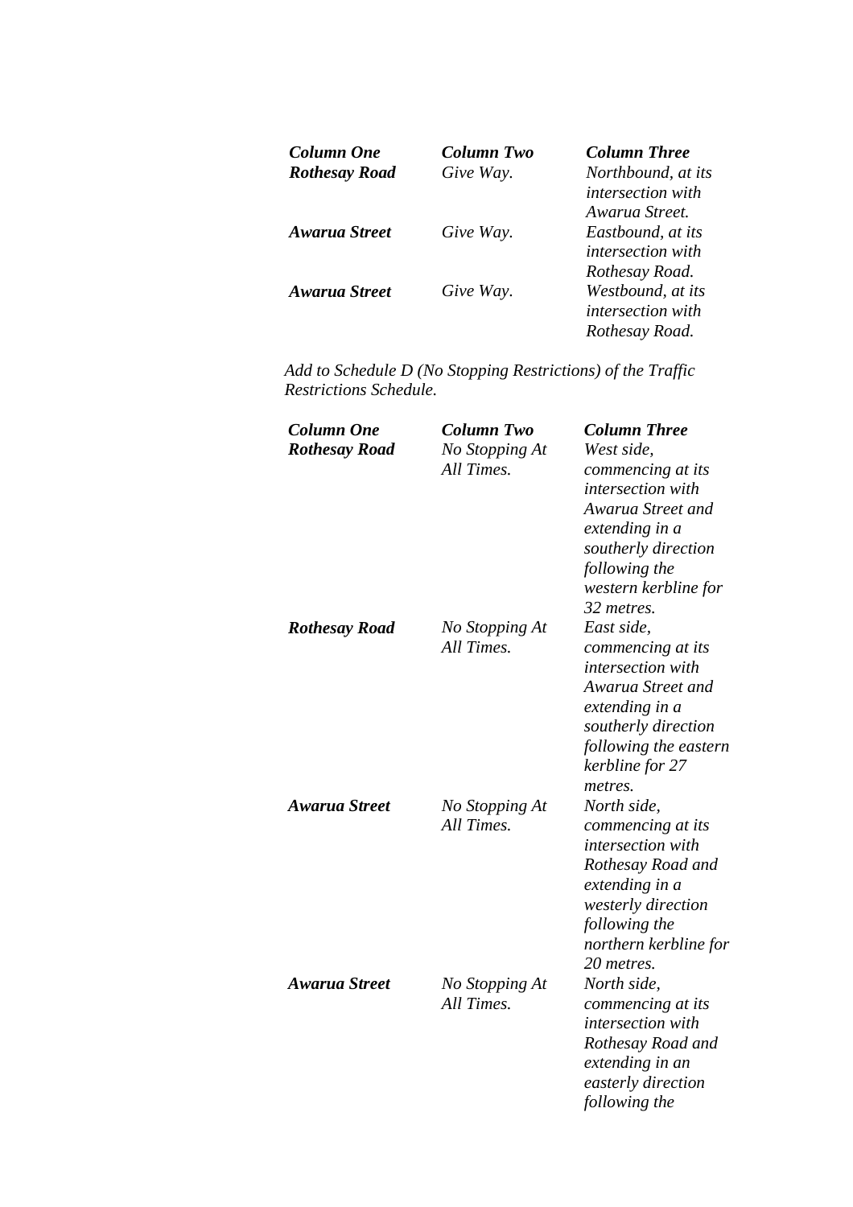| *Column One* | *Column Two* | *Column Three* |
|---|---|---|
| ***Rothesay Road*** | *Give Way.* | *Northbound, at its intersection with Awarua Street.* |
| ***Awarua Street*** | *Give Way.* | *Eastbound, at its intersection with Rothesay Road.* |
| ***Awarua Street*** | *Give Way.* | *Westbound, at its intersection with Rothesay Road.* |

*Add to Schedule D (No Stopping Restrictions) of the Traffic Restrictions Schedule.*

| *Column One* | *Column Two* | *Column Three* |
|---|---|---|
| ***Rothesay Road*** | *No Stopping At All Times.* | *West side, commencing at its intersection with Awarua Street and extending in a southerly direction following the western kerbline for 32 metres.* |
| ***Rothesay Road*** | *No Stopping At All Times.* | *East side, commencing at its intersection with Awarua Street and extending in a southerly direction following the eastern kerbline for 27 metres.* |
| ***Awarua Street*** | *No Stopping At All Times.* | *North side, commencing at its intersection with Rothesay Road and extending in a westerly direction following the northern kerbline for 20 metres.* |
| ***Awarua Street*** | *No Stopping At All Times.* | *North side, commencing at its intersection with Rothesay Road and extending in an easterly direction following the* |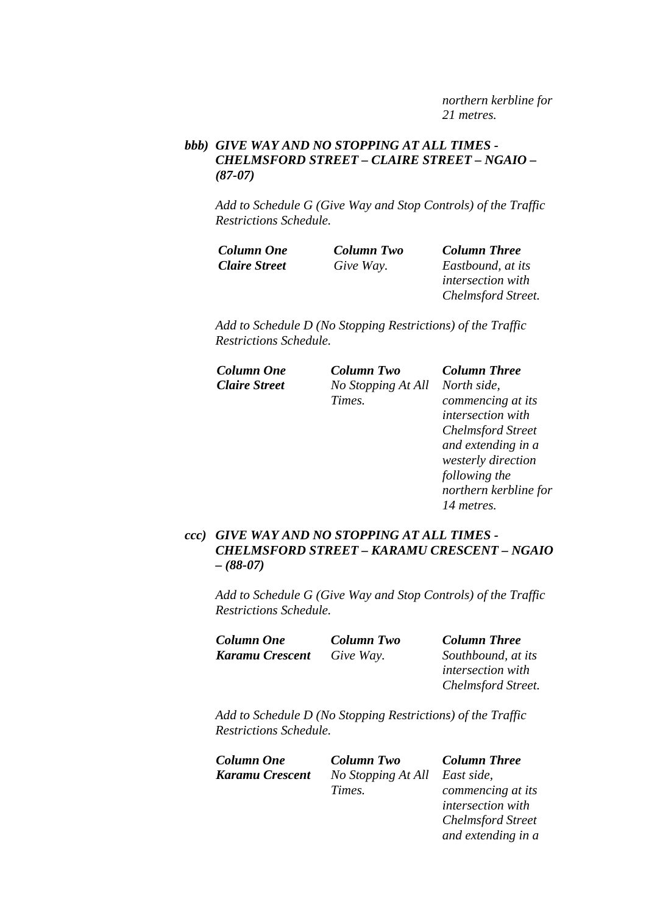*northern kerbline for 21 metres.*

***bbb) GIVE WAY AND NO STOPPING AT ALL TIMES - CHELMSFORD STREET – CLAIRE STREET – NGAIO – (87-07)***

*Add to Schedule G (Give Way and Stop Controls) of the Traffic Restrictions Schedule.*

| ***Column One*** | ***Column Two*** | ***Column Three*** |
|---|---|---|
| ***Claire Street*** | *Give Way.* | *Eastbound, at its intersection with Chelmsford Street.* |

*Add to Schedule D (No Stopping Restrictions) of the Traffic Restrictions Schedule.*

| ***Column One*** | ***Column Two*** | ***Column Three*** |
|---|---|---|
| ***Claire Street*** | *No Stopping At All Times.* | *North side, commencing at its intersection with Chelmsford Street and extending in a westerly direction following the northern kerbline for 14 metres.* |

***ccc) GIVE WAY AND NO STOPPING AT ALL TIMES - CHELMSFORD STREET – KARAMU CRESCENT – NGAIO – (88-07)***

*Add to Schedule G (Give Way and Stop Controls) of the Traffic Restrictions Schedule.*

| ***Column One*** | ***Column Two*** | ***Column Three*** |
|---|---|---|
| ***Karamu Crescent*** | *Give Way.* | *Southbound, at its intersection with Chelmsford Street.* |

*Add to Schedule D (No Stopping Restrictions) of the Traffic Restrictions Schedule.*

| ***Column One*** | ***Column Two*** | ***Column Three*** |
|---|---|---|
| ***Karamu Crescent*** | *No Stopping At All Times.* | *East side, commencing at its intersection with Chelmsford Street and extending in a* |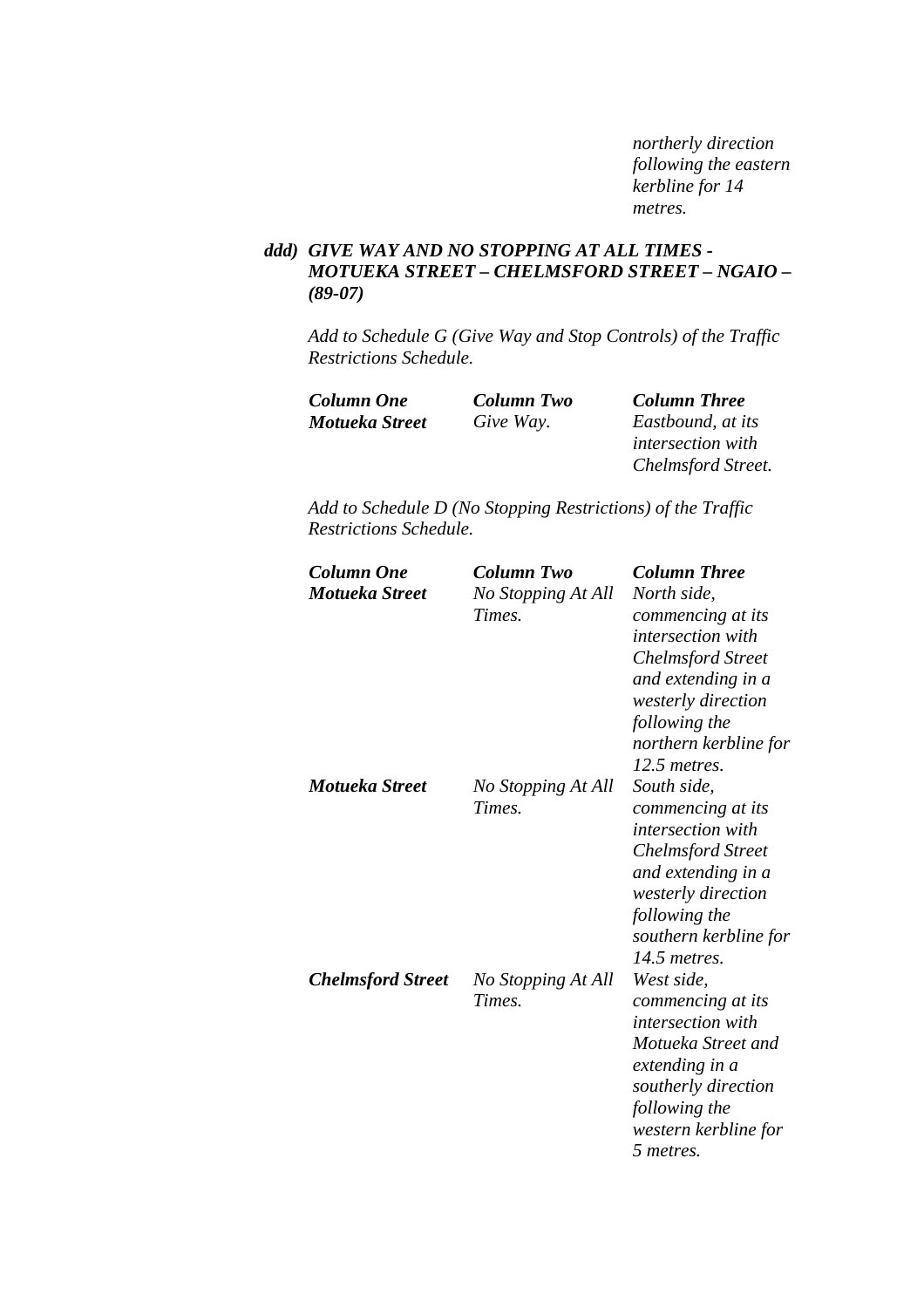*northerly direction following the eastern kerbline for 14 metres.*

***ddd) GIVE WAY AND NO STOPPING AT ALL TIMES - MOTUEKA STREET – CHELMSFORD STREET – NGAIO – (89-07)***

*Add to Schedule G (Give Way and Stop Controls) of the Traffic Restrictions Schedule.*

| ***Column One*** | ***Column Two*** | ***Column Three*** |
|---|---|---|
| ***Motueka Street*** | *Give Way.* | *Eastbound, at its intersection with Chelmsford Street.* |

*Add to Schedule D (No Stopping Restrictions) of the Traffic Restrictions Schedule.*

| ***Column One*** | ***Column Two*** | ***Column Three*** |
|---|---|---|
| ***Motueka Street*** | *No Stopping At All Times.* | *North side, commencing at its intersection with Chelmsford Street and extending in a westerly direction following the northern kerbline for 12.5 metres.* |
| ***Motueka Street*** | *No Stopping At All Times.* | *South side, commencing at its intersection with Chelmsford Street and extending in a westerly direction following the southern kerbline for 14.5 metres.* |
| ***Chelmsford Street*** | *No Stopping At All Times.* | *West side, commencing at its intersection with Motueka Street and extending in a southerly direction following the western kerbline for 5 metres.* |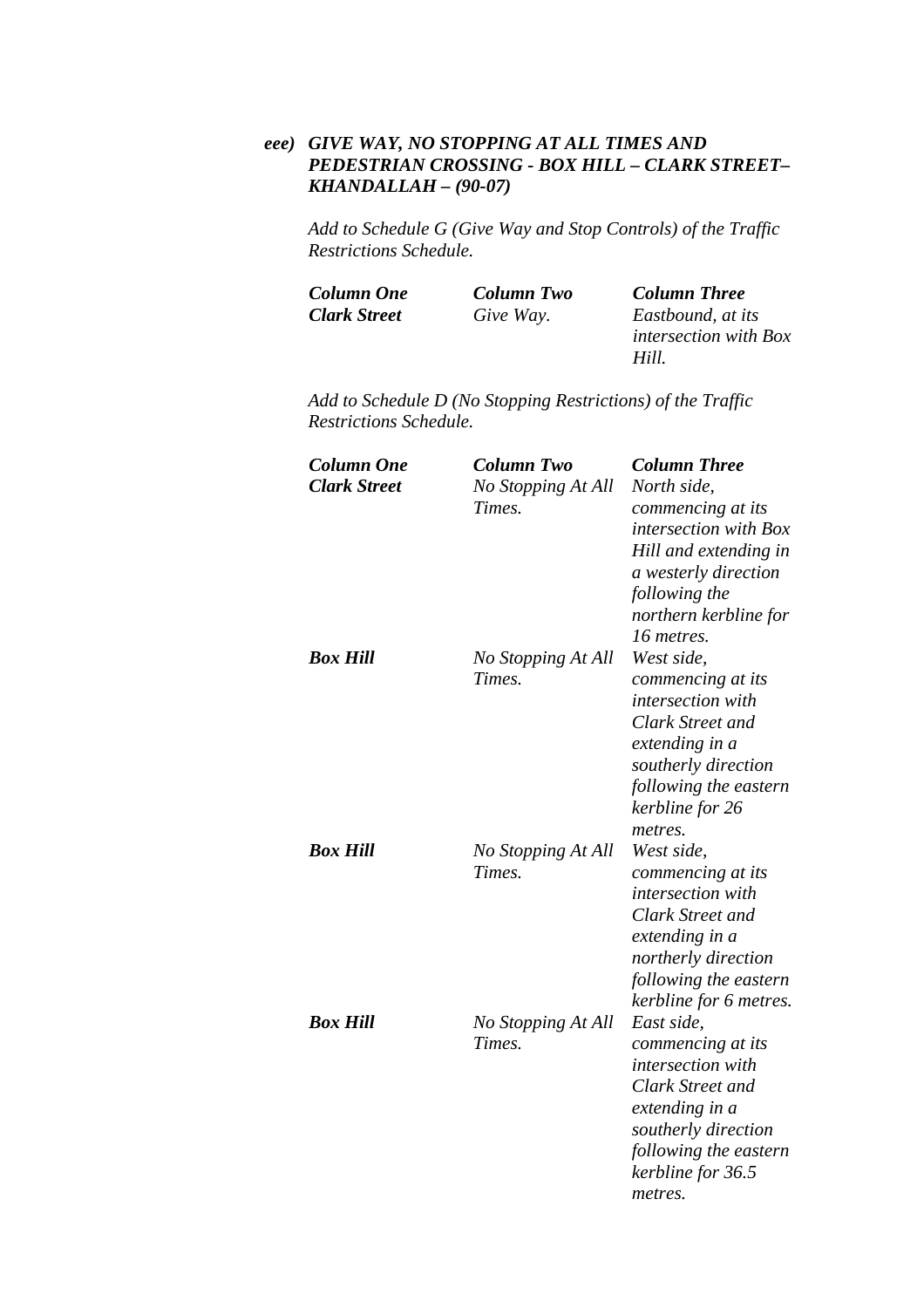***eee) GIVE WAY, NO STOPPING AT ALL TIMES AND PEDESTRIAN CROSSING - BOX HILL – CLARK STREET– KHANDALLAH – (90-07)***

*Add to Schedule G (Give Way and Stop Controls) of the Traffic Restrictions Schedule.*

| ***Column One*** | ***Column Two*** | ***Column Three*** |
|---|---|---|
| ***Clark Street*** | *Give Way.* | *Eastbound, at its intersection with Box Hill.* |

*Add to Schedule D (No Stopping Restrictions) of the Traffic Restrictions Schedule.*

| ***Column One*** | ***Column Two*** | ***Column Three*** |
|---|---|---|
| ***Clark Street*** | *No Stopping At All Times.* | *North side, commencing at its intersection with Box Hill and extending in a westerly direction following the northern kerbline for 16 metres.* |
| ***Box Hill*** | *No Stopping At All Times.* | *West side, commencing at its intersection with Clark Street and extending in a southerly direction following the eastern kerbline for 26 metres.* |
| ***Box Hill*** | *No Stopping At All Times.* | *West side, commencing at its intersection with Clark Street and extending in a northerly direction following the eastern kerbline for 6 metres.* |
| ***Box Hill*** | *No Stopping At All Times.* | *East side, commencing at its intersection with Clark Street and extending in a southerly direction following the eastern kerbline for 36.5 metres.* |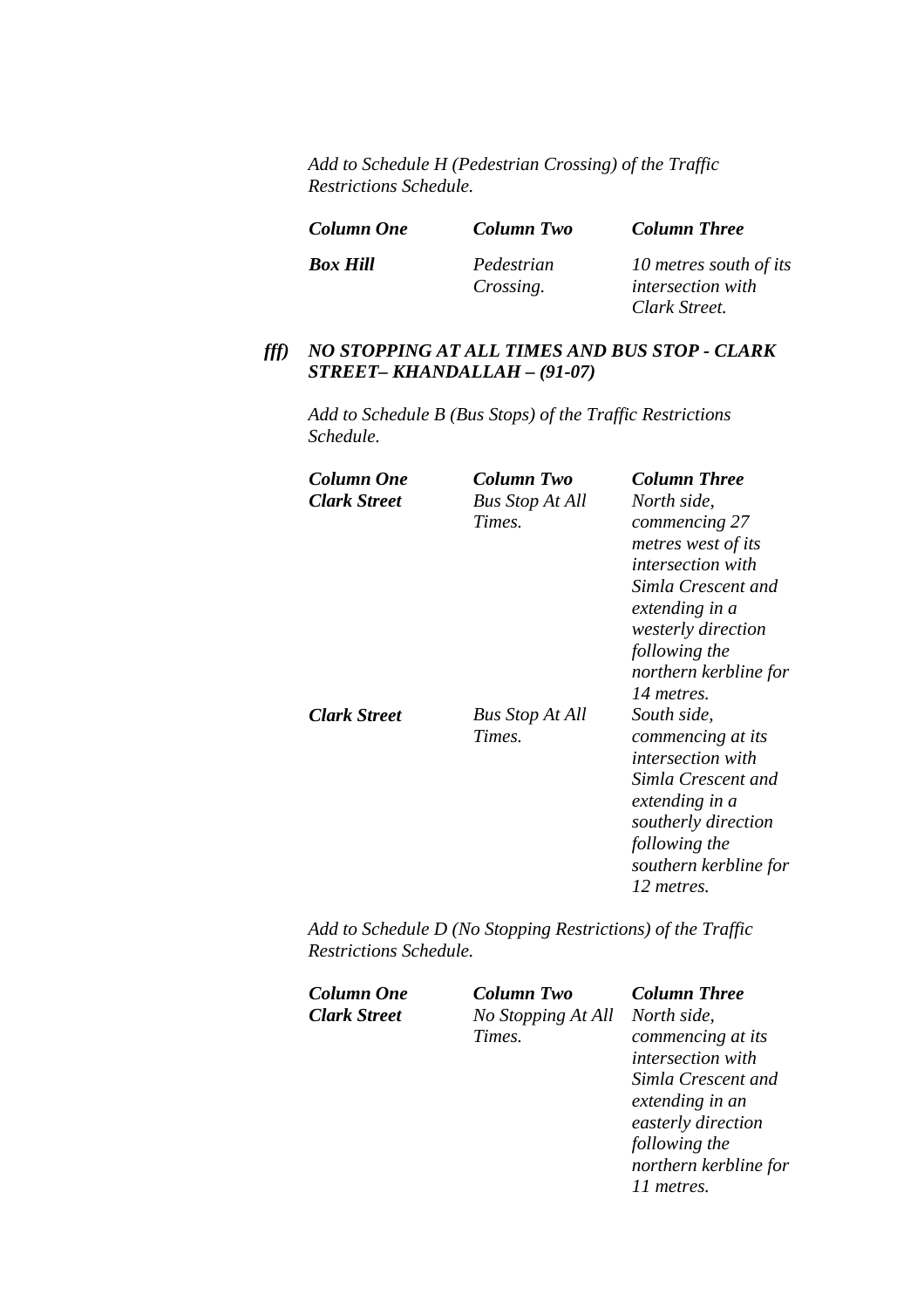*Add to Schedule H (Pedestrian Crossing) of the Traffic Restrictions Schedule.*

| *Column One* | *Column Two* | *Column Three* |
|---|---|---|
| ***Box Hill*** | *Pedestrian Crossing.* | *10 metres south of its intersection with Clark Street.* |

***fff) NO STOPPING AT ALL TIMES AND BUS STOP - CLARK STREET– KHANDALLAH – (91-07)***

*Add to Schedule B (Bus Stops) of the Traffic Restrictions Schedule.*

| *Column One* | *Column Two* | *Column Three* |
|---|---|---|
| ***Clark Street*** | *Bus Stop At All Times.* | *North side, commencing 27 metres west of its intersection with Simla Crescent and extending in a westerly direction following the northern kerbline for 14 metres.* |
| ***Clark Street*** | *Bus Stop At All Times.* | *South side, commencing at its intersection with Simla Crescent and extending in a southerly direction following the southern kerbline for 12 metres.* |

*Add to Schedule D (No Stopping Restrictions) of the Traffic Restrictions Schedule.*

| *Column One* | *Column Two* | *Column Three* |
|---|---|---|
| ***Clark Street*** | *No Stopping At All Times.* | *North side, commencing at its intersection with Simla Crescent and extending in an easterly direction following the northern kerbline for 11 metres.* |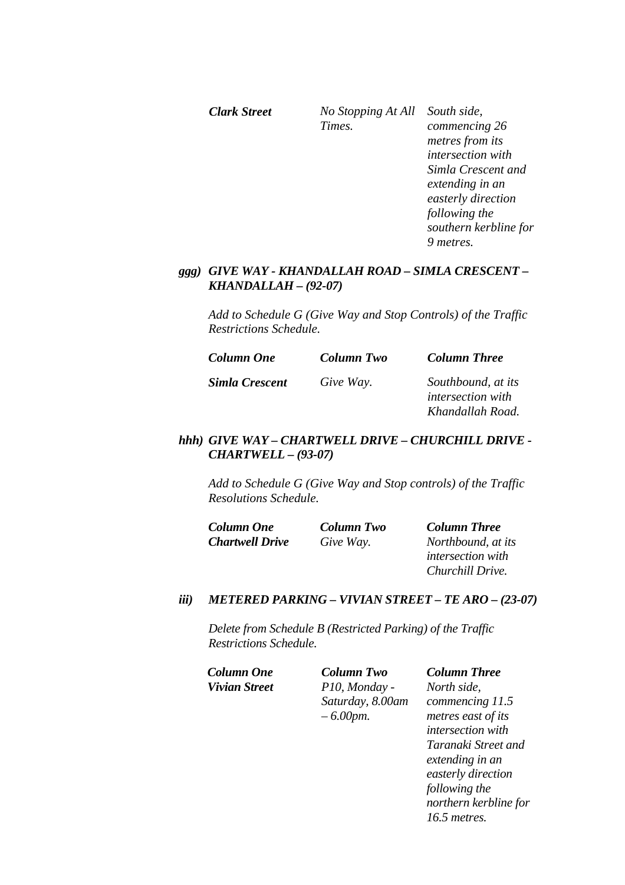| | | |
|---|---|---|
| ***Clark Street*** | *No Stopping At All Times.* | *South side, commencing 26 metres from its intersection with Simla Crescent and extending in an easterly direction following the southern kerbline for 9 metres.* |

***ggg) GIVE WAY - KHANDALLAH ROAD – SIMLA CRESCENT – KHANDALLAH – (92-07)***

*Add to Schedule G (Give Way and Stop Controls) of the Traffic Restrictions Schedule.*

| ***Column One*** | ***Column Two*** | ***Column Three*** |
|---|---|---|
| ***Simla Crescent*** | *Give Way.* | *Southbound, at its intersection with Khandallah Road.* |

***hhh) GIVE WAY – CHARTWELL DRIVE – CHURCHILL DRIVE - CHARTWELL – (93-07)***

*Add to Schedule G (Give Way and Stop controls) of the Traffic Resolutions Schedule.*

| ***Column One*** | ***Column Two*** | ***Column Three*** |
|---|---|---|
| ***Chartwell Drive*** | *Give Way.* | *Northbound, at its intersection with Churchill Drive.* |

***iii) METERED PARKING – VIVIAN STREET – TE ARO – (23-07)***

*Delete from Schedule B (Restricted Parking) of the Traffic Restrictions Schedule.*

| ***Column One*** | ***Column Two*** | ***Column Three*** |
|---|---|---|
| ***Vivian Street*** | *P10, Monday - Saturday, 8.00am – 6.00pm.* | *North side, commencing 11.5 metres east of its intersection with Taranaki Street and extending in an easterly direction following the northern kerbline for 16.5 metres.* |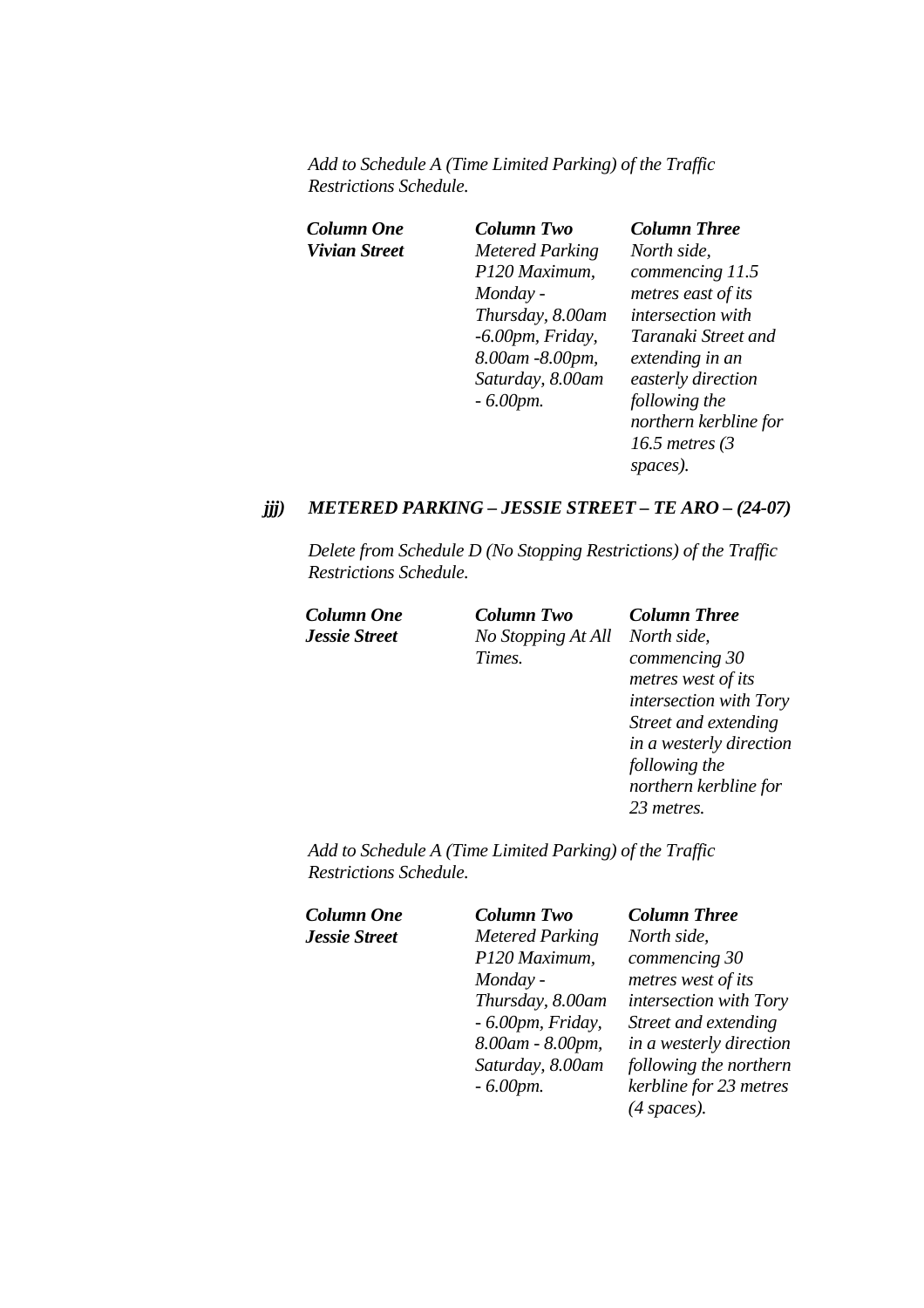*Add to Schedule A (Time Limited Parking) of the Traffic Restrictions Schedule.*

| *Column One* | *Column Two* | *Column Three* |
|---|---|---|
| ***Vivian Street*** | *Metered Parking P120 Maximum, Monday - Thursday, 8.00am -6.00pm, Friday, 8.00am -8.00pm, Saturday, 8.00am - 6.00pm.* | *North side, commencing 11.5 metres east of its intersection with Taranaki Street and extending in an easterly direction following the northern kerbline for 16.5 metres (3 spaces).* |

***jjj) METERED PARKING – JESSIE STREET – TE ARO – (24-07)***

*Delete from Schedule D (No Stopping Restrictions) of the Traffic Restrictions Schedule.*

| *Column One* | *Column Two* | *Column Three* |
|---|---|---|
| ***Jessie Street*** | *No Stopping At All Times.* | *North side, commencing 30 metres west of its intersection with Tory Street and extending in a westerly direction following the northern kerbline for 23 metres.* |

*Add to Schedule A (Time Limited Parking) of the Traffic Restrictions Schedule.*

| *Column One* | *Column Two* | *Column Three* |
|---|---|---|
| ***Jessie Street*** | *Metered Parking P120 Maximum, Monday - Thursday, 8.00am - 6.00pm, Friday, 8.00am - 8.00pm, Saturday, 8.00am - 6.00pm.* | *North side, commencing 30 metres west of its intersection with Tory Street and extending in a westerly direction following the northern kerbline for 23 metres (4 spaces).* |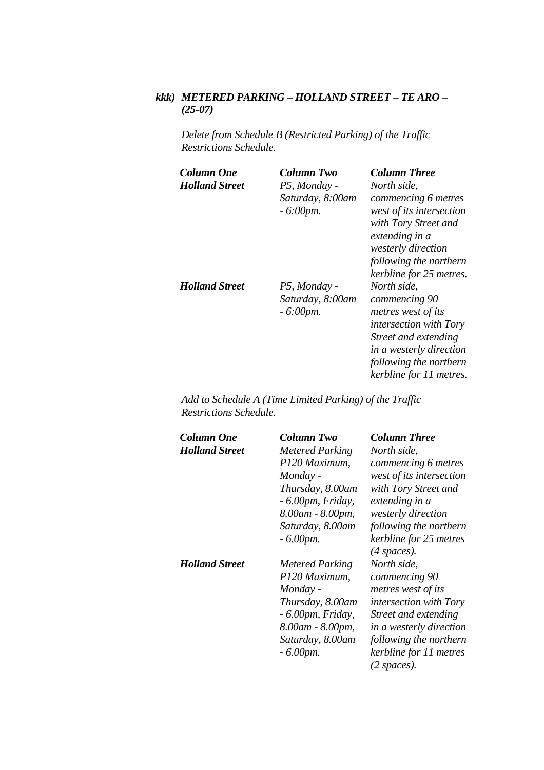***kkk) METERED PARKING – HOLLAND STREET – TE ARO – (25-07)***

*Delete from Schedule B (Restricted Parking) of the Traffic Restrictions Schedule.*

| ***Column One*** | ***Column Two*** | ***Column Three*** |
|---|---|---|
| ***Holland Street*** | *P5, Monday - Saturday, 8:00am - 6:00pm.* | *North side, commencing 6 metres west of its intersection with Tory Street and extending in a westerly direction following the northern kerbline for 25 metres.* |
| ***Holland Street*** | *P5, Monday - Saturday, 8:00am - 6:00pm.* | *North side, commencing 90 metres west of its intersection with Tory Street and extending in a westerly direction following the northern kerbline for 11 metres.* |

*Add to Schedule A (Time Limited Parking) of the Traffic Restrictions Schedule.*

| ***Column One*** | ***Column Two*** | ***Column Three*** |
|---|---|---|
| ***Holland Street*** | *Metered Parking P120 Maximum, Monday - Thursday, 8.00am - 6.00pm, Friday, 8.00am - 8.00pm, Saturday, 8.00am - 6.00pm.* | *North side, commencing 6 metres west of its intersection with Tory Street and extending in a westerly direction following the northern kerbline for 25 metres (4 spaces).* |
| ***Holland Street*** | *Metered Parking P120 Maximum, Monday - Thursday, 8.00am - 6.00pm, Friday, 8.00am - 8.00pm, Saturday, 8.00am - 6.00pm.* | *North side, commencing 90 metres west of its intersection with Tory Street and extending in a westerly direction following the northern kerbline for 11 metres (2 spaces).* |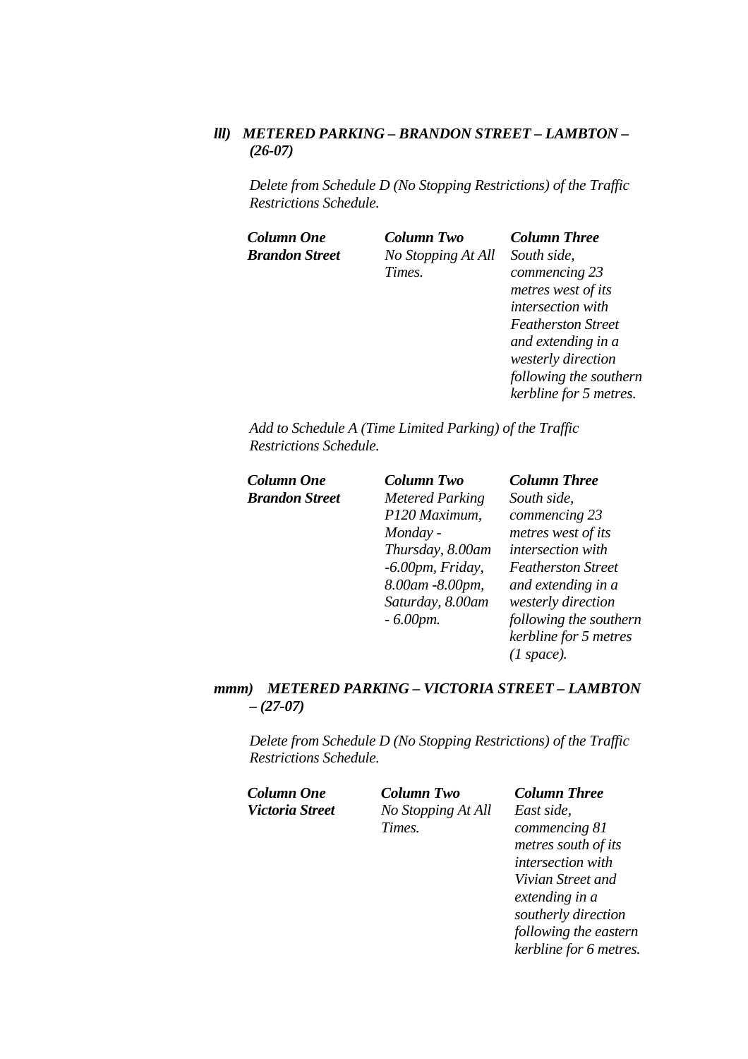***lll) METERED PARKING – BRANDON STREET – LAMBTON – (26-07)***

*Delete from Schedule D (No Stopping Restrictions) of the Traffic Restrictions Schedule.*

| ***Column One*** | ***Column Two*** | ***Column Three*** |
|---|---|---|
| ***Brandon Street*** | *No Stopping At All Times.* | *South side, commencing 23 metres west of its intersection with Featherston Street and extending in a westerly direction following the southern kerbline for 5 metres.* |

*Add to Schedule A (Time Limited Parking) of the Traffic Restrictions Schedule.*

| ***Column One*** | ***Column Two*** | ***Column Three*** |
|---|---|---|
| ***Brandon Street*** | *Metered Parking P120 Maximum, Monday - Thursday, 8.00am -6.00pm, Friday, 8.00am -8.00pm, Saturday, 8.00am - 6.00pm.* | *South side, commencing 23 metres west of its intersection with Featherston Street and extending in a westerly direction following the southern kerbline for 5 metres (1 space).* |

***mmm) METERED PARKING – VICTORIA STREET – LAMBTON – (27-07)***

*Delete from Schedule D (No Stopping Restrictions) of the Traffic Restrictions Schedule.*

| ***Column One*** | ***Column Two*** | ***Column Three*** |
|---|---|---|
| ***Victoria Street*** | *No Stopping At All Times.* | *East side, commencing 81 metres south of its intersection with Vivian Street and extending in a southerly direction following the eastern kerbline for 6 metres.* |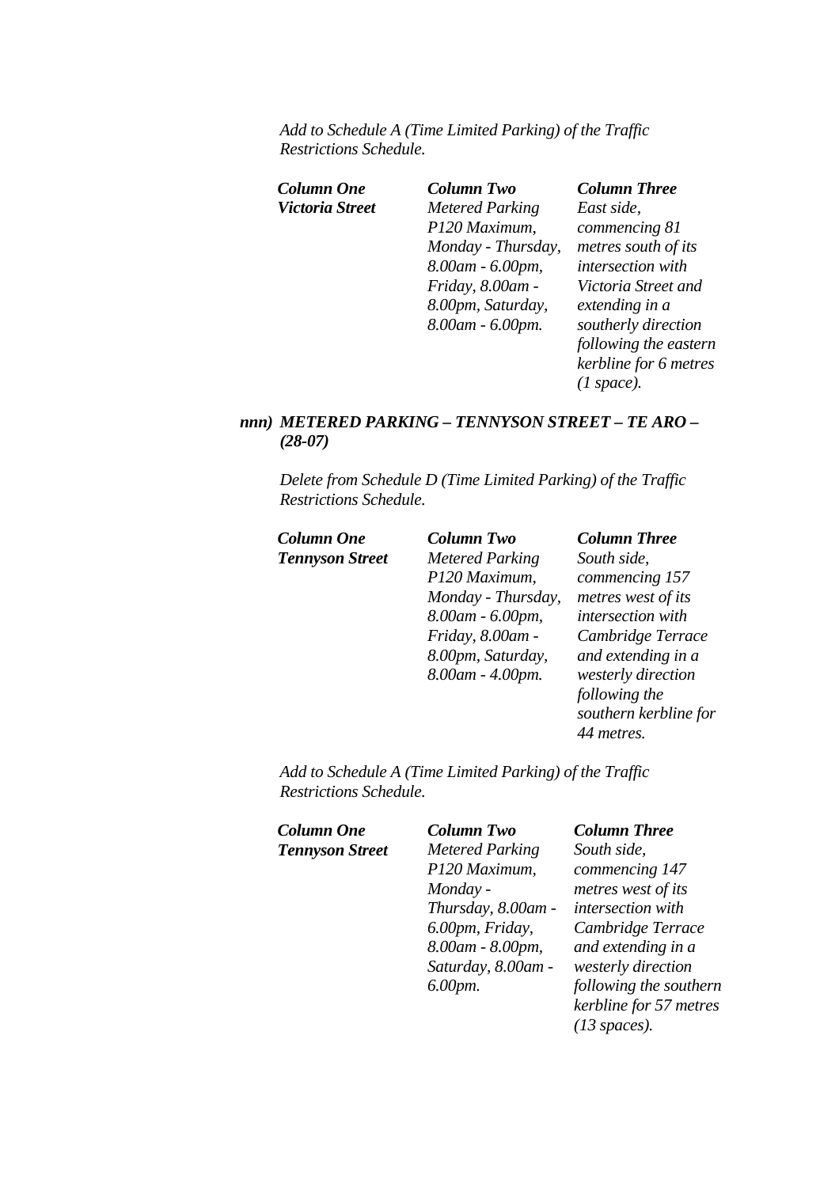*Add to Schedule A (Time Limited Parking) of the Traffic Restrictions Schedule.*

| ***Column One*** | ***Column Two*** | ***Column Three*** |
|---|---|---|
| ***Victoria Street*** | *Metered Parking P120 Maximum, Monday - Thursday, 8.00am - 6.00pm, Friday, 8.00am - 8.00pm, Saturday, 8.00am - 6.00pm.* | *East side, commencing 81 metres south of its intersection with Victoria Street and extending in a southerly direction following the eastern kerbline for 6 metres (1 space).* |

***nnn) METERED PARKING – TENNYSON STREET – TE ARO – (28-07)***

*Delete from Schedule D (Time Limited Parking) of the Traffic Restrictions Schedule.*

| ***Column One*** | ***Column Two*** | ***Column Three*** |
|---|---|---|
| ***Tennyson Street*** | *Metered Parking P120 Maximum, Monday - Thursday, 8.00am - 6.00pm, Friday, 8.00am - 8.00pm, Saturday, 8.00am - 4.00pm.* | *South side, commencing 157 metres west of its intersection with Cambridge Terrace and extending in a westerly direction following the southern kerbline for 44 metres.* |

*Add to Schedule A (Time Limited Parking) of the Traffic Restrictions Schedule.*

| ***Column One*** | ***Column Two*** | ***Column Three*** |
|---|---|---|
| ***Tennyson Street*** | *Metered Parking P120 Maximum, Monday - Thursday, 8.00am - 6.00pm, Friday, 8.00am - 8.00pm, Saturday, 8.00am - 6.00pm.* | *South side, commencing 147 metres west of its intersection with Cambridge Terrace and extending in a westerly direction following the southern kerbline for 57 metres (13 spaces).* |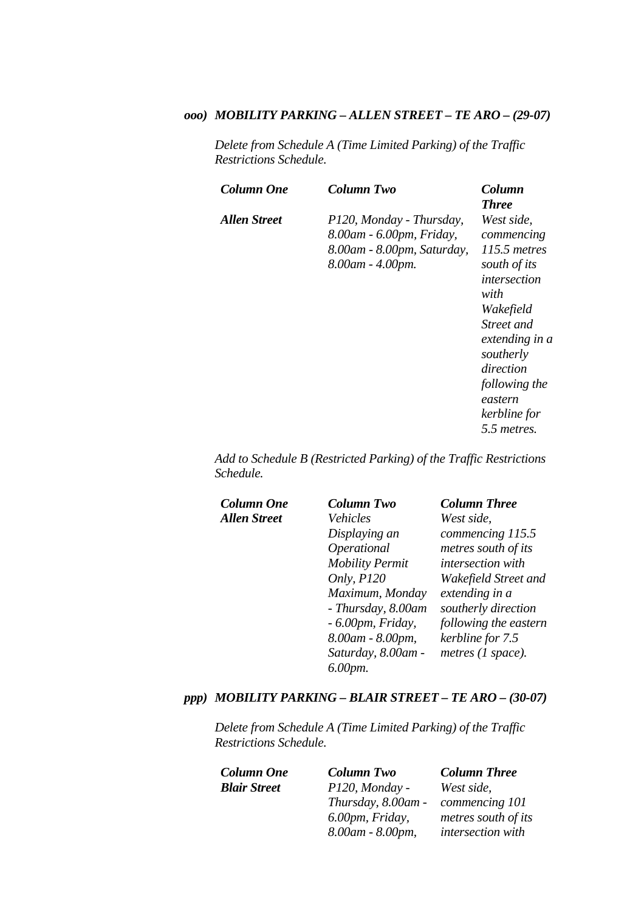### *ooo) MOBILITY PARKING – ALLEN STREET – TE ARO – (29-07)*

*Delete from Schedule A (Time Limited Parking) of the Traffic Restrictions Schedule.*

| *Column One* | *Column Two* | *Column Three* |
|---|---|---|
| *Allen Street* | *P120, Monday - Thursday, 8.00am - 6.00pm, Friday, 8.00am - 8.00pm, Saturday, 8.00am - 4.00pm.* | *West side, commencing 115.5 metres south of its intersection with Wakefield Street and extending in a southerly direction following the eastern kerbline for 5.5 metres.* |

*Add to Schedule B (Restricted Parking) of the Traffic Restrictions Schedule.*

| *Column One* | *Column Two* | *Column Three* |
|---|---|---|
| *Allen Street* | *Vehicles Displaying an Operational Mobility Permit Only, P120 Maximum, Monday - Thursday, 8.00am - 6.00pm, Friday, 8.00am - 8.00pm, Saturday, 8.00am - 6.00pm.* | *West side, commencing 115.5 metres south of its intersection with Wakefield Street and extending in a southerly direction following the eastern kerbline for 7.5 metres (1 space).* |

### *ppp) MOBILITY PARKING – BLAIR STREET – TE ARO – (30-07)*

*Delete from Schedule A (Time Limited Parking) of the Traffic Restrictions Schedule.*

| *Column One* | *Column Two* | *Column Three* |
|---|---|---|
| *Blair Street* | *P120, Monday - Thursday, 8.00am - 6.00pm, Friday, 8.00am - 8.00pm,* | *West side, commencing 101 metres south of its intersection with* |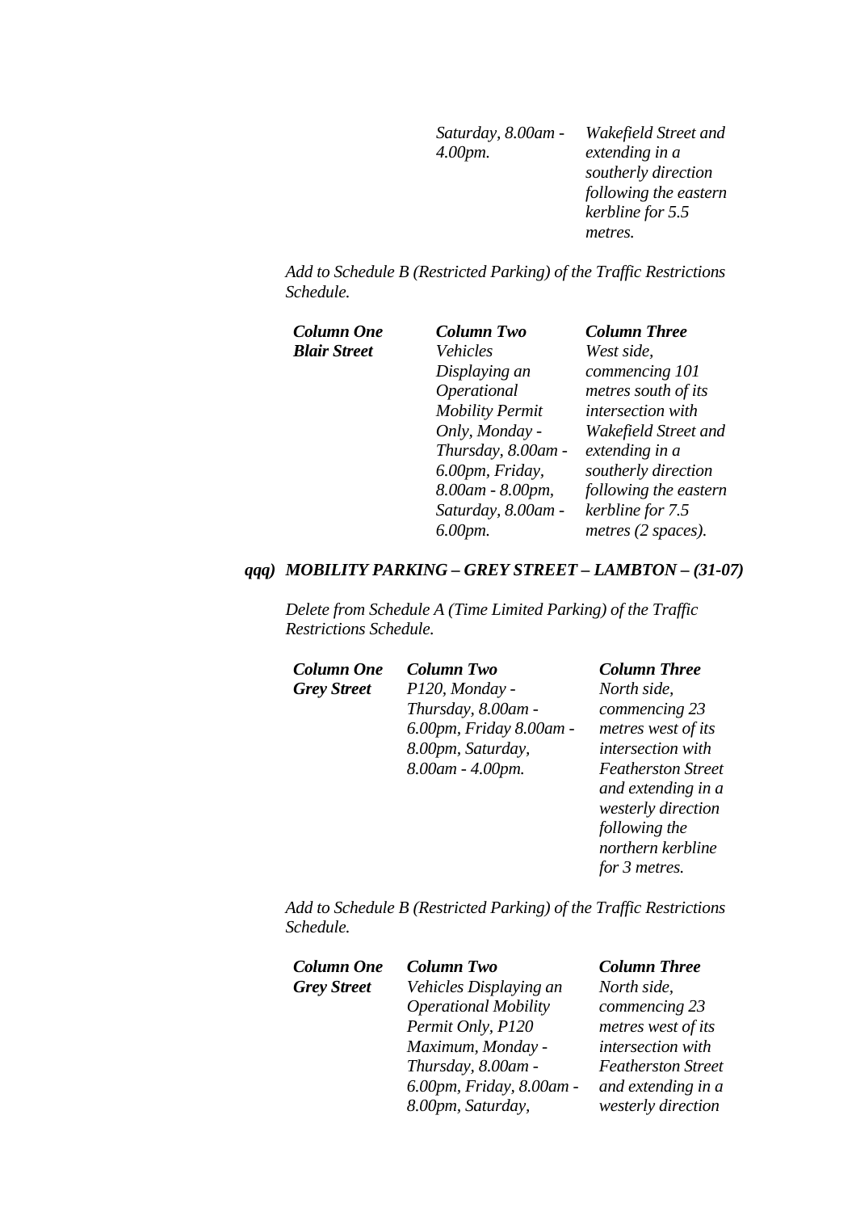| | | |
|---|---|---|
| | *Saturday, 8.00am - 4.00pm.* | *Wakefield Street and extending in a southerly direction following the eastern kerbline for 5.5 metres.* |

*Add to Schedule B (Restricted Parking) of the Traffic Restrictions Schedule.*

| ***Column One*** | ***Column Two*** | ***Column Three*** |
|---|---|---|
| ***Blair Street*** | *Vehicles Displaying an Operational Mobility Permit Only, Monday - Thursday, 8.00am - 6.00pm, Friday, 8.00am - 8.00pm, Saturday, 8.00am - 6.00pm.* | *West side, commencing 101 metres south of its intersection with Wakefield Street and extending in a southerly direction following the eastern kerbline for 7.5 metres (2 spaces).* |

***qqq) MOBILITY PARKING – GREY STREET – LAMBTON – (31-07)***

*Delete from Schedule A (Time Limited Parking) of the Traffic Restrictions Schedule.*

| ***Column One*** | ***Column Two*** | ***Column Three*** |
|---|---|---|
| ***Grey Street*** | *P120, Monday - Thursday, 8.00am - 6.00pm, Friday 8.00am - 8.00pm, Saturday, 8.00am - 4.00pm.* | *North side, commencing 23 metres west of its intersection with Featherston Street and extending in a westerly direction following the northern kerbline for 3 metres.* |

*Add to Schedule B (Restricted Parking) of the Traffic Restrictions Schedule.*

| ***Column One*** | ***Column Two*** | ***Column Three*** |
|---|---|---|
| ***Grey Street*** | *Vehicles Displaying an Operational Mobility Permit Only, P120 Maximum, Monday - Thursday, 8.00am - 6.00pm, Friday, 8.00am - 8.00pm, Saturday,* | *North side, commencing 23 metres west of its intersection with Featherston Street and extending in a westerly direction* |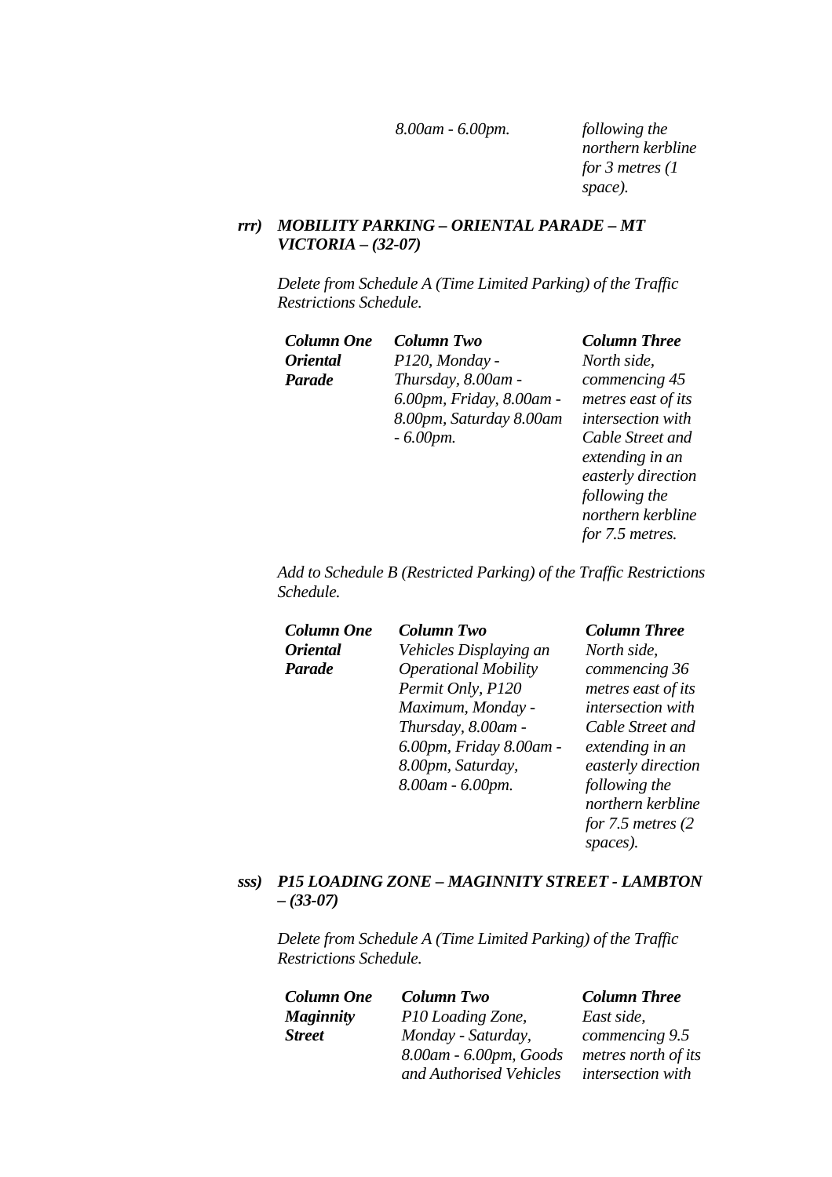| | 8.00am - 6.00pm. | following the northern kerbline for 3 metres (1 space). |
|---|---|---|

*rrr)* ***MOBILITY PARKING – ORIENTAL PARADE – MT VICTORIA – (32-07)***

*Delete from Schedule A (Time Limited Parking) of the Traffic Restrictions Schedule.*

| ***Column One*** | ***Column Two*** | ***Column Three*** |
|---|---|---|
| ***Oriental Parade*** | *P120, Monday - Thursday, 8.00am - 6.00pm, Friday, 8.00am - 8.00pm, Saturday 8.00am - 6.00pm.* | *North side, commencing 45 metres east of its intersection with Cable Street and extending in an easterly direction following the northern kerbline for 7.5 metres.* |

*Add to Schedule B (Restricted Parking) of the Traffic Restrictions Schedule.*

| ***Column One*** | ***Column Two*** | ***Column Three*** |
|---|---|---|
| ***Oriental Parade*** | *Vehicles Displaying an Operational Mobility Permit Only, P120 Maximum, Monday - Thursday, 8.00am - 6.00pm, Friday 8.00am - 8.00pm, Saturday, 8.00am - 6.00pm.* | *North side, commencing 36 metres east of its intersection with Cable Street and extending in an easterly direction following the northern kerbline for 7.5 metres (2 spaces).* |

*sss)* ***P15 LOADING ZONE – MAGINNITY STREET - LAMBTON – (33-07)***

*Delete from Schedule A (Time Limited Parking) of the Traffic Restrictions Schedule.*

| ***Column One*** | ***Column Two*** | ***Column Three*** |
|---|---|---|
| ***Maginnity Street*** | *P10 Loading Zone, Monday - Saturday, 8.00am - 6.00pm, Goods and Authorised Vehicles* | *East side, commencing 9.5 metres north of its intersection with* |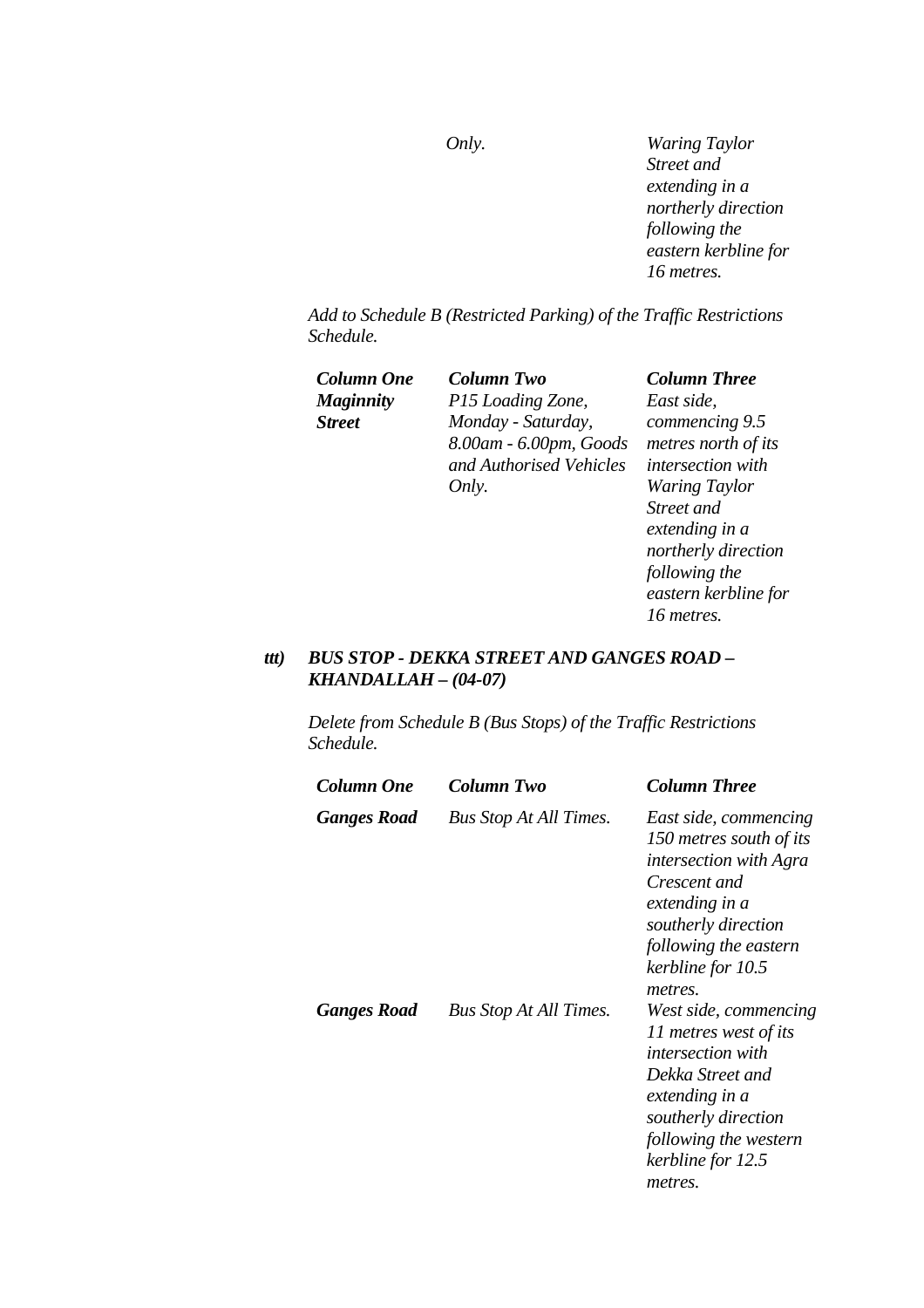| | *Only.* | *Waring Taylor Street and extending in a northerly direction following the eastern kerbline for 16 metres.* |
|---|---|---|

*Add to Schedule B (Restricted Parking) of the Traffic Restrictions Schedule.*

| ***Column One*** | ***Column Two*** | ***Column Three*** |
|---|---|---|
| ***Maginnity Street*** | *P15 Loading Zone, Monday - Saturday, 8.00am - 6.00pm, Goods and Authorised Vehicles Only.* | *East side, commencing 9.5 metres north of its intersection with Waring Taylor Street and extending in a northerly direction following the eastern kerbline for 16 metres.* |

***ttt) BUS STOP - DEKKA STREET AND GANGES ROAD – KHANDALLAH – (04-07)***

*Delete from Schedule B (Bus Stops) of the Traffic Restrictions Schedule.*

| ***Column One*** | ***Column Two*** | ***Column Three*** |
|---|---|---|
| ***Ganges Road*** | *Bus Stop At All Times.* | *East side, commencing 150 metres south of its intersection with Agra Crescent and extending in a southerly direction following the eastern kerbline for 10.5 metres.* |
| ***Ganges Road*** | *Bus Stop At All Times.* | *West side, commencing 11 metres west of its intersection with Dekka Street and extending in a southerly direction following the western kerbline for 12.5 metres.* |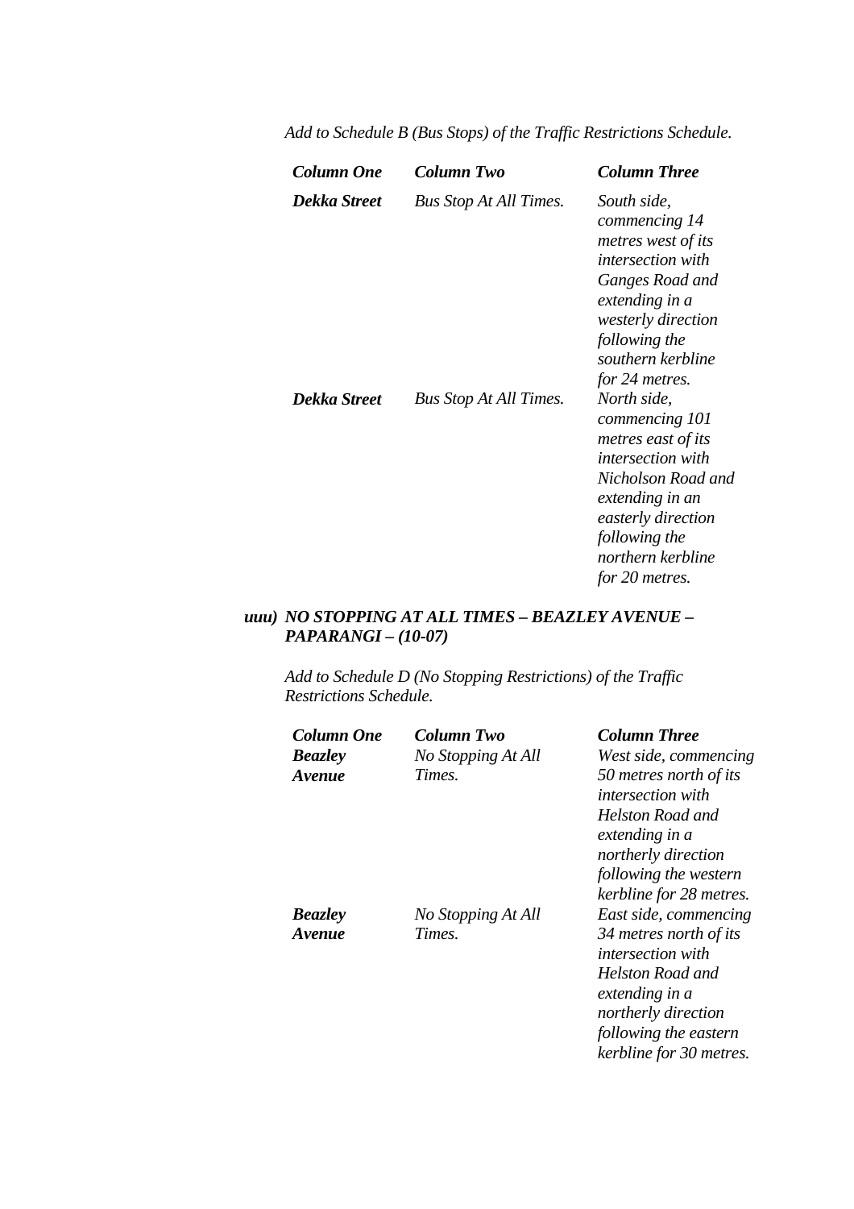*Add to Schedule B (Bus Stops) of the Traffic Restrictions Schedule.*

| ***Column One*** | ***Column Two*** | ***Column Three*** |
|---|---|---|
| ***Dekka Street*** | *Bus Stop At All Times.* | *South side, commencing 14 metres west of its intersection with Ganges Road and extending in a westerly direction following the southern kerbline for 24 metres.* |
| ***Dekka Street*** | *Bus Stop At All Times.* | *North side, commencing 101 metres east of its intersection with Nicholson Road and extending in an easterly direction following the northern kerbline for 20 metres.* |

***uuu) NO STOPPING AT ALL TIMES – BEAZLEY AVENUE – PAPARANGI – (10-07)***

*Add to Schedule D (No Stopping Restrictions) of the Traffic Restrictions Schedule.*

| ***Column One*** | ***Column Two*** | ***Column Three*** |
|---|---|---|
| ***Beazley Avenue*** | *No Stopping At All Times.* | *West side, commencing 50 metres north of its intersection with Helston Road and extending in a northerly direction following the western kerbline for 28 metres.* |
| ***Beazley Avenue*** | *No Stopping At All Times.* | *East side, commencing 34 metres north of its intersection with Helston Road and extending in a northerly direction following the eastern kerbline for 30 metres.* |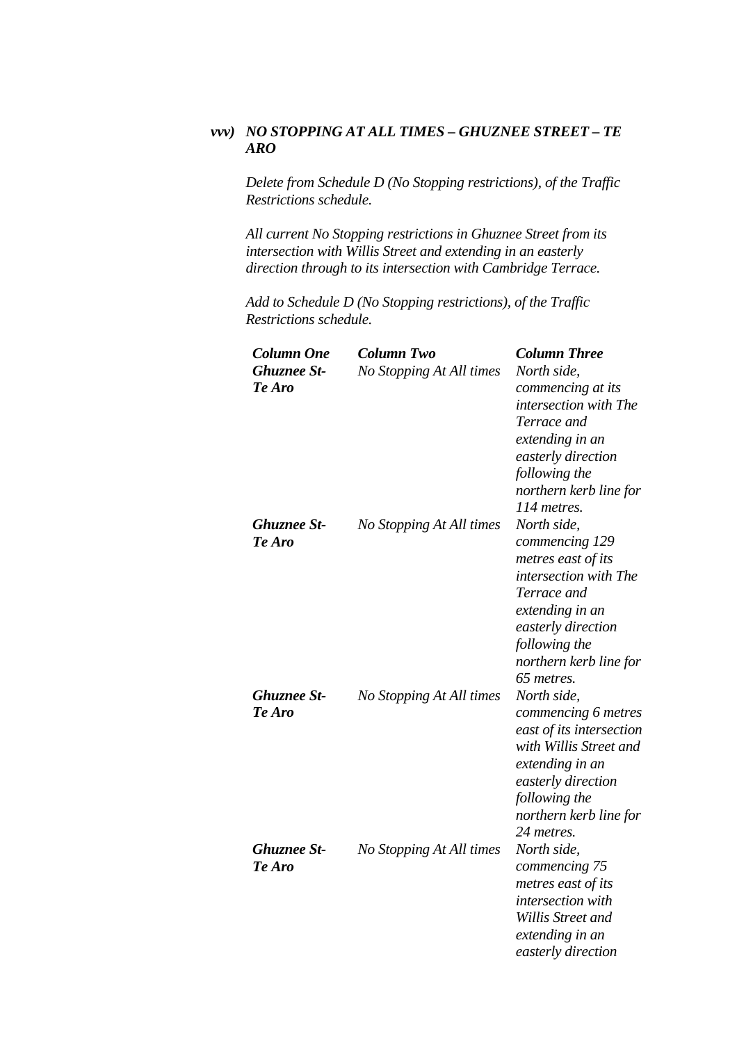### *vvv) NO STOPPING AT ALL TIMES – GHUZNEE STREET – TE ARO*

*Delete from Schedule D (No Stopping restrictions), of the Traffic Restrictions schedule.*

*All current No Stopping restrictions in Ghuznee Street from its intersection with Willis Street and extending in an easterly direction through to its intersection with Cambridge Terrace.*

*Add to Schedule D (No Stopping restrictions), of the Traffic Restrictions schedule.*

| ***Column One*** | ***Column Two*** | ***Column Three*** |
|---|---|---|
| ***Ghuznee St-Te Aro*** | *No Stopping At All times* | *North side, commencing at its intersection with The Terrace and extending in an easterly direction following the northern kerb line for 114 metres.* |
| ***Ghuznee St-Te Aro*** | *No Stopping At All times* | *North side, commencing 129 metres east of its intersection with The Terrace and extending in an easterly direction following the northern kerb line for 65 metres.* |
| ***Ghuznee St-Te Aro*** | *No Stopping At All times* | *North side, commencing 6 metres east of its intersection with Willis Street and extending in an easterly direction following the northern kerb line for 24 metres.* |
| ***Ghuznee St-Te Aro*** | *No Stopping At All times* | *North side, commencing 75 metres east of its intersection with Willis Street and extending in an easterly direction* |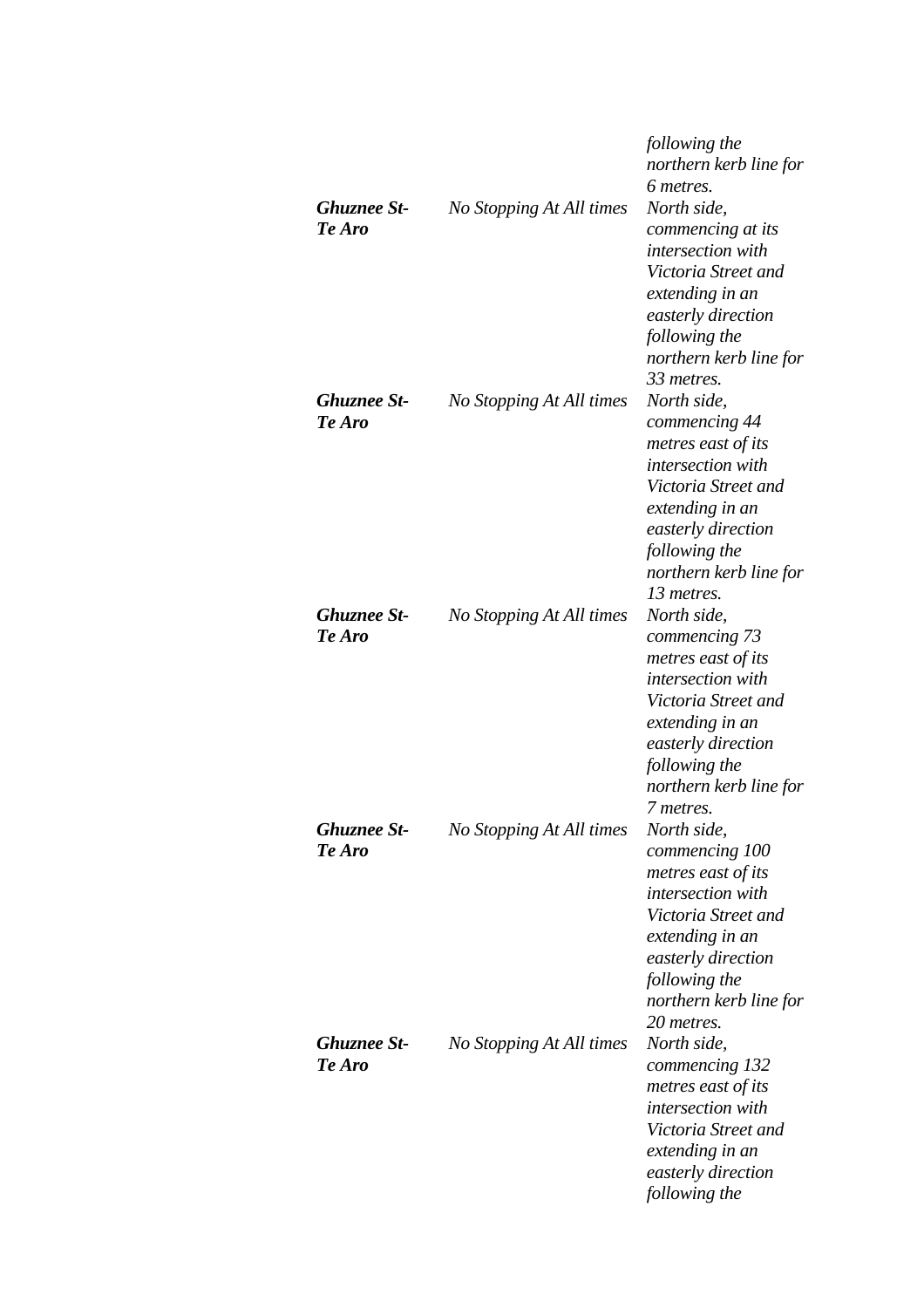| | | |
|---|---|---|
| | | *following the northern kerb line for 6 metres.* |
| ***Ghuznee St-Te Aro*** | *No Stopping At All times* | *North side, commencing at its intersection with Victoria Street and extending in an easterly direction following the northern kerb line for 33 metres.* |
| ***Ghuznee St-Te Aro*** | *No Stopping At All times* | *North side, commencing 44 metres east of its intersection with Victoria Street and extending in an easterly direction following the northern kerb line for 13 metres.* |
| ***Ghuznee St-Te Aro*** | *No Stopping At All times* | *North side, commencing 73 metres east of its intersection with Victoria Street and extending in an easterly direction following the northern kerb line for 7 metres.* |
| ***Ghuznee St-Te Aro*** | *No Stopping At All times* | *North side, commencing 100 metres east of its intersection with Victoria Street and extending in an easterly direction following the northern kerb line for 20 metres.* |
| ***Ghuznee St-Te Aro*** | *No Stopping At All times* | *North side, commencing 132 metres east of its intersection with Victoria Street and extending in an easterly direction following the* |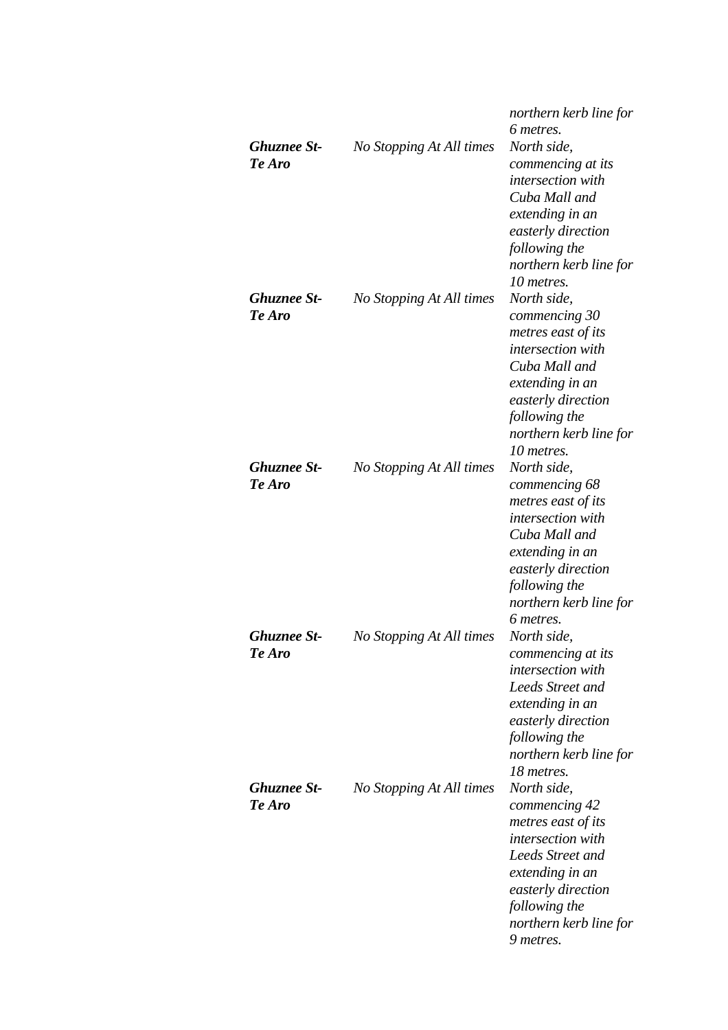| | | northern kerb line for 6 metres. |
|---|---|---|
| ***Ghuznee St-Te Aro*** | *No Stopping At All times* | *North side, commencing at its intersection with Cuba Mall and extending in an easterly direction following the northern kerb line for 10 metres.* |
| ***Ghuznee St-Te Aro*** | *No Stopping At All times* | *North side, commencing 30 metres east of its intersection with Cuba Mall and extending in an easterly direction following the northern kerb line for 10 metres.* |
| ***Ghuznee St-Te Aro*** | *No Stopping At All times* | *North side, commencing 68 metres east of its intersection with Cuba Mall and extending in an easterly direction following the northern kerb line for 6 metres.* |
| ***Ghuznee St-Te Aro*** | *No Stopping At All times* | *North side, commencing at its intersection with Leeds Street and extending in an easterly direction following the northern kerb line for 18 metres.* |
| ***Ghuznee St-Te Aro*** | *No Stopping At All times* | *North side, commencing 42 metres east of its intersection with Leeds Street and extending in an easterly direction following the northern kerb line for 9 metres.* |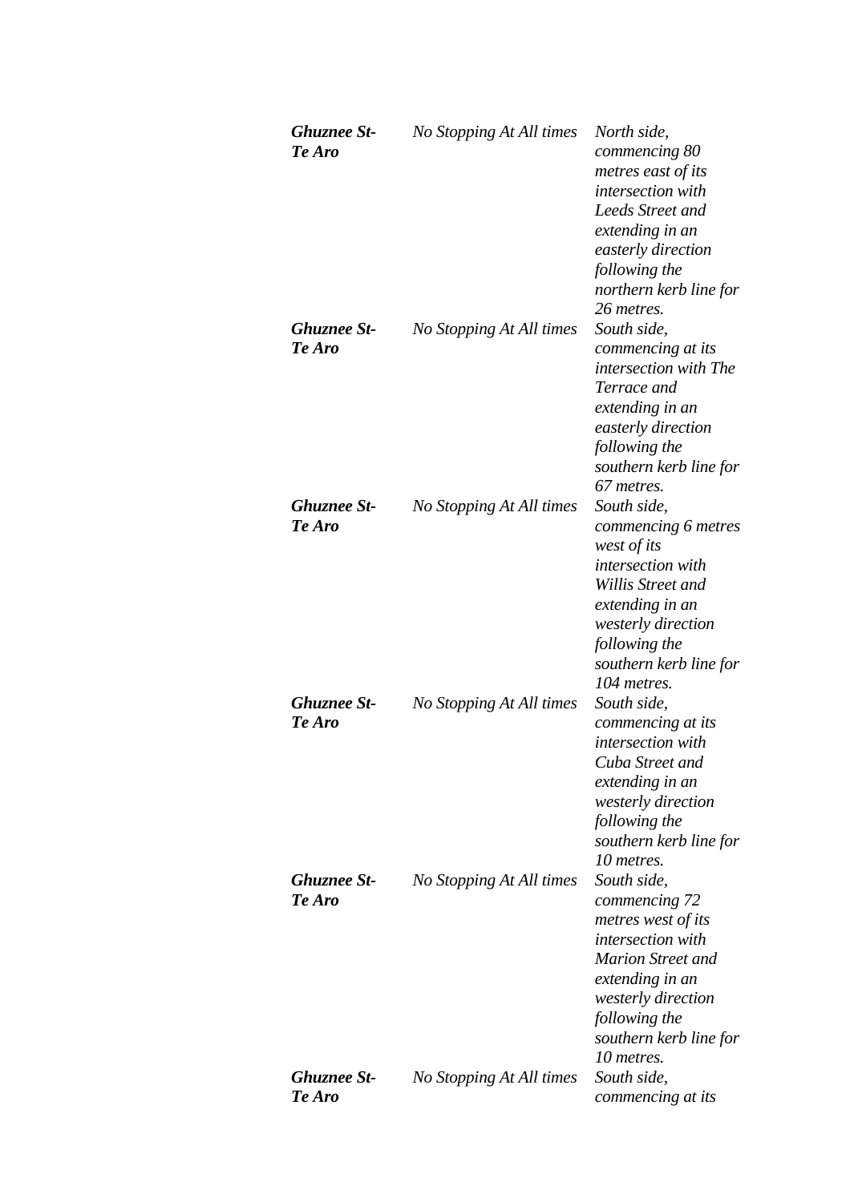| | | |
|---|---|---|
| ***Ghuznee St-Te Aro*** | *No Stopping At All times* | *North side, commencing 80 metres east of its intersection with Leeds Street and extending in an easterly direction following the northern kerb line for 26 metres.* |
| ***Ghuznee St-Te Aro*** | *No Stopping At All times* | *South side, commencing at its intersection with The Terrace and extending in an easterly direction following the southern kerb line for 67 metres.* |
| ***Ghuznee St-Te Aro*** | *No Stopping At All times* | *South side, commencing 6 metres west of its intersection with Willis Street and extending in an westerly direction following the southern kerb line for 104 metres.* |
| ***Ghuznee St-Te Aro*** | *No Stopping At All times* | *South side, commencing at its intersection with Cuba Street and extending in an westerly direction following the southern kerb line for 10 metres.* |
| ***Ghuznee St-Te Aro*** | *No Stopping At All times* | *South side, commencing 72 metres west of its intersection with Marion Street and extending in an westerly direction following the southern kerb line for 10 metres.* |
| ***Ghuznee St-Te Aro*** | *No Stopping At All times* | *South side, commencing at its* |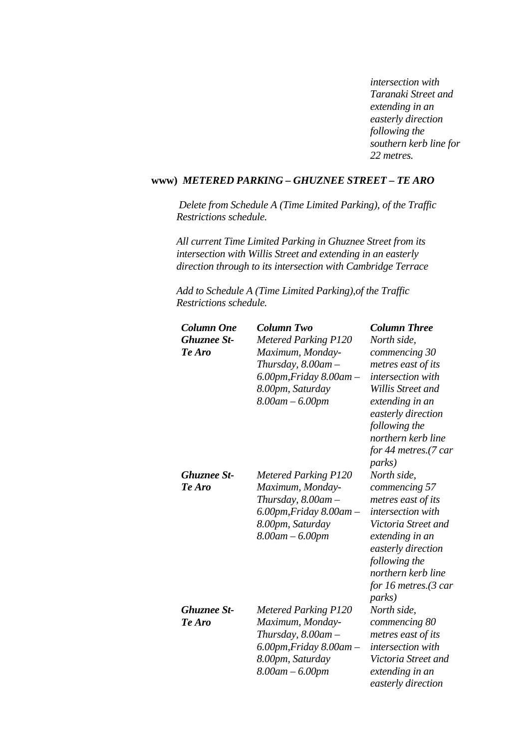*intersection with Taranaki Street and extending in an easterly direction following the southern kerb line for 22 metres.*

**www)** ***METERED PARKING – GHUZNEE STREET – TE ARO***

*Delete from Schedule A (Time Limited Parking), of the Traffic Restrictions schedule.*

*All current Time Limited Parking in Ghuznee Street from its intersection with Willis Street and extending in an easterly direction through to its intersection with Cambridge Terrace*

*Add to Schedule A (Time Limited Parking),of the Traffic Restrictions schedule.*

| ***Column One*** | ***Column Two*** | ***Column Three*** |
|---|---|---|
| ***Ghuznee St-Te Aro*** | *Metered Parking P120 Maximum, Monday-Thursday, 8.00am – 6.00pm,Friday 8.00am – 8.00pm, Saturday 8.00am – 6.00pm* | *North side, commencing 30 metres east of its intersection with Willis Street and extending in an easterly direction following the northern kerb line for 44 metres.(7 car parks)* |
| ***Ghuznee St-Te Aro*** | *Metered Parking P120 Maximum, Monday-Thursday, 8.00am – 6.00pm,Friday 8.00am – 8.00pm, Saturday 8.00am – 6.00pm* | *North side, commencing 57 metres east of its intersection with Victoria Street and extending in an easterly direction following the northern kerb line for 16 metres.(3 car parks)* |
| ***Ghuznee St-Te Aro*** | *Metered Parking P120 Maximum, Monday-Thursday, 8.00am – 6.00pm,Friday 8.00am – 8.00pm, Saturday 8.00am – 6.00pm* | *North side, commencing 80 metres east of its intersection with Victoria Street and extending in an easterly direction* |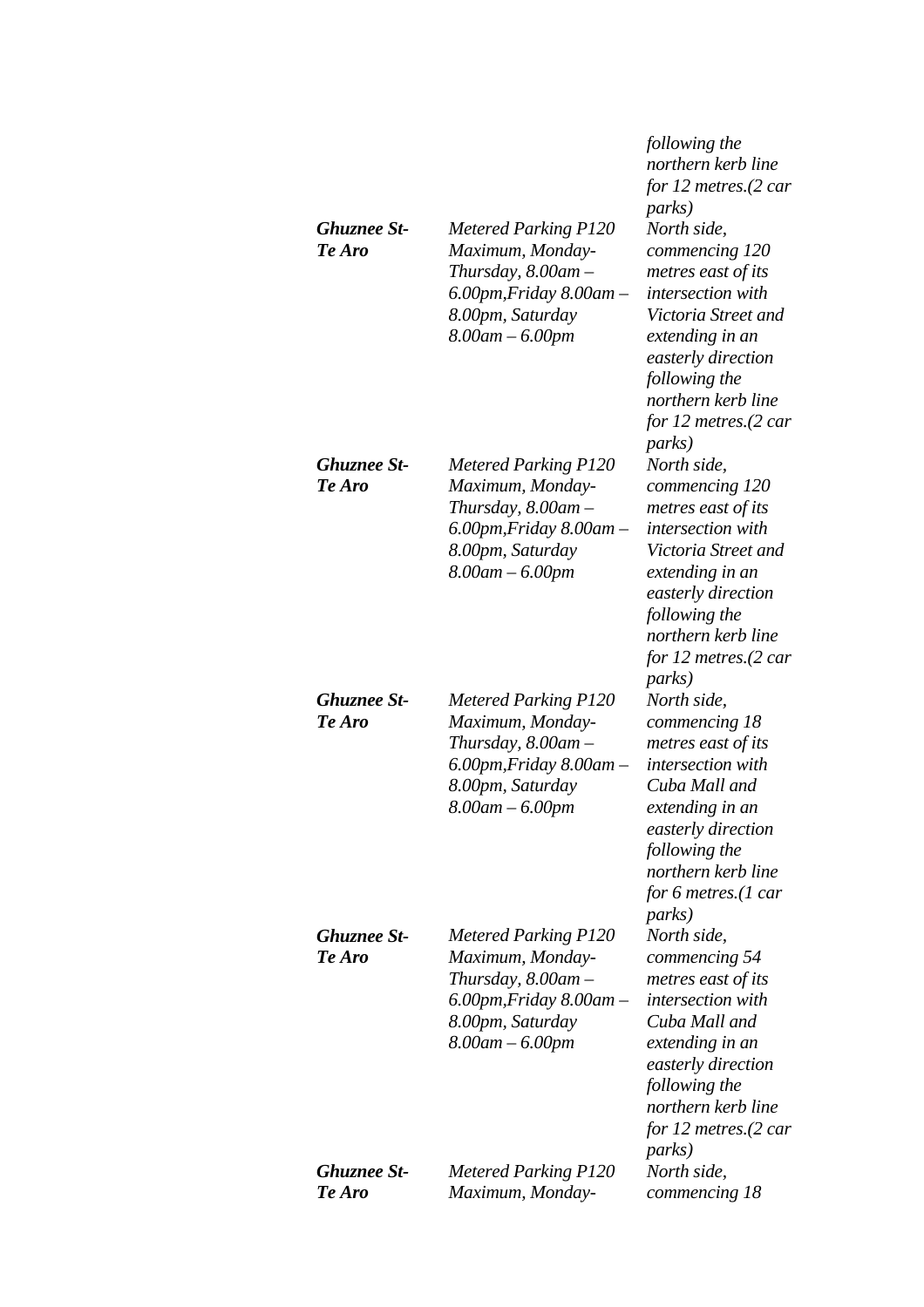| | | *following the northern kerb line for 12 metres.(2 car parks)* |
|---|---|---|
| ***Ghuznee St-Te Aro*** | *Metered Parking P120 Maximum, Monday-Thursday, 8.00am – 6.00pm,Friday 8.00am – 8.00pm, Saturday 8.00am – 6.00pm* | *North side, commencing 120 metres east of its intersection with Victoria Street and extending in an easterly direction following the northern kerb line for 12 metres.(2 car parks)* |
| ***Ghuznee St-Te Aro*** | *Metered Parking P120 Maximum, Monday-Thursday, 8.00am – 6.00pm,Friday 8.00am – 8.00pm, Saturday 8.00am – 6.00pm* | *North side, commencing 120 metres east of its intersection with Victoria Street and extending in an easterly direction following the northern kerb line for 12 metres.(2 car parks)* |
| ***Ghuznee St-Te Aro*** | *Metered Parking P120 Maximum, Monday-Thursday, 8.00am – 6.00pm,Friday 8.00am – 8.00pm, Saturday 8.00am – 6.00pm* | *North side, commencing 18 metres east of its intersection with Cuba Mall and extending in an easterly direction following the northern kerb line for 6 metres.(1 car parks)* |
| ***Ghuznee St-Te Aro*** | *Metered Parking P120 Maximum, Monday-Thursday, 8.00am – 6.00pm,Friday 8.00am – 8.00pm, Saturday 8.00am – 6.00pm* | *North side, commencing 54 metres east of its intersection with Cuba Mall and extending in an easterly direction following the northern kerb line for 12 metres.(2 car parks)* |
| ***Ghuznee St-Te Aro*** | *Metered Parking P120 Maximum, Monday-* | *North side, commencing 18* |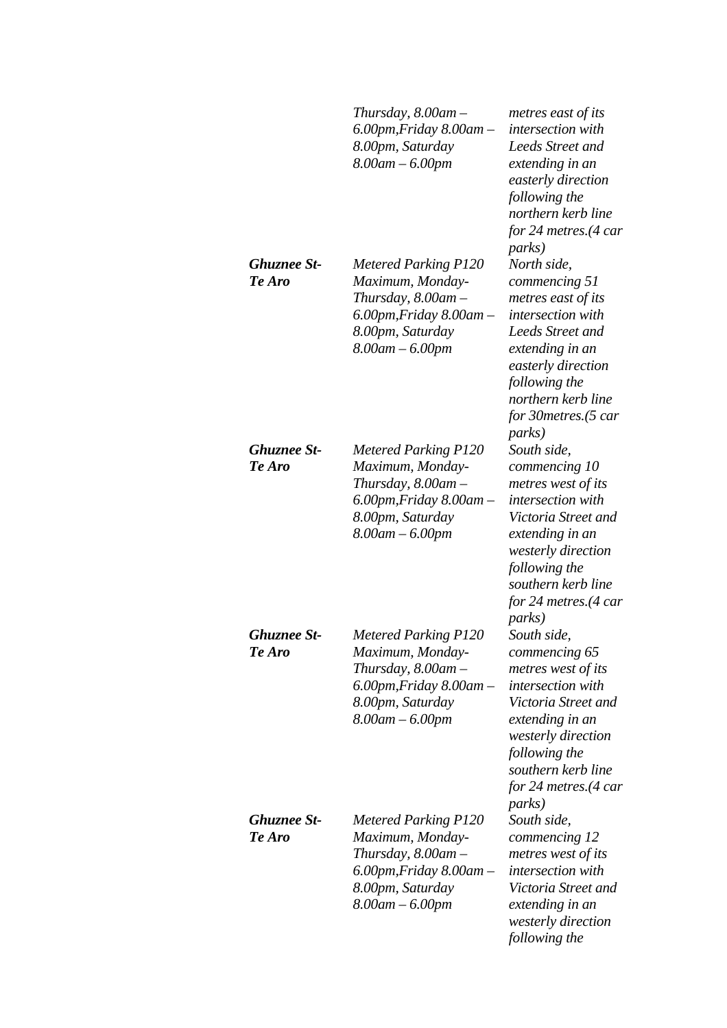| | | |
|---|---|---|
| | *Thursday, 8.00am – 6.00pm,Friday 8.00am – 8.00pm, Saturday 8.00am – 6.00pm* | *metres east of its intersection with Leeds Street and extending in an easterly direction following the northern kerb line for 24 metres.(4 car parks)* |
| ***Ghuznee St-Te Aro*** | *Metered Parking P120 Maximum, Monday-Thursday, 8.00am – 6.00pm,Friday 8.00am – 8.00pm, Saturday 8.00am – 6.00pm* | *North side, commencing 51 metres east of its intersection with Leeds Street and extending in an easterly direction following the northern kerb line for 30metres.(5 car parks)* |
| ***Ghuznee St-Te Aro*** | *Metered Parking P120 Maximum, Monday-Thursday, 8.00am – 6.00pm,Friday 8.00am – 8.00pm, Saturday 8.00am – 6.00pm* | *South side, commencing 10 metres west of its intersection with Victoria Street and extending in an westerly direction following the southern kerb line for 24 metres.(4 car parks)* |
| ***Ghuznee St-Te Aro*** | *Metered Parking P120 Maximum, Monday-Thursday, 8.00am – 6.00pm,Friday 8.00am – 8.00pm, Saturday 8.00am – 6.00pm* | *South side, commencing 65 metres west of its intersection with Victoria Street and extending in an westerly direction following the southern kerb line for 24 metres.(4 car parks)* |
| ***Ghuznee St-Te Aro*** | *Metered Parking P120 Maximum, Monday-Thursday, 8.00am – 6.00pm,Friday 8.00am – 8.00pm, Saturday 8.00am – 6.00pm* | *South side, commencing 12 metres west of its intersection with Victoria Street and extending in an westerly direction following the* |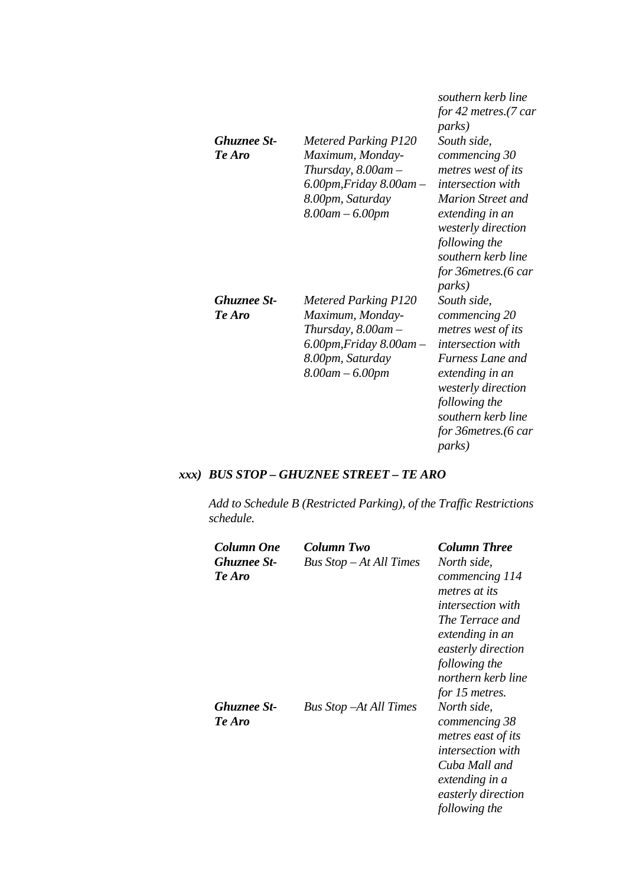| | | |
|---|---|---|
| | | *southern kerb line for 42 metres.(7 car parks)* |
| ***Ghuznee St-Te Aro*** | *Metered Parking P120 Maximum, Monday-Thursday, 8.00am – 6.00pm,Friday 8.00am – 8.00pm, Saturday 8.00am – 6.00pm* | *South side, commencing 30 metres west of its intersection with Marion Street and extending in an westerly direction following the southern kerb line for 36metres.(6 car parks)* |
| ***Ghuznee St-Te Aro*** | *Metered Parking P120 Maximum, Monday-Thursday, 8.00am – 6.00pm,Friday 8.00am – 8.00pm, Saturday 8.00am – 6.00pm* | *South side, commencing 20 metres west of its intersection with Furness Lane and extending in an westerly direction following the southern kerb line for 36metres.(6 car parks)* |

***xxx) BUS STOP – GHUZNEE STREET – TE ARO***

*Add to Schedule B (Restricted Parking), of the Traffic Restrictions schedule.*

| ***Column One*** | ***Column Two*** | ***Column Three*** |
|---|---|---|
| ***Ghuznee St-Te Aro*** | *Bus Stop – At All Times* | *North side, commencing 114 metres at its intersection with The Terrace and extending in an easterly direction following the northern kerb line for 15 metres.* |
| ***Ghuznee St-Te Aro*** | *Bus Stop –At All Times* | *North side, commencing 38 metres east of its intersection with Cuba Mall and extending in a easterly direction following the* |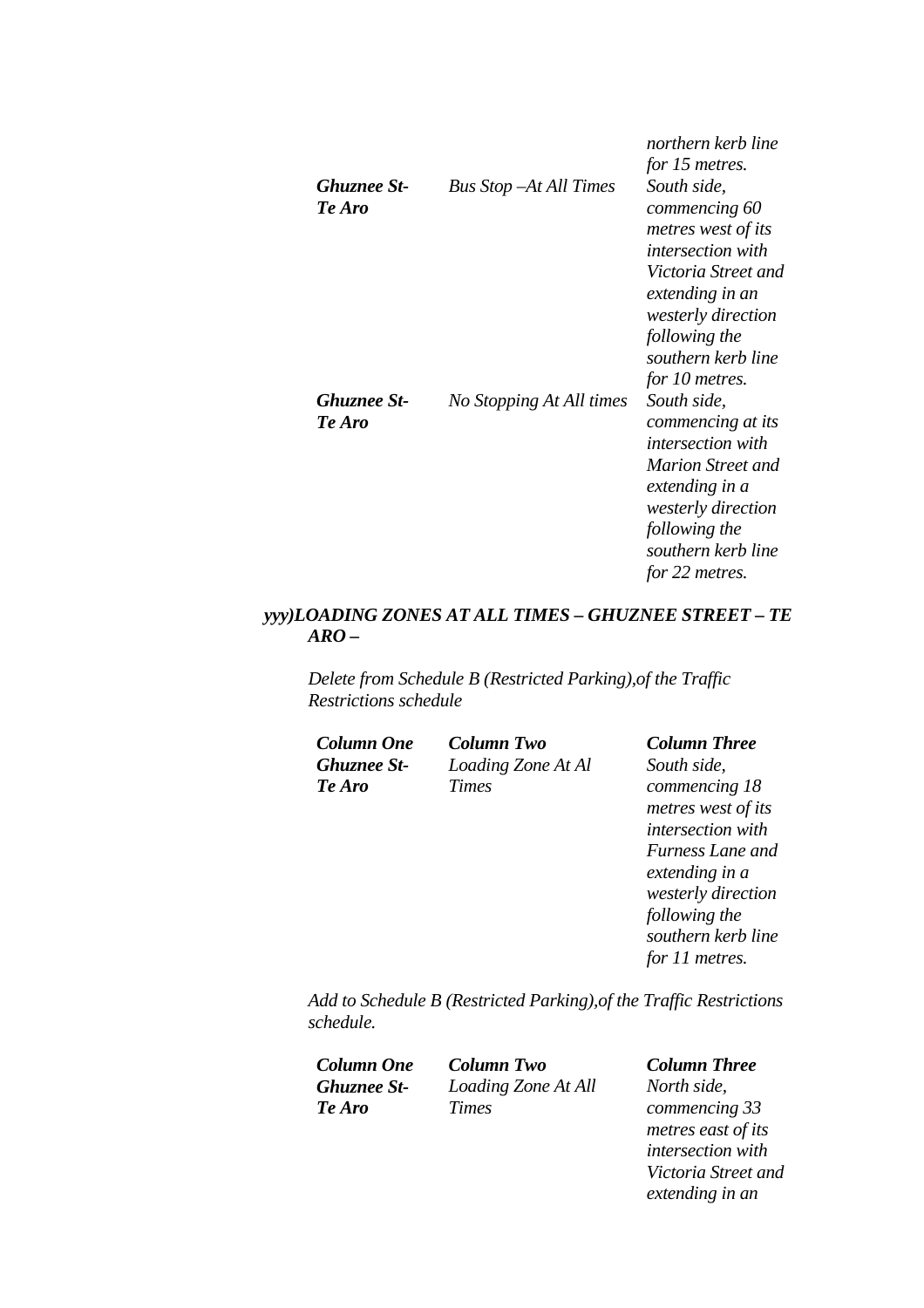| | | northern kerb line for 15 metres. |
|---|---|---|
| ***Ghuznee St- Te Aro*** | *Bus Stop –At All Times* | *South side, commencing 60 metres west of its intersection with Victoria Street and extending in an westerly direction following the southern kerb line for 10 metres.* |
| ***Ghuznee St- Te Aro*** | *No Stopping At All times* | *South side, commencing at its intersection with Marion Street and extending in a westerly direction following the southern kerb line for 22 metres.* |

***yyy)LOADING ZONES AT ALL TIMES – GHUZNEE STREET – TE ARO –***

*Delete from Schedule B (Restricted Parking),of the Traffic Restrictions schedule*

| ***Column One*** | ***Column Two*** | ***Column Three*** |
|---|---|---|
| ***Ghuznee St- Te Aro*** | *Loading Zone At Al Times* | *South side, commencing 18 metres west of its intersection with Furness Lane and extending in a westerly direction following the southern kerb line for 11 metres.* |

*Add to Schedule B (Restricted Parking),of the Traffic Restrictions schedule.*

| ***Column One*** | ***Column Two*** | ***Column Three*** |
|---|---|---|
| ***Ghuznee St- Te Aro*** | *Loading Zone At All Times* | *North side, commencing 33 metres east of its intersection with Victoria Street and extending in an* |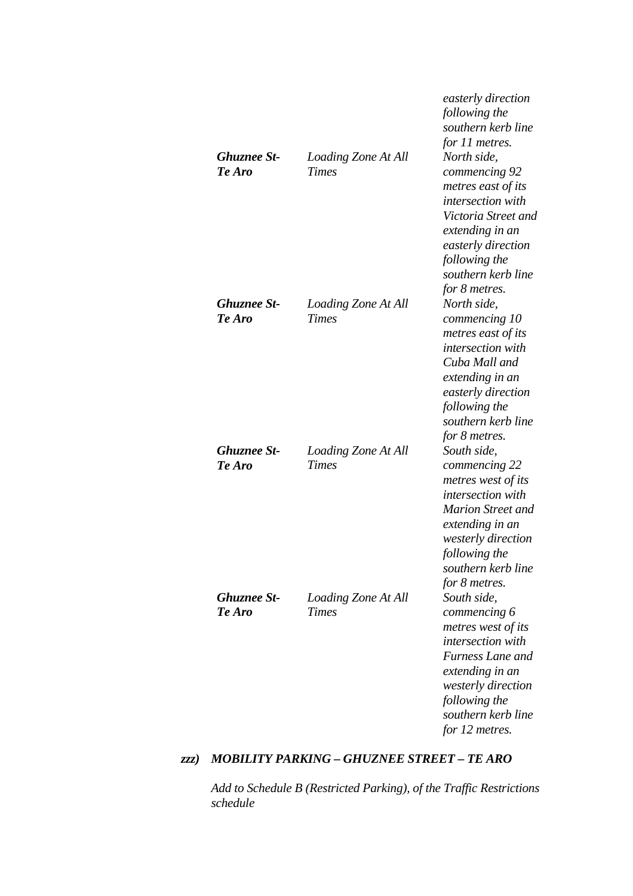| | | |
|---|---|---|
| | | *easterly direction following the southern kerb line for 11 metres.* |
| ***Ghuznee St-Te Aro*** | *Loading Zone At All Times* | *North side, commencing 92 metres east of its intersection with Victoria Street and extending in an easterly direction following the southern kerb line for 8 metres.* |
| ***Ghuznee St-Te Aro*** | *Loading Zone At All Times* | *North side, commencing 10 metres east of its intersection with Cuba Mall and extending in an easterly direction following the southern kerb line for 8 metres.* |
| ***Ghuznee St-Te Aro*** | *Loading Zone At All Times* | *South side, commencing 22 metres west of its intersection with Marion Street and extending in an westerly direction following the southern kerb line for 8 metres.* |
| ***Ghuznee St-Te Aro*** | *Loading Zone At All Times* | *South side, commencing 6 metres west of its intersection with Furness Lane and extending in an westerly direction following the southern kerb line for 12 metres.* |

***zzz) MOBILITY PARKING – GHUZNEE STREET – TE ARO***

*Add to Schedule B (Restricted Parking), of the Traffic Restrictions schedule*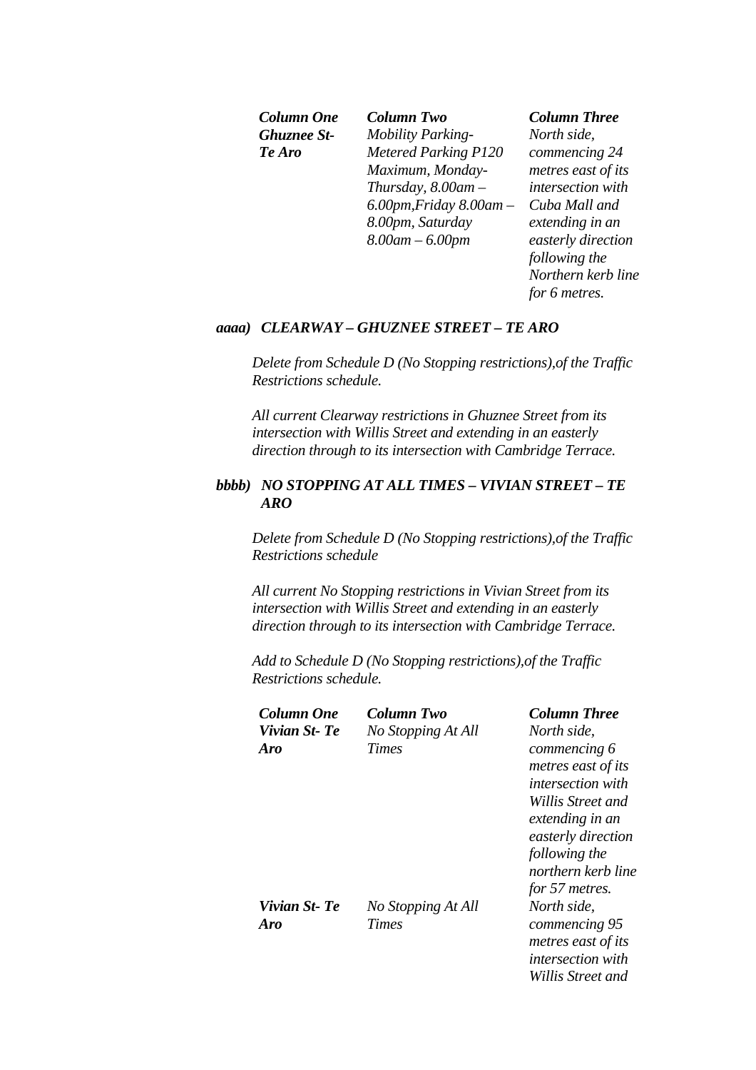| *Column One* | *Column Two* | *Column Three* |
|---|---|---|
| ***Ghuznee St-Te Aro*** | *Mobility Parking-Metered Parking P120 Maximum, Monday-Thursday, 8.00am – 6.00pm,Friday 8.00am – 8.00pm, Saturday 8.00am – 6.00pm* | *North side, commencing 24 metres east of its intersection with Cuba Mall and extending in an easterly direction following the Northern kerb line for 6 metres.* |

***aaaa) CLEARWAY – GHUZNEE STREET – TE ARO***

*Delete from Schedule D (No Stopping restrictions),of the Traffic Restrictions schedule.*

*All current Clearway restrictions in Ghuznee Street from its intersection with Willis Street and extending in an easterly direction through to its intersection with Cambridge Terrace.*

***bbbb) NO STOPPING AT ALL TIMES – VIVIAN STREET – TE ARO***

*Delete from Schedule D (No Stopping restrictions),of the Traffic Restrictions schedule*

*All current No Stopping restrictions in Vivian Street from its intersection with Willis Street and extending in an easterly direction through to its intersection with Cambridge Terrace.*

*Add to Schedule D (No Stopping restrictions),of the Traffic Restrictions schedule.*

| *Column One* | *Column Two* | *Column Three* |
|---|---|---|
| ***Vivian St- Te Aro*** | *No Stopping At All Times* | *North side, commencing 6 metres east of its intersection with Willis Street and extending in an easterly direction following the northern kerb line for 57 metres.* |
| ***Vivian St- Te Aro*** | *No Stopping At All Times* | *North side, commencing 95 metres east of its intersection with Willis Street and* |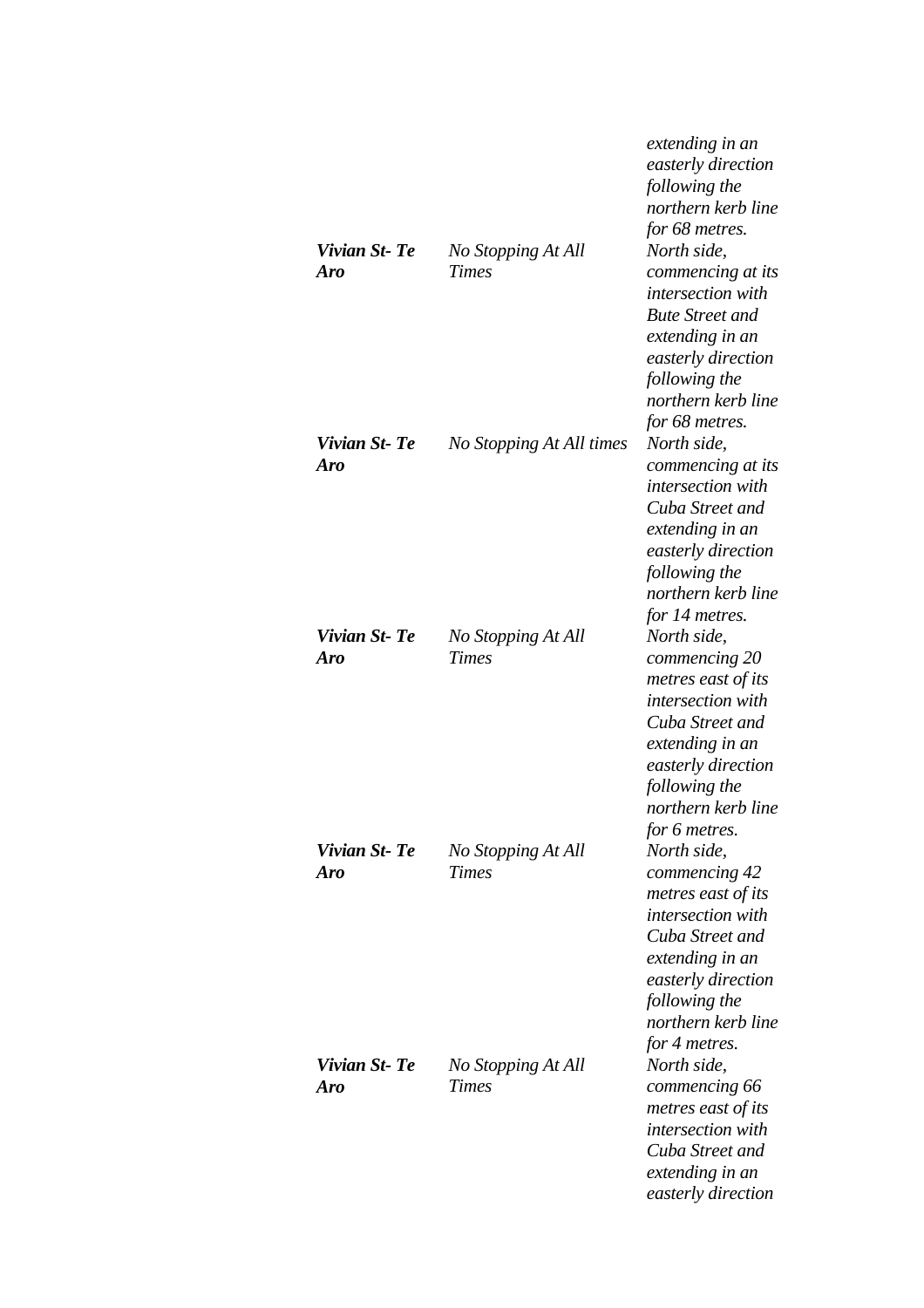| | | *extending in an easterly direction following the northern kerb line for 68 metres.* |
|---|---|---|
| ***Vivian St- Te Aro*** | *No Stopping At All Times* | *North side, commencing at its intersection with Bute Street and extending in an easterly direction following the northern kerb line for 68 metres.* |
| ***Vivian St- Te Aro*** | *No Stopping At All times* | *North side, commencing at its intersection with Cuba Street and extending in an easterly direction following the northern kerb line for 14 metres.* |
| ***Vivian St- Te Aro*** | *No Stopping At All Times* | *North side, commencing 20 metres east of its intersection with Cuba Street and extending in an easterly direction following the northern kerb line for 6 metres.* |
| ***Vivian St- Te Aro*** | *No Stopping At All Times* | *North side, commencing 42 metres east of its intersection with Cuba Street and extending in an easterly direction following the northern kerb line for 4 metres.* |
| ***Vivian St- Te Aro*** | *No Stopping At All Times* | *North side, commencing 66 metres east of its intersection with Cuba Street and extending in an easterly direction* |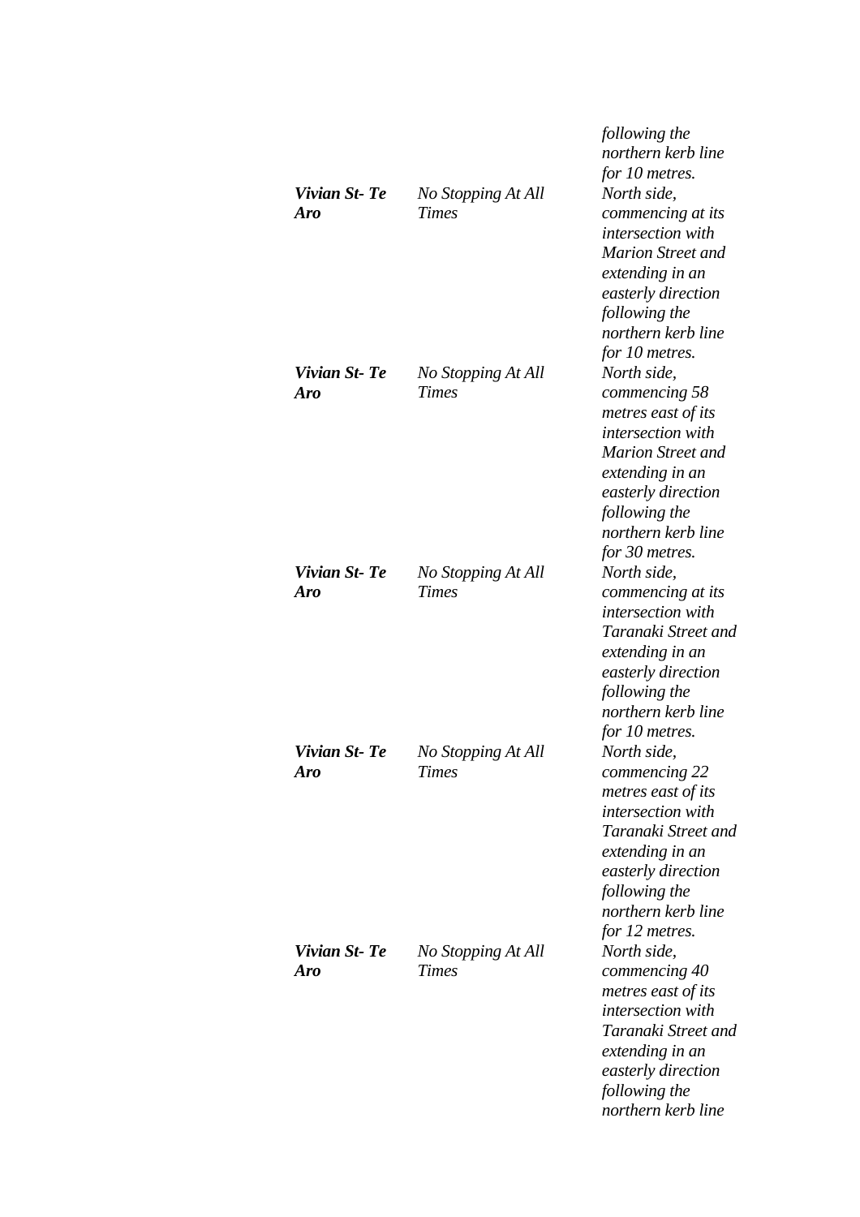| | | |
|---|---|---|
| | | *following the northern kerb line for 10 metres.* |
| ***Vivian St- Te Aro*** | *No Stopping At All Times* | *North side, commencing at its intersection with Marion Street and extending in an easterly direction following the northern kerb line for 10 metres.* |
| ***Vivian St- Te Aro*** | *No Stopping At All Times* | *North side, commencing 58 metres east of its intersection with Marion Street and extending in an easterly direction following the northern kerb line for 30 metres.* |
| ***Vivian St- Te Aro*** | *No Stopping At All Times* | *North side, commencing at its intersection with Taranaki Street and extending in an easterly direction following the northern kerb line for 10 metres.* |
| ***Vivian St- Te Aro*** | *No Stopping At All Times* | *North side, commencing 22 metres east of its intersection with Taranaki Street and extending in an easterly direction following the northern kerb line for 12 metres.* |
| ***Vivian St- Te Aro*** | *No Stopping At All Times* | *North side, commencing 40 metres east of its intersection with Taranaki Street and extending in an easterly direction following the northern kerb line* |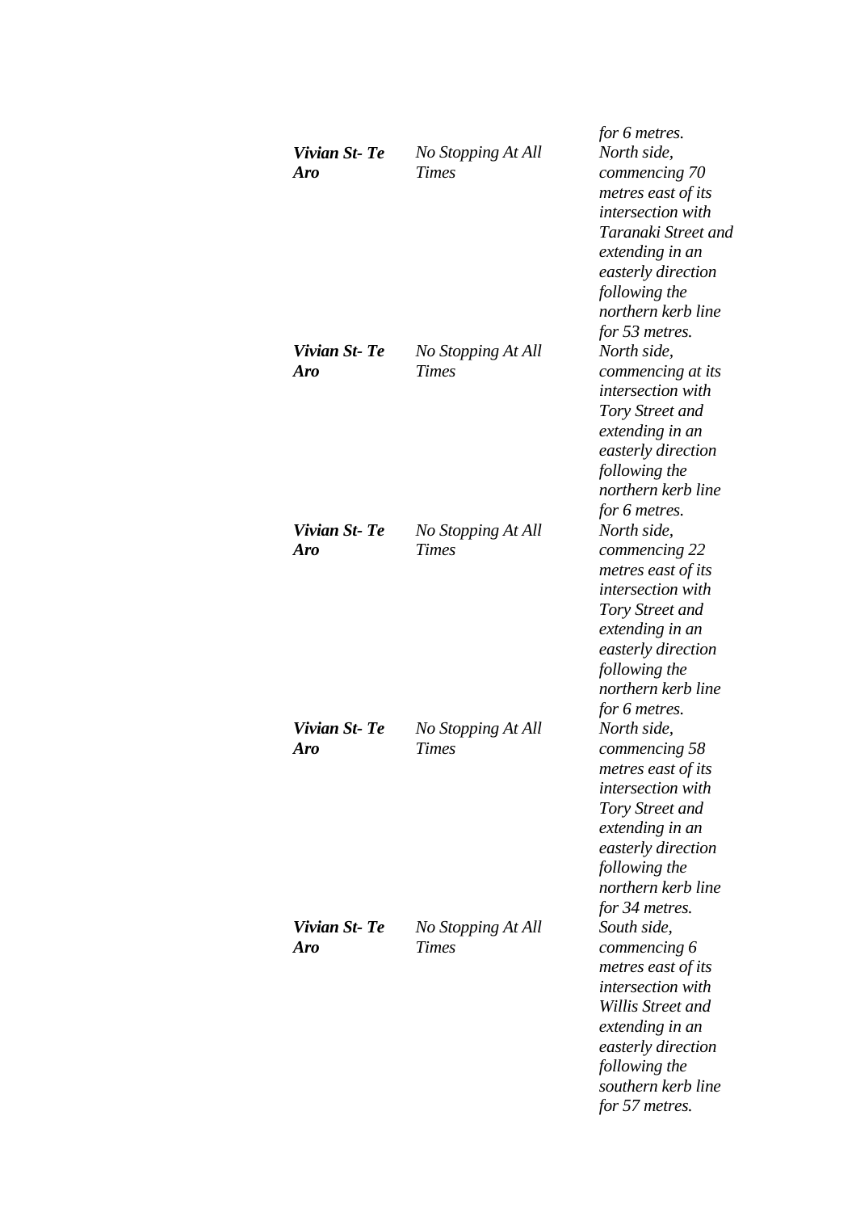| | | for 6 metres. |
|---|---|---|
| ***Vivian St- Te Aro*** | *No Stopping At All Times* | *North side, commencing 70 metres east of its intersection with Taranaki Street and extending in an easterly direction following the northern kerb line for 53 metres.* |
| ***Vivian St- Te Aro*** | *No Stopping At All Times* | *North side, commencing at its intersection with Tory Street and extending in an easterly direction following the northern kerb line for 6 metres.* |
| ***Vivian St- Te Aro*** | *No Stopping At All Times* | *North side, commencing 22 metres east of its intersection with Tory Street and extending in an easterly direction following the northern kerb line for 6 metres.* |
| ***Vivian St- Te Aro*** | *No Stopping At All Times* | *North side, commencing 58 metres east of its intersection with Tory Street and extending in an easterly direction following the northern kerb line for 34 metres.* |
| ***Vivian St- Te Aro*** | *No Stopping At All Times* | *South side, commencing 6 metres east of its intersection with Willis Street and extending in an easterly direction following the southern kerb line for 57 metres.* |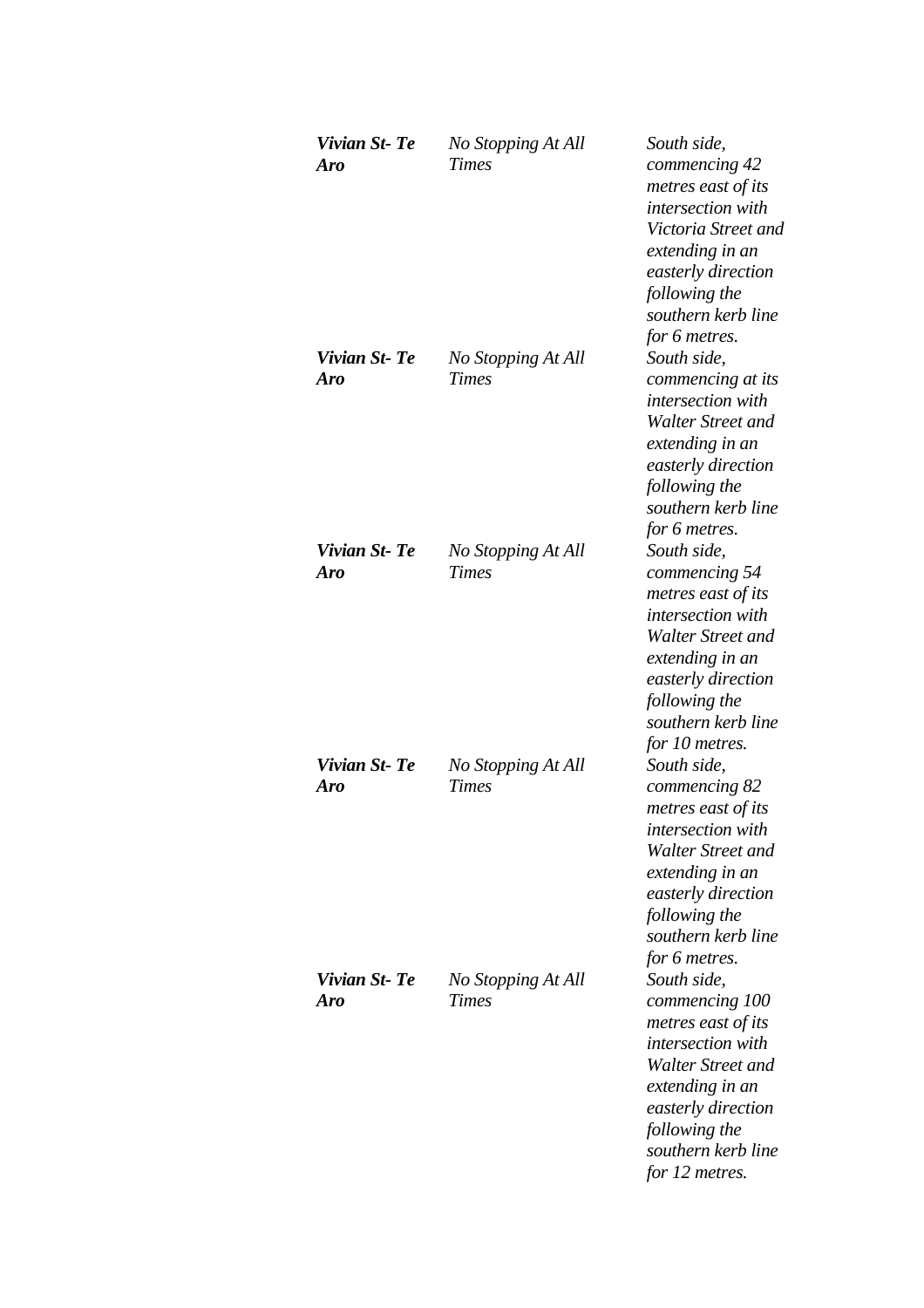| | | |
|---|---|---|
| ***Vivian St- Te Aro*** | *No Stopping At All Times* | *South side, commencing 42 metres east of its intersection with Victoria Street and extending in an easterly direction following the southern kerb line for 6 metres.* |
| ***Vivian St- Te Aro*** | *No Stopping At All Times* | *South side, commencing at its intersection with Walter Street and extending in an easterly direction following the southern kerb line for 6 metres.* |
| ***Vivian St- Te Aro*** | *No Stopping At All Times* | *South side, commencing 54 metres east of its intersection with Walter Street and extending in an easterly direction following the southern kerb line for 10 metres.* |
| ***Vivian St- Te Aro*** | *No Stopping At All Times* | *South side, commencing 82 metres east of its intersection with Walter Street and extending in an easterly direction following the southern kerb line for 6 metres.* |
| ***Vivian St- Te Aro*** | *No Stopping At All Times* | *South side, commencing 100 metres east of its intersection with Walter Street and extending in an easterly direction following the southern kerb line for 12 metres.* |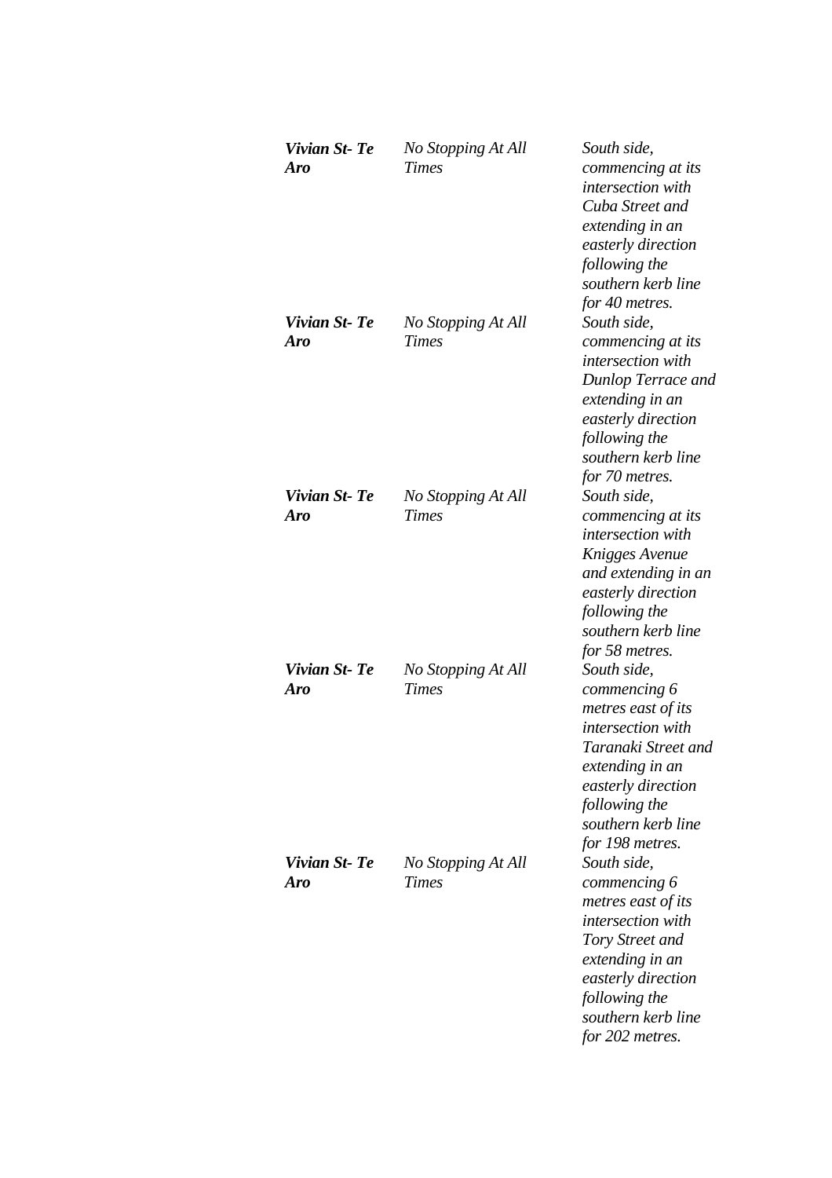| | | |
|---|---|---|
| ***Vivian St- Te Aro*** | *No Stopping At All Times* | *South side, commencing at its intersection with Cuba Street and extending in an easterly direction following the southern kerb line for 40 metres.* |
| ***Vivian St- Te Aro*** | *No Stopping At All Times* | *South side, commencing at its intersection with Dunlop Terrace and extending in an easterly direction following the southern kerb line for 70 metres.* |
| ***Vivian St- Te Aro*** | *No Stopping At All Times* | *South side, commencing at its intersection with Knigges Avenue and extending in an easterly direction following the southern kerb line for 58 metres.* |
| ***Vivian St- Te Aro*** | *No Stopping At All Times* | *South side, commencing 6 metres east of its intersection with Taranaki Street and extending in an easterly direction following the southern kerb line for 198 metres.* |
| ***Vivian St- Te Aro*** | *No Stopping At All Times* | *South side, commencing 6 metres east of its intersection with Tory Street and extending in an easterly direction following the southern kerb line for 202 metres.* |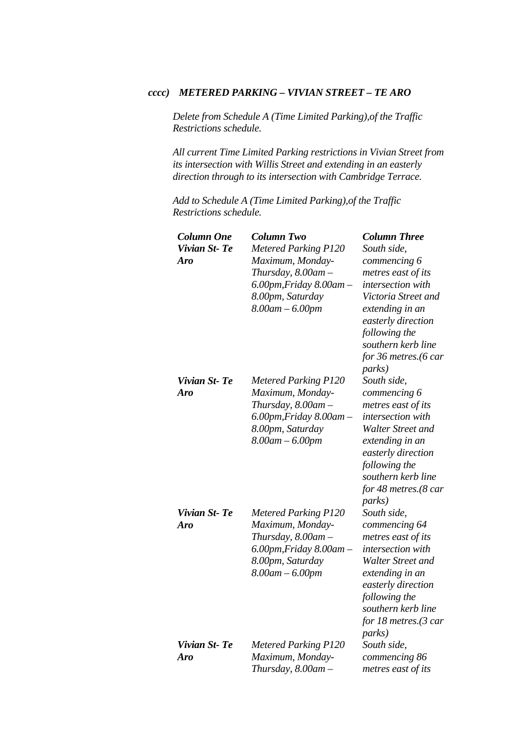***cccc) METERED PARKING – VIVIAN STREET – TE ARO***

*Delete from Schedule A (Time Limited Parking),of the Traffic Restrictions schedule.*

*All current Time Limited Parking restrictions in Vivian Street from its intersection with Willis Street and extending in an easterly direction through to its intersection with Cambridge Terrace.*

*Add to Schedule A (Time Limited Parking),of the Traffic Restrictions schedule.*

| ***Column One*** | ***Column Two*** | ***Column Three*** |
|---|---|---|
| ***Vivian St- Te Aro*** | *Metered Parking P120 Maximum, Monday-Thursday, 8.00am – 6.00pm,Friday 8.00am – 8.00pm, Saturday 8.00am – 6.00pm* | *South side, commencing 6 metres east of its intersection with Victoria Street and extending in an easterly direction following the southern kerb line for 36 metres.(6 car parks)* |
| ***Vivian St- Te Aro*** | *Metered Parking P120 Maximum, Monday-Thursday, 8.00am – 6.00pm,Friday 8.00am – 8.00pm, Saturday 8.00am – 6.00pm* | *South side, commencing 6 metres east of its intersection with Walter Street and extending in an easterly direction following the southern kerb line for 48 metres.(8 car parks)* |
| ***Vivian St- Te Aro*** | *Metered Parking P120 Maximum, Monday-Thursday, 8.00am – 6.00pm,Friday 8.00am – 8.00pm, Saturday 8.00am – 6.00pm* | *South side, commencing 64 metres east of its intersection with Walter Street and extending in an easterly direction following the southern kerb line for 18 metres.(3 car parks)* |
| ***Vivian St- Te Aro*** | *Metered Parking P120 Maximum, Monday-Thursday, 8.00am –* | *South side, commencing 86 metres east of its* |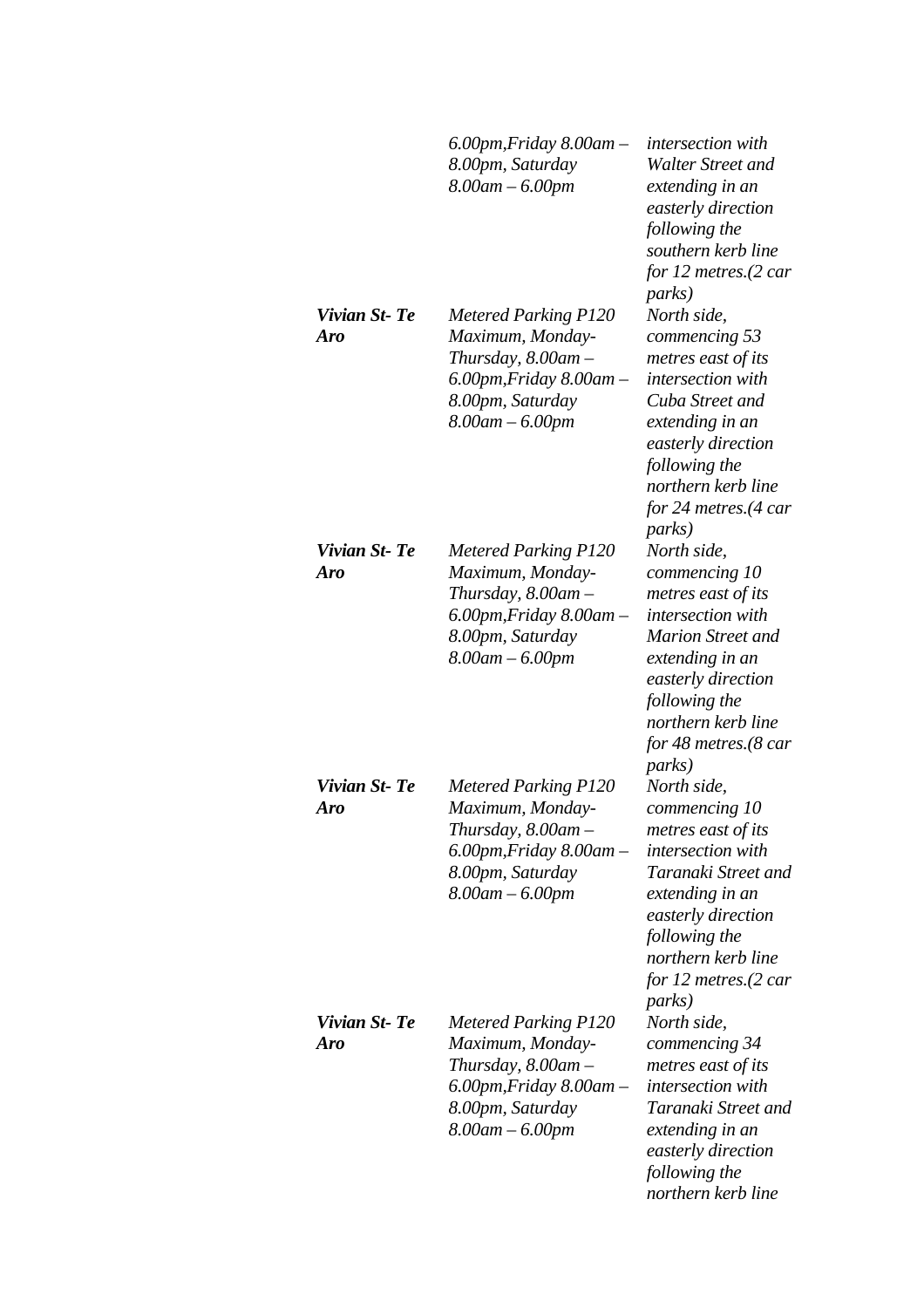| | | |
|---|---|---|
| | *6.00pm,Friday 8.00am – 8.00pm, Saturday 8.00am – 6.00pm* | *intersection with Walter Street and extending in an easterly direction following the southern kerb line for 12 metres.(2 car parks)* |
| ***Vivian St- Te Aro*** | *Metered Parking P120 Maximum, Monday-Thursday, 8.00am – 6.00pm,Friday 8.00am – 8.00pm, Saturday 8.00am – 6.00pm* | *North side, commencing 53 metres east of its intersection with Cuba Street and extending in an easterly direction following the northern kerb line for 24 metres.(4 car parks)* |
| ***Vivian St- Te Aro*** | *Metered Parking P120 Maximum, Monday-Thursday, 8.00am – 6.00pm,Friday 8.00am – 8.00pm, Saturday 8.00am – 6.00pm* | *North side, commencing 10 metres east of its intersection with Marion Street and extending in an easterly direction following the northern kerb line for 48 metres.(8 car parks)* |
| ***Vivian St- Te Aro*** | *Metered Parking P120 Maximum, Monday-Thursday, 8.00am – 6.00pm,Friday 8.00am – 8.00pm, Saturday 8.00am – 6.00pm* | *North side, commencing 10 metres east of its intersection with Taranaki Street and extending in an easterly direction following the northern kerb line for 12 metres.(2 car parks)* |
| ***Vivian St- Te Aro*** | *Metered Parking P120 Maximum, Monday-Thursday, 8.00am – 6.00pm,Friday 8.00am – 8.00pm, Saturday 8.00am – 6.00pm* | *North side, commencing 34 metres east of its intersection with Taranaki Street and extending in an easterly direction following the northern kerb line* |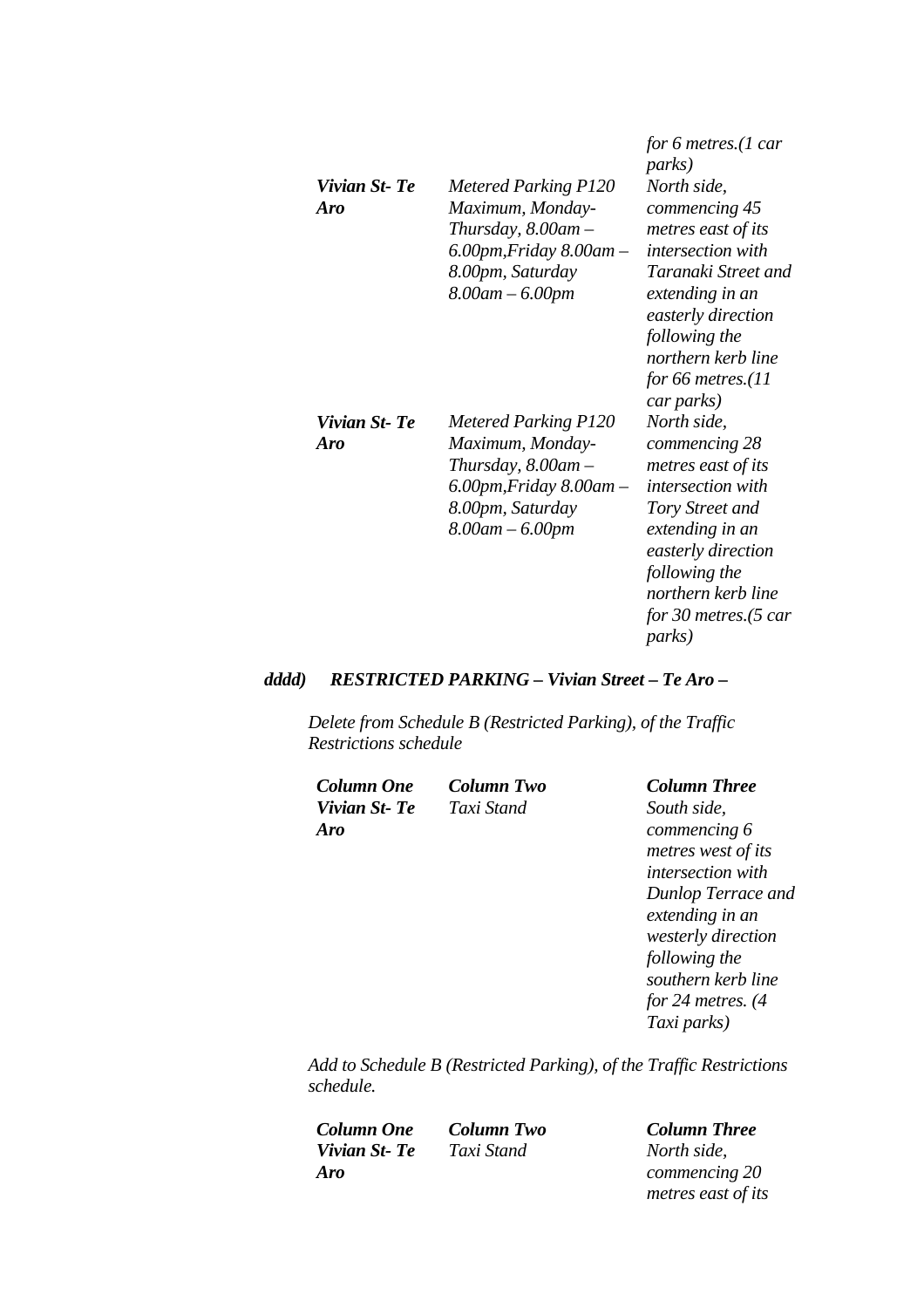| | | |
|---|---|---|
| | | *for 6 metres.(1 car parks)* |
| ***Vivian St- Te Aro*** | *Metered Parking P120 Maximum, Monday-Thursday, 8.00am – 6.00pm,Friday 8.00am – 8.00pm, Saturday 8.00am – 6.00pm* | *North side, commencing 45 metres east of its intersection with Taranaki Street and extending in an easterly direction following the northern kerb line for 66 metres.(11 car parks)* |
| ***Vivian St- Te Aro*** | *Metered Parking P120 Maximum, Monday-Thursday, 8.00am – 6.00pm,Friday 8.00am – 8.00pm, Saturday 8.00am – 6.00pm* | *North side, commencing 28 metres east of its intersection with Tory Street and extending in an easterly direction following the northern kerb line for 30 metres.(5 car parks)* |

***dddd) RESTRICTED PARKING – Vivian Street – Te Aro –***

*Delete from Schedule B (Restricted Parking), of the Traffic Restrictions schedule*

| ***Column One*** | ***Column Two*** | ***Column Three*** |
|---|---|---|
| ***Vivian St- Te Aro*** | *Taxi Stand* | *South side, commencing 6 metres west of its intersection with Dunlop Terrace and extending in an westerly direction following the southern kerb line for 24 metres. (4 Taxi parks)* |

*Add to Schedule B (Restricted Parking), of the Traffic Restrictions schedule.*

| ***Column One*** | ***Column Two*** | ***Column Three*** |
|---|---|---|
| ***Vivian St- Te Aro*** | *Taxi Stand* | *North side, commencing 20 metres east of its* |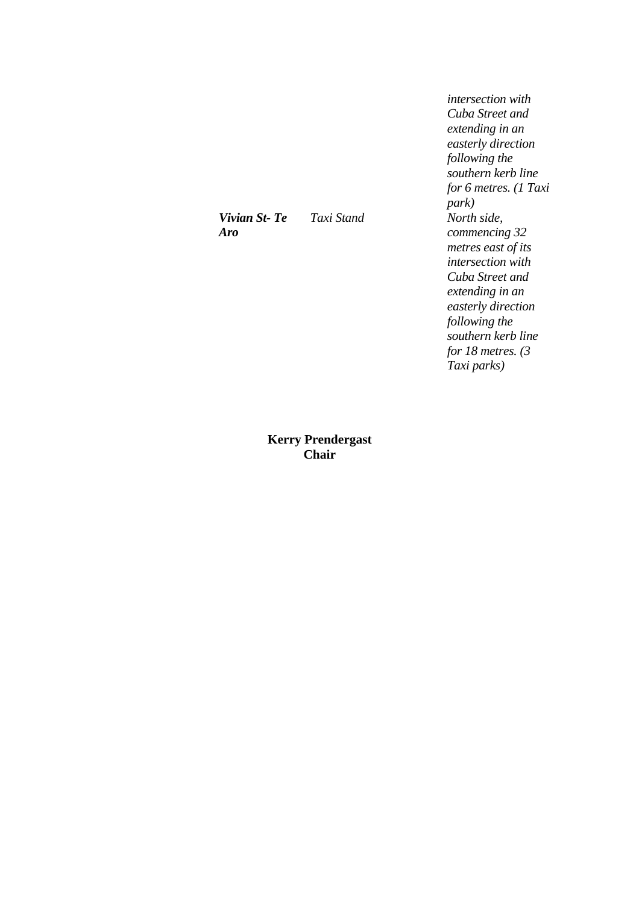| | | |
|---|---|---|
| | | *intersection with Cuba Street and extending in an easterly direction following the southern kerb line for 6 metres. (1 Taxi park)* |
| ***Vivian St- Te Aro*** | *Taxi Stand* | *North side, commencing 32 metres east of its intersection with Cuba Street and extending in an easterly direction following the southern kerb line for 18 metres. (3 Taxi parks)* |

**Kerry Prendergast**
**Chair**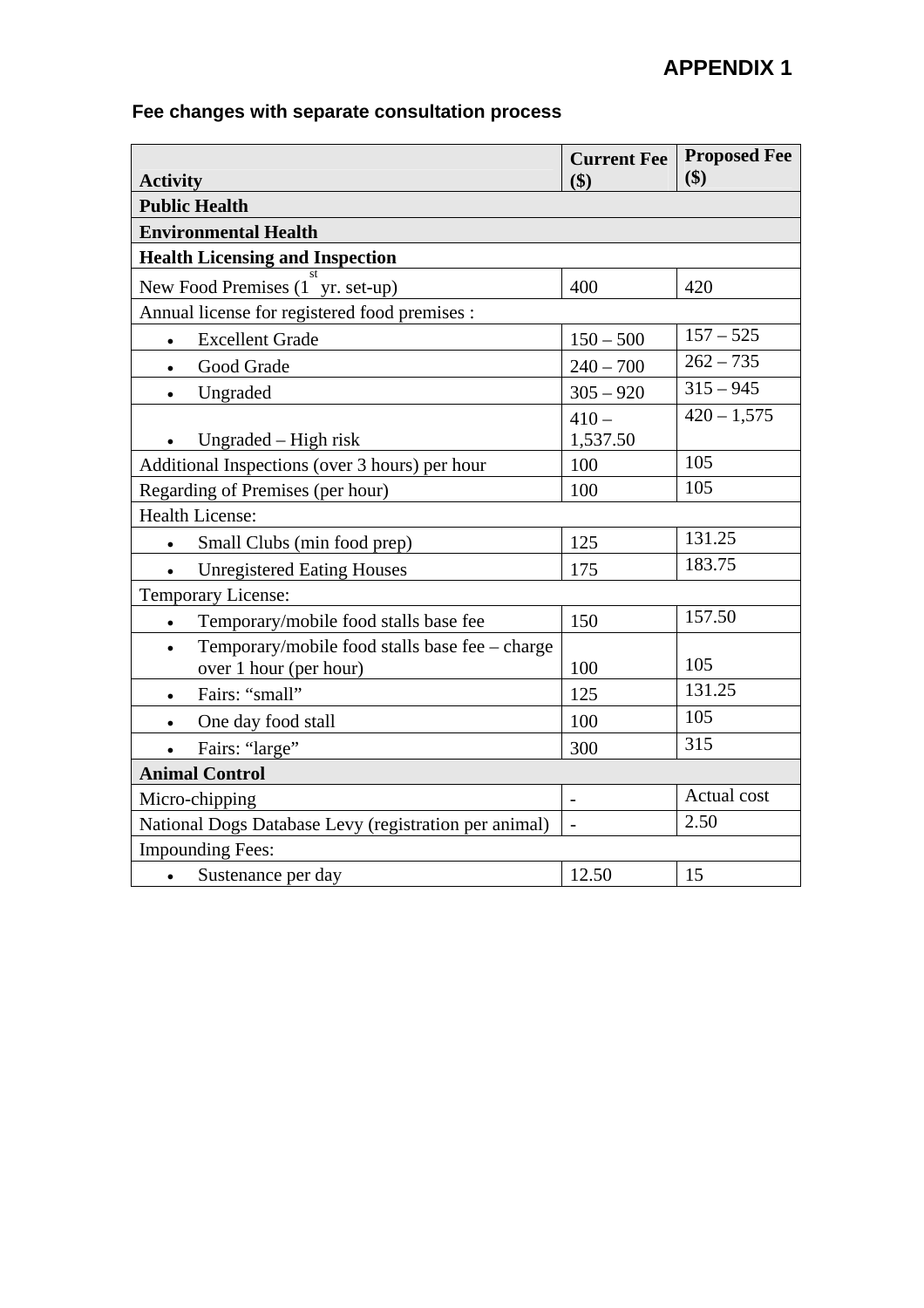# APPENDIX 1

## Fee changes with separate consultation process

| Activity | Current Fee ($) | Proposed Fee ($) |
|---|---|---|
| **Public Health** | | |
| **Environmental Health** | | |
| **Health Licensing and Inspection** | | |
| New Food Premises (1st yr. set-up) | 400 | 420 |
| Annual license for registered food premises : | | |
| • Excellent Grade | 150 – 500 | 157 – 525 |
| • Good Grade | 240 – 700 | 262 – 735 |
| • Ungraded | 305 – 920 | 315 – 945 |
| • Ungraded – High risk | 410 – 1,537.50 | 420 – 1,575 |
| Additional Inspections (over 3 hours) per hour | 100 | 105 |
| Regarding of Premises (per hour) | 100 | 105 |
| Health License: | | |
| • Small Clubs (min food prep) | 125 | 131.25 |
| • Unregistered Eating Houses | 175 | 183.75 |
| Temporary License: | | |
| • Temporary/mobile food stalls base fee | 150 | 157.50 |
| • Temporary/mobile food stalls base fee – charge over 1 hour (per hour) | 100 | 105 |
| • Fairs: "small" | 125 | 131.25 |
| • One day food stall | 100 | 105 |
| • Fairs: "large" | 300 | 315 |
| **Animal Control** | | |
| Micro-chipping | - | Actual cost |
| National Dogs Database Levy (registration per animal) | - | 2.50 |
| Impounding Fees: | | |
| • Sustenance per day | 12.50 | 15 |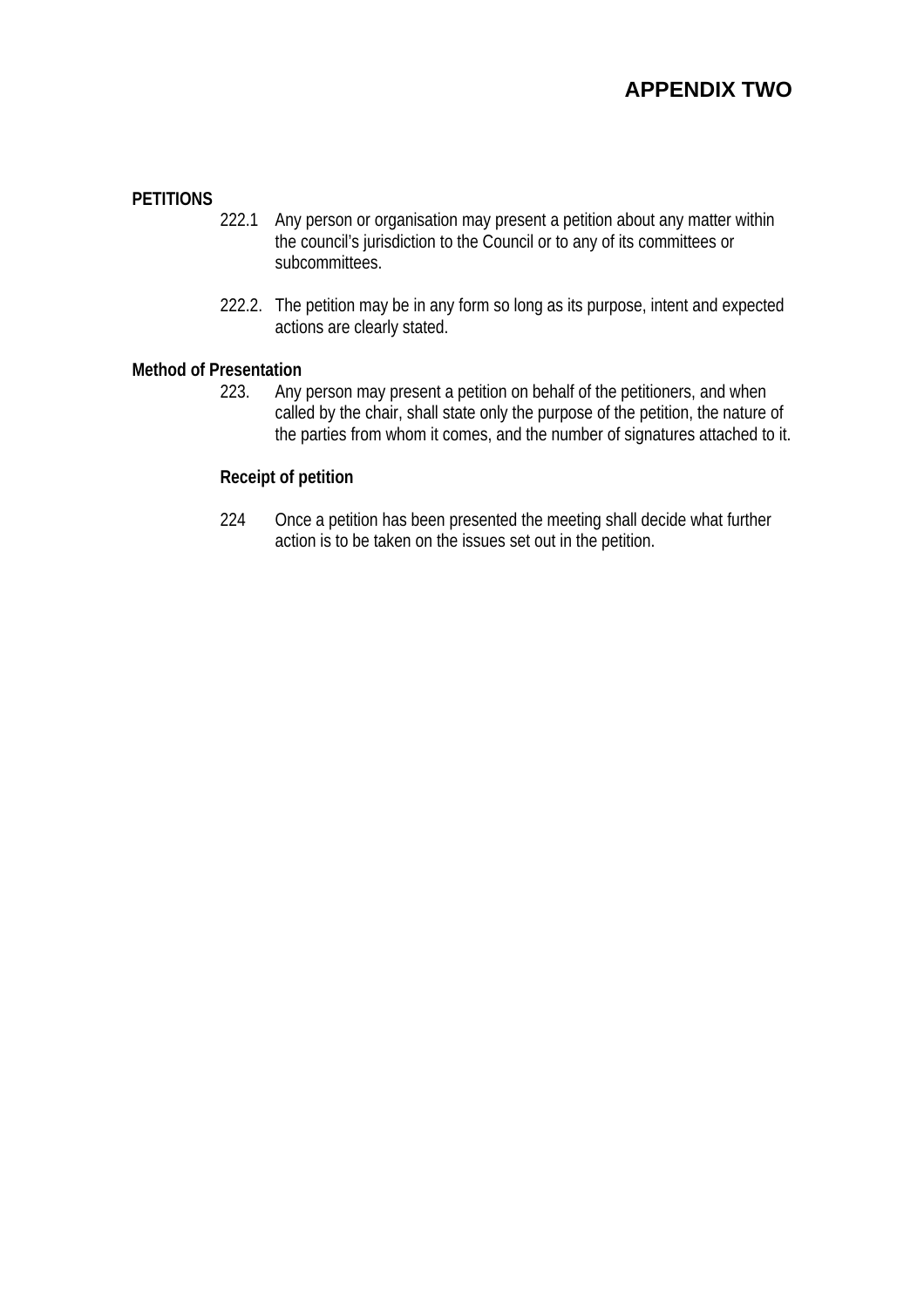# APPENDIX TWO

**PETITIONS**

222.1 Any person or organisation may present a petition about any matter within the council's jurisdiction to the Council or to any of its committees or subcommittees.

222.2. The petition may be in any form so long as its purpose, intent and expected actions are clearly stated.

**Method of Presentation**

223. Any person may present a petition on behalf of the petitioners, and when called by the chair, shall state only the purpose of the petition, the nature of the parties from whom it comes, and the number of signatures attached to it.

**Receipt of petition**

224 Once a petition has been presented the meeting shall decide what further action is to be taken on the issues set out in the petition.